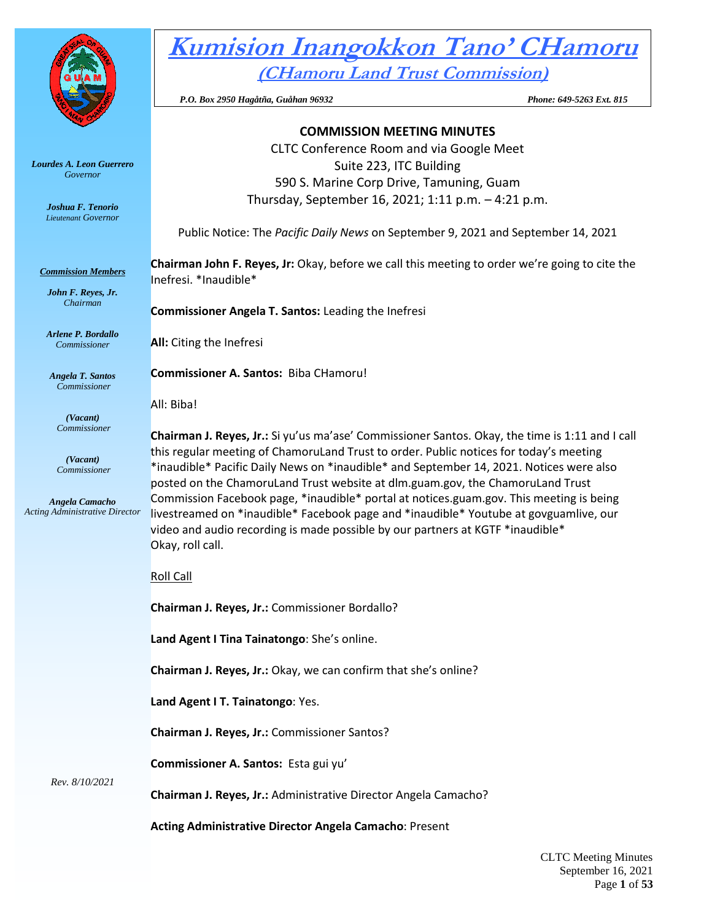# Kumision Inangokkon Tano' CHamoru

## (CHamoru Land Trust Commission)

*P.O. Box 2950 Hagåtña, Guåhan 96932* *Phone: 649-5263 Ext. 815*

***Lourdes A. Leon Guerrero***
*Governor*

***Joshua F. Tenorio***
*Lieutenant Governor*

***Commission Members***

***John F. Reyes, Jr.***
*Chairman*

***Arlene P. Bordallo***
*Commissioner*

***Angela T. Santos***
*Commissioner*

***(Vacant)***
*Commissioner*

***(Vacant)***
*Commissioner*

***Angela Camacho***
*Acting Administrative Director*

*Rev. 8/10/2021*

**COMMISSION MEETING MINUTES**

CLTC Conference Room and via Google Meet
Suite 223, ITC Building
590 S. Marine Corp Drive, Tamuning, Guam
Thursday, September 16, 2021; 1:11 p.m. – 4:21 p.m.

Public Notice: The *Pacific Daily News* on September 9, 2021 and September 14, 2021

**Chairman John F. Reyes, Jr:** Okay, before we call this meeting to order we're going to cite the Inefresi. *Inaudible*

**Commissioner Angela T. Santos:** Leading the Inefresi

**All:** Citing the Inefresi

**Commissioner A. Santos:** Biba CHamoru!

All: Biba!

**Chairman J. Reyes, Jr.:** Si yu'us ma'ase' Commissioner Santos. Okay, the time is 1:11 and I call this regular meeting of ChamoruLand Trust to order. Public notices for today's meeting *inaudible* Pacific Daily News on *inaudible* and September 14, 2021. Notices were also posted on the ChamoruLand Trust website at dlm.guam.gov, the ChamoruLand Trust Commission Facebook page, *inaudible* portal at notices.guam.gov. This meeting is being livestreamed on *inaudible* Facebook page and *inaudible* Youtube at govguamlive, our video and audio recording is made possible by our partners at KGTF *inaudible*
Okay, roll call.

Roll Call

**Chairman J. Reyes, Jr.:** Commissioner Bordallo?

**Land Agent I Tina Tainatongo**: She's online.

**Chairman J. Reyes, Jr.:** Okay, we can confirm that she's online?

**Land Agent I T. Tainatongo**: Yes.

**Chairman J. Reyes, Jr.:** Commissioner Santos?

**Commissioner A. Santos:** Esta gui yu'

**Chairman J. Reyes, Jr.:** Administrative Director Angela Camacho?

**Acting Administrative Director Angela Camacho**: Present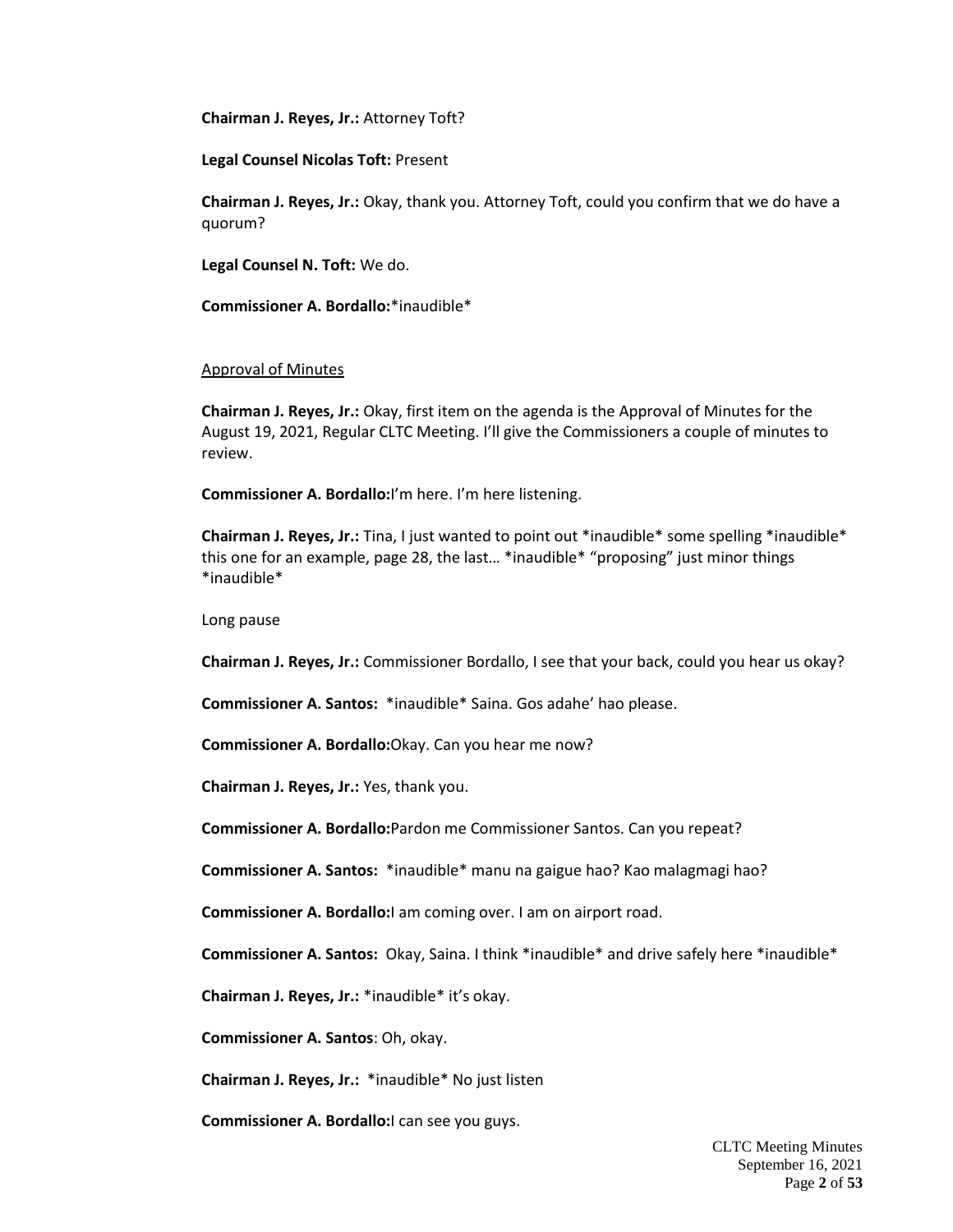**Chairman J. Reyes, Jr.:** Attorney Toft?

**Legal Counsel Nicolas Toft:** Present

**Chairman J. Reyes, Jr.:** Okay, thank you. Attorney Toft, could you confirm that we do have a quorum?

**Legal Counsel N. Toft:** We do.

**Commissioner A. Bordallo:***inaudible*

Approval of Minutes

**Chairman J. Reyes, Jr.:** Okay, first item on the agenda is the Approval of Minutes for the August 19, 2021, Regular CLTC Meeting. I'll give the Commissioners a couple of minutes to review.

**Commissioner A. Bordallo:**I'm here. I'm here listening.

**Chairman J. Reyes, Jr.:** Tina, I just wanted to point out *inaudible* some spelling *inaudible* this one for an example, page 28, the last… *inaudible* "proposing" just minor things *inaudible*

Long pause

**Chairman J. Reyes, Jr.:** Commissioner Bordallo, I see that your back, could you hear us okay?

**Commissioner A. Santos:** *inaudible* Saina. Gos adahe' hao please.

**Commissioner A. Bordallo:**Okay. Can you hear me now?

**Chairman J. Reyes, Jr.:** Yes, thank you.

**Commissioner A. Bordallo:**Pardon me Commissioner Santos. Can you repeat?

**Commissioner A. Santos:** *inaudible* manu na gaigue hao? Kao malagmagi hao?

**Commissioner A. Bordallo:**I am coming over. I am on airport road.

**Commissioner A. Santos:** Okay, Saina. I think *inaudible* and drive safely here *inaudible*

**Chairman J. Reyes, Jr.:** *inaudible* it's okay.

**Commissioner A. Santos**: Oh, okay.

**Chairman J. Reyes, Jr.:** *inaudible* No just listen

**Commissioner A. Bordallo:**I can see you guys.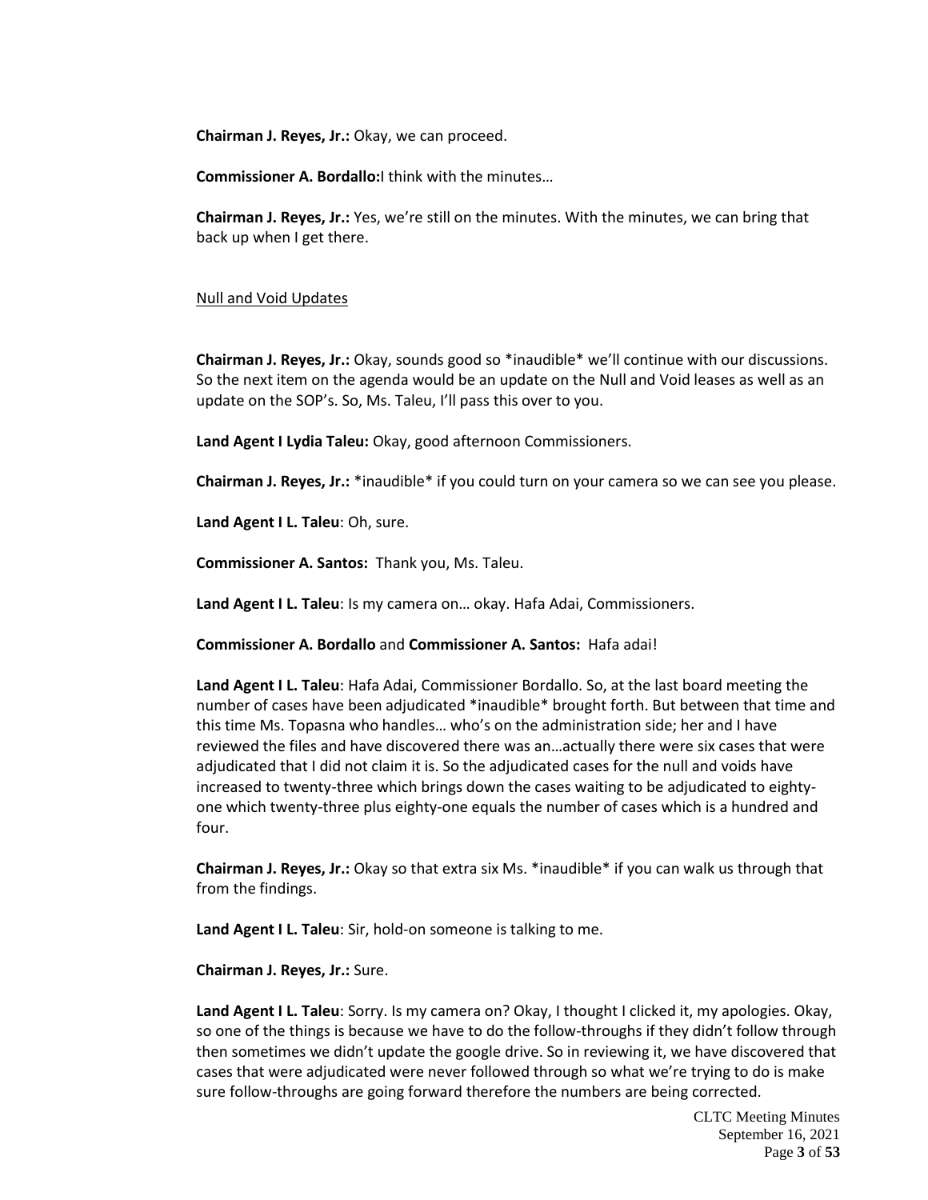**Chairman J. Reyes, Jr.:** Okay, we can proceed.

**Commissioner A. Bordallo:**I think with the minutes…

**Chairman J. Reyes, Jr.:** Yes, we're still on the minutes. With the minutes, we can bring that back up when I get there.

Null and Void Updates

**Chairman J. Reyes, Jr.:** Okay, sounds good so *inaudible* we'll continue with our discussions. So the next item on the agenda would be an update on the Null and Void leases as well as an update on the SOP's. So, Ms. Taleu, I'll pass this over to you.

**Land Agent I Lydia Taleu:** Okay, good afternoon Commissioners.

**Chairman J. Reyes, Jr.:** *inaudible* if you could turn on your camera so we can see you please.

**Land Agent I L. Taleu**: Oh, sure.

**Commissioner A. Santos:** Thank you, Ms. Taleu.

**Land Agent I L. Taleu**: Is my camera on… okay. Hafa Adai, Commissioners.

**Commissioner A. Bordallo** and **Commissioner A. Santos:** Hafa adai!

**Land Agent I L. Taleu**: Hafa Adai, Commissioner Bordallo. So, at the last board meeting the number of cases have been adjudicated *inaudible* brought forth. But between that time and this time Ms. Topasna who handles… who's on the administration side; her and I have reviewed the files and have discovered there was an…actually there were six cases that were adjudicated that I did not claim it is. So the adjudicated cases for the null and voids have increased to twenty-three which brings down the cases waiting to be adjudicated to eighty-one which twenty-three plus eighty-one equals the number of cases which is a hundred and four.

**Chairman J. Reyes, Jr.:** Okay so that extra six Ms. *inaudible* if you can walk us through that from the findings.

**Land Agent I L. Taleu**: Sir, hold-on someone is talking to me.

**Chairman J. Reyes, Jr.:** Sure.

**Land Agent I L. Taleu**: Sorry. Is my camera on? Okay, I thought I clicked it, my apologies. Okay, so one of the things is because we have to do the follow-throughs if they didn't follow through then sometimes we didn't update the google drive. So in reviewing it, we have discovered that cases that were adjudicated were never followed through so what we're trying to do is make sure follow-throughs are going forward therefore the numbers are being corrected.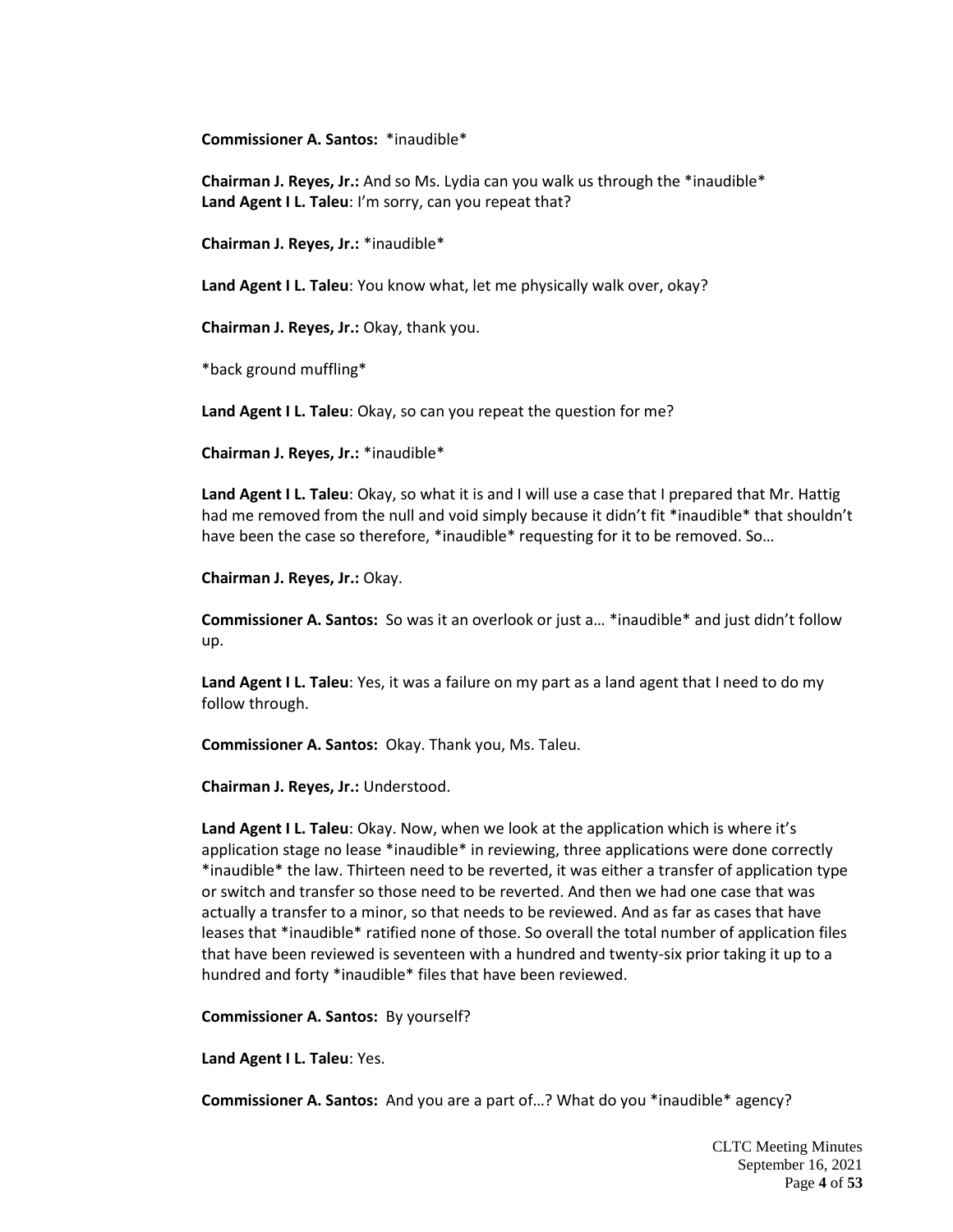**Commissioner A. Santos:** *inaudible*

**Chairman J. Reyes, Jr.:** And so Ms. Lydia can you walk us through the *inaudible*
**Land Agent I L. Taleu**: I'm sorry, can you repeat that?

**Chairman J. Reyes, Jr.:** *inaudible*

**Land Agent I L. Taleu**: You know what, let me physically walk over, okay?

**Chairman J. Reyes, Jr.:** Okay, thank you.

*back ground muffling*

**Land Agent I L. Taleu**: Okay, so can you repeat the question for me?

**Chairman J. Reyes, Jr.:** *inaudible*

**Land Agent I L. Taleu**: Okay, so what it is and I will use a case that I prepared that Mr. Hattig had me removed from the null and void simply because it didn't fit *inaudible* that shouldn't have been the case so therefore, *inaudible* requesting for it to be removed. So…

**Chairman J. Reyes, Jr.:** Okay.

**Commissioner A. Santos:** So was it an overlook or just a… *inaudible* and just didn't follow up.

**Land Agent I L. Taleu**: Yes, it was a failure on my part as a land agent that I need to do my follow through.

**Commissioner A. Santos:** Okay. Thank you, Ms. Taleu.

**Chairman J. Reyes, Jr.:** Understood.

**Land Agent I L. Taleu**: Okay. Now, when we look at the application which is where it's application stage no lease *inaudible* in reviewing, three applications were done correctly *inaudible* the law. Thirteen need to be reverted, it was either a transfer of application type or switch and transfer so those need to be reverted. And then we had one case that was actually a transfer to a minor, so that needs to be reviewed. And as far as cases that have leases that *inaudible* ratified none of those. So overall the total number of application files that have been reviewed is seventeen with a hundred and twenty-six prior taking it up to a hundred and forty *inaudible* files that have been reviewed.

**Commissioner A. Santos:** By yourself?

**Land Agent I L. Taleu**: Yes.

**Commissioner A. Santos:** And you are a part of…? What do you *inaudible* agency?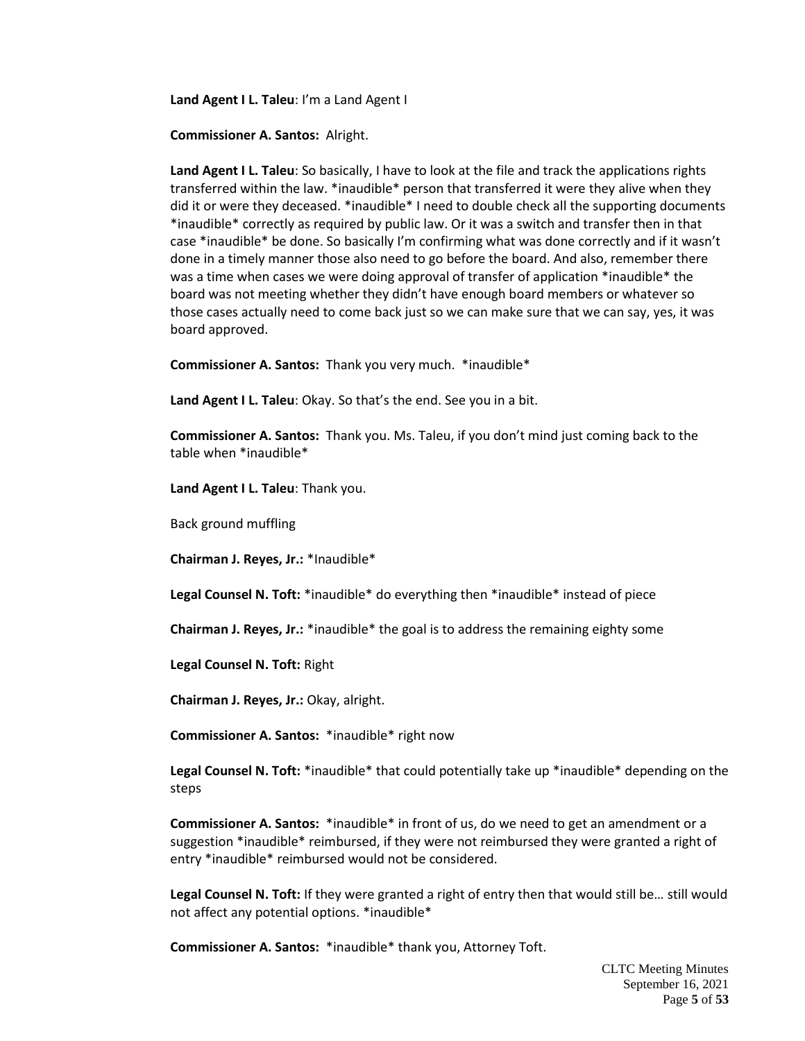**Land Agent I L. Taleu**: I'm a Land Agent I

**Commissioner A. Santos:** Alright.

**Land Agent I L. Taleu**: So basically, I have to look at the file and track the applications rights transferred within the law. *inaudible* person that transferred it were they alive when they did it or were they deceased. *inaudible* I need to double check all the supporting documents *inaudible* correctly as required by public law. Or it was a switch and transfer then in that case *inaudible* be done. So basically I'm confirming what was done correctly and if it wasn't done in a timely manner those also need to go before the board. And also, remember there was a time when cases we were doing approval of transfer of application *inaudible* the board was not meeting whether they didn't have enough board members or whatever so those cases actually need to come back just so we can make sure that we can say, yes, it was board approved.

**Commissioner A. Santos:** Thank you very much. *inaudible*

**Land Agent I L. Taleu**: Okay. So that's the end. See you in a bit.

**Commissioner A. Santos:** Thank you. Ms. Taleu, if you don't mind just coming back to the table when *inaudible*

**Land Agent I L. Taleu**: Thank you.

Back ground muffling

**Chairman J. Reyes, Jr.:** *Inaudible*

**Legal Counsel N. Toft:** *inaudible* do everything then *inaudible* instead of piece

**Chairman J. Reyes, Jr.:** *inaudible* the goal is to address the remaining eighty some

**Legal Counsel N. Toft:** Right

**Chairman J. Reyes, Jr.:** Okay, alright.

**Commissioner A. Santos:** *inaudible* right now

**Legal Counsel N. Toft:** *inaudible* that could potentially take up *inaudible* depending on the steps

**Commissioner A. Santos:** *inaudible* in front of us, do we need to get an amendment or a suggestion *inaudible* reimbursed, if they were not reimbursed they were granted a right of entry *inaudible* reimbursed would not be considered.

**Legal Counsel N. Toft:** If they were granted a right of entry then that would still be… still would not affect any potential options. *inaudible*

**Commissioner A. Santos:** *inaudible* thank you, Attorney Toft.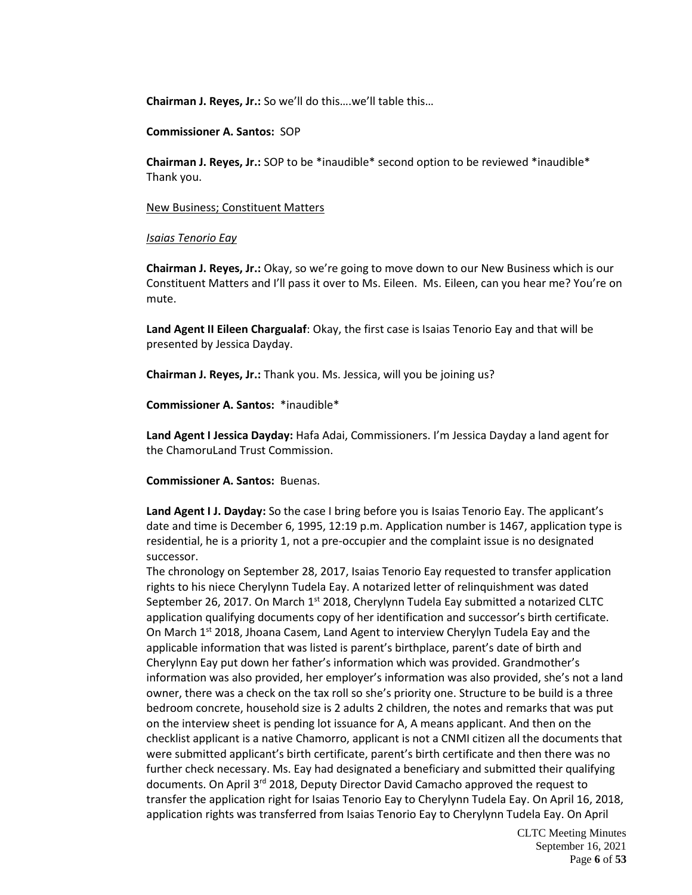**Chairman J. Reyes, Jr.:** So we'll do this….we'll table this…

**Commissioner A. Santos:** SOP

**Chairman J. Reyes, Jr.:** SOP to be *inaudible* second option to be reviewed *inaudible* Thank you.

<u>New Business; Constituent Matters</u>

*<u>Isaias Tenorio Eay</u>*

**Chairman J. Reyes, Jr.:** Okay, so we're going to move down to our New Business which is our Constituent Matters and I'll pass it over to Ms. Eileen. Ms. Eileen, can you hear me? You're on mute.

**Land Agent II Eileen Chargualaf**: Okay, the first case is Isaias Tenorio Eay and that will be presented by Jessica Dayday.

**Chairman J. Reyes, Jr.:** Thank you. Ms. Jessica, will you be joining us?

**Commissioner A. Santos:** *inaudible*

**Land Agent I Jessica Dayday:** Hafa Adai, Commissioners. I'm Jessica Dayday a land agent for the ChamoruLand Trust Commission.

**Commissioner A. Santos:** Buenas.

**Land Agent I J. Dayday:** So the case I bring before you is Isaias Tenorio Eay. The applicant's date and time is December 6, 1995, 12:19 p.m. Application number is 1467, application type is residential, he is a priority 1, not a pre-occupier and the complaint issue is no designated successor.

The chronology on September 28, 2017, Isaias Tenorio Eay requested to transfer application rights to his niece Cherylynn Tudela Eay. A notarized letter of relinquishment was dated September 26, 2017. On March 1st 2018, Cherylynn Tudela Eay submitted a notarized CLTC application qualifying documents copy of her identification and successor's birth certificate. On March 1st 2018, Jhoana Casem, Land Agent to interview Cherylyn Tudela Eay and the applicable information that was listed is parent's birthplace, parent's date of birth and Cherylynn Eay put down her father's information which was provided. Grandmother's information was also provided, her employer's information was also provided, she's not a land owner, there was a check on the tax roll so she's priority one. Structure to be build is a three bedroom concrete, household size is 2 adults 2 children, the notes and remarks that was put on the interview sheet is pending lot issuance for A, A means applicant. And then on the checklist applicant is a native Chamorro, applicant is not a CNMI citizen all the documents that were submitted applicant's birth certificate, parent's birth certificate and then there was no further check necessary. Ms. Eay had designated a beneficiary and submitted their qualifying documents. On April 3rd 2018, Deputy Director David Camacho approved the request to transfer the application right for Isaias Tenorio Eay to Cherylynn Tudela Eay. On April 16, 2018, application rights was transferred from Isaias Tenorio Eay to Cherylynn Tudela Eay. On April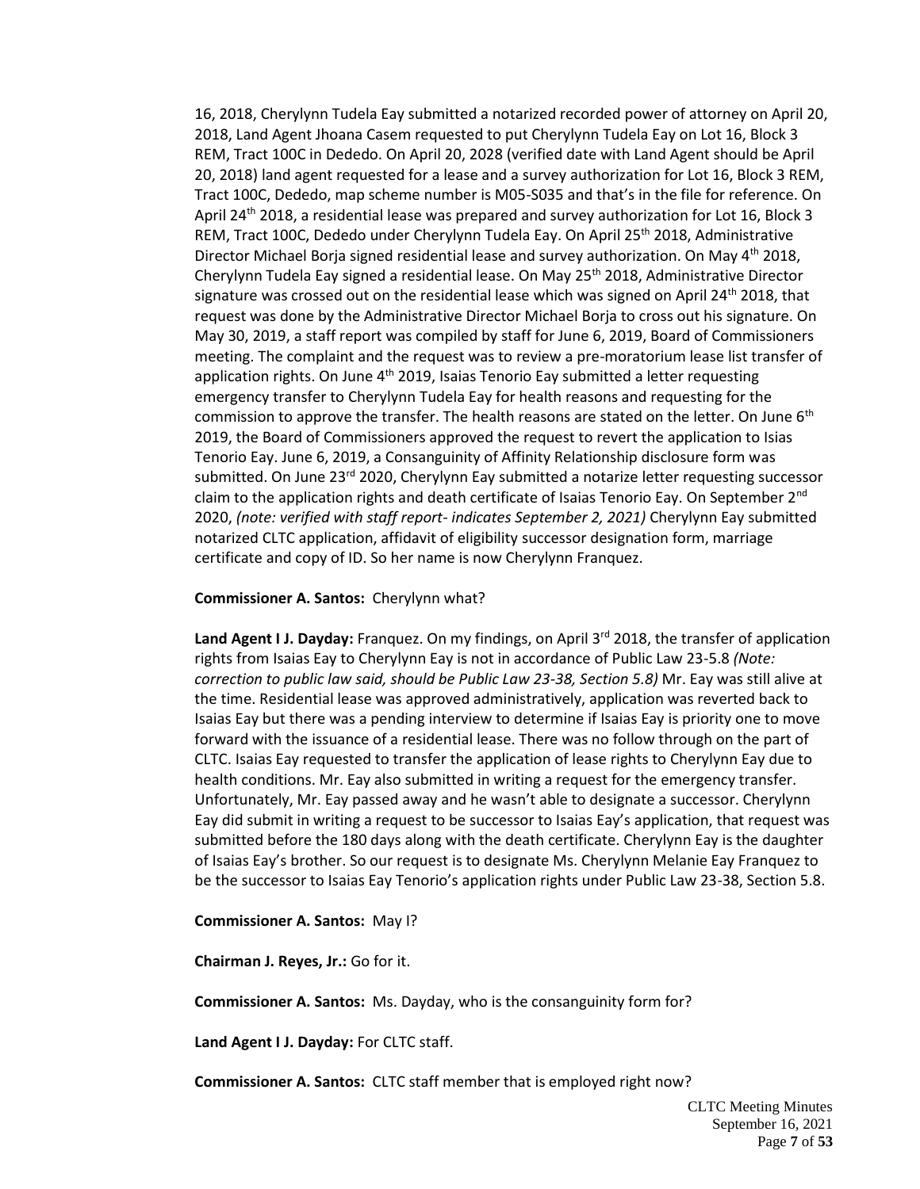16, 2018, Cherylynn Tudela Eay submitted a notarized recorded power of attorney on April 20, 2018, Land Agent Jhoana Casem requested to put Cherylynn Tudela Eay on Lot 16, Block 3 REM, Tract 100C in Dededo. On April 20, 2028 (verified date with Land Agent should be April 20, 2018) land agent requested for a lease and a survey authorization for Lot 16, Block 3 REM, Tract 100C, Dededo, map scheme number is M05-S035 and that's in the file for reference. On April 24th 2018, a residential lease was prepared and survey authorization for Lot 16, Block 3 REM, Tract 100C, Dededo under Cherylynn Tudela Eay. On April 25th 2018, Administrative Director Michael Borja signed residential lease and survey authorization. On May 4th 2018, Cherylynn Tudela Eay signed a residential lease. On May 25th 2018, Administrative Director signature was crossed out on the residential lease which was signed on April 24th 2018, that request was done by the Administrative Director Michael Borja to cross out his signature. On May 30, 2019, a staff report was compiled by staff for June 6, 2019, Board of Commissioners meeting. The complaint and the request was to review a pre-moratorium lease list transfer of application rights. On June 4th 2019, Isaias Tenorio Eay submitted a letter requesting emergency transfer to Cherylynn Tudela Eay for health reasons and requesting for the commission to approve the transfer. The health reasons are stated on the letter. On June 6th 2019, the Board of Commissioners approved the request to revert the application to Isias Tenorio Eay. June 6, 2019, a Consanguinity of Affinity Relationship disclosure form was submitted. On June 23rd 2020, Cherylynn Eay submitted a notarize letter requesting successor claim to the application rights and death certificate of Isaias Tenorio Eay. On September 2nd 2020, *(note: verified with staff report- indicates September 2, 2021)* Cherylynn Eay submitted notarized CLTC application, affidavit of eligibility successor designation form, marriage certificate and copy of ID. So her name is now Cherylynn Franquez.

**Commissioner A. Santos:** Cherylynn what?

**Land Agent I J. Dayday:** Franquez. On my findings, on April 3rd 2018, the transfer of application rights from Isaias Eay to Cherylynn Eay is not in accordance of Public Law 23-5.8 *(Note: correction to public law said, should be Public Law 23-38, Section 5.8)* Mr. Eay was still alive at the time. Residential lease was approved administratively, application was reverted back to Isaias Eay but there was a pending interview to determine if Isaias Eay is priority one to move forward with the issuance of a residential lease. There was no follow through on the part of CLTC. Isaias Eay requested to transfer the application of lease rights to Cherylynn Eay due to health conditions. Mr. Eay also submitted in writing a request for the emergency transfer. Unfortunately, Mr. Eay passed away and he wasn't able to designate a successor. Cherylynn Eay did submit in writing a request to be successor to Isaias Eay's application, that request was submitted before the 180 days along with the death certificate. Cherylynn Eay is the daughter of Isaias Eay's brother. So our request is to designate Ms. Cherylynn Melanie Eay Franquez to be the successor to Isaias Eay Tenorio's application rights under Public Law 23-38, Section 5.8.

**Commissioner A. Santos:** May I?

**Chairman J. Reyes, Jr.:** Go for it.

**Commissioner A. Santos:** Ms. Dayday, who is the consanguinity form for?

**Land Agent I J. Dayday:** For CLTC staff.

**Commissioner A. Santos:** CLTC staff member that is employed right now?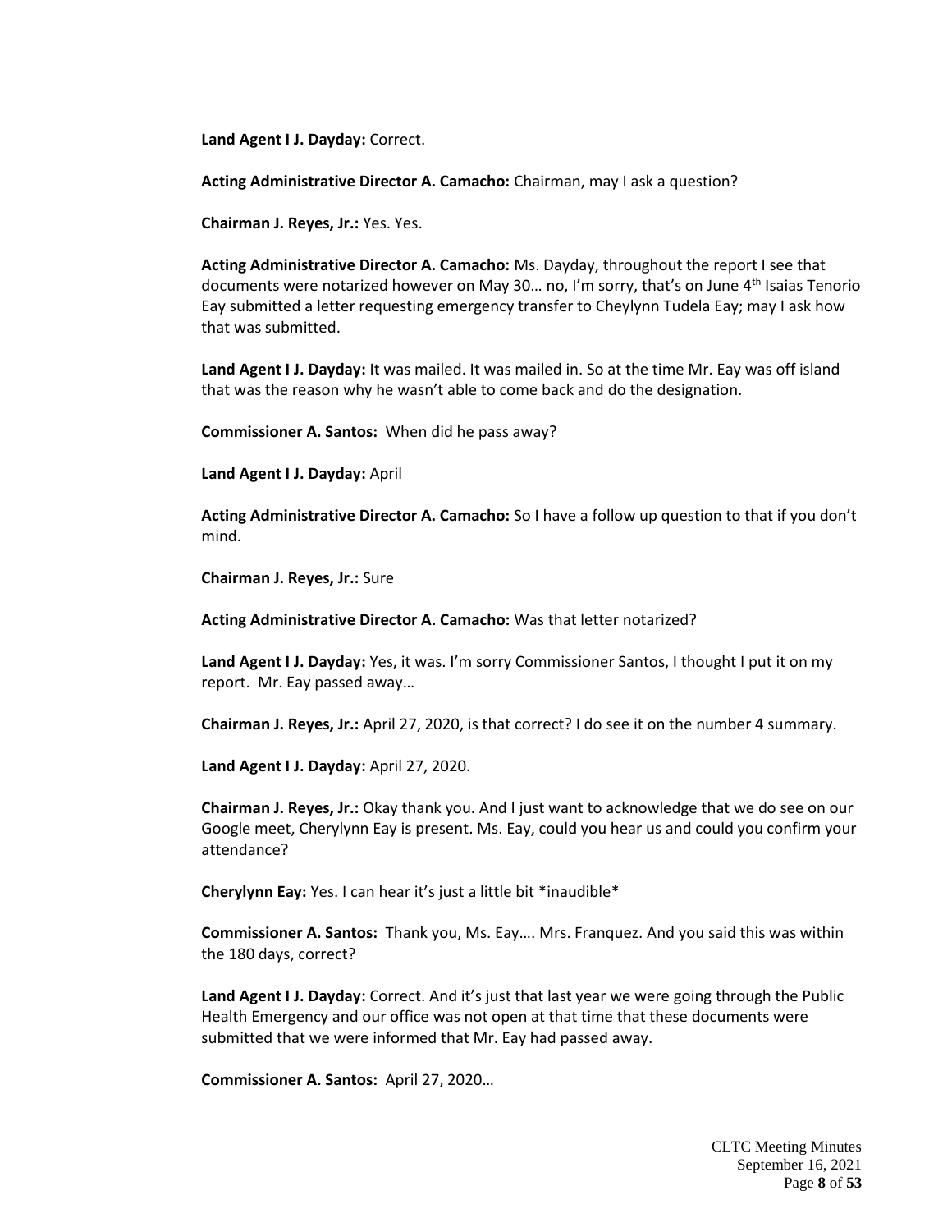**Land Agent I J. Dayday:** Correct.

**Acting Administrative Director A. Camacho:** Chairman, may I ask a question?

**Chairman J. Reyes, Jr.:** Yes. Yes.

**Acting Administrative Director A. Camacho:** Ms. Dayday, throughout the report I see that documents were notarized however on May 30… no, I'm sorry, that's on June 4th Isaias Tenorio Eay submitted a letter requesting emergency transfer to Cheylynn Tudela Eay; may I ask how that was submitted.

**Land Agent I J. Dayday:** It was mailed. It was mailed in. So at the time Mr. Eay was off island that was the reason why he wasn't able to come back and do the designation.

**Commissioner A. Santos:** When did he pass away?

**Land Agent I J. Dayday:** April

**Acting Administrative Director A. Camacho:** So I have a follow up question to that if you don't mind.

**Chairman J. Reyes, Jr.:** Sure

**Acting Administrative Director A. Camacho:** Was that letter notarized?

**Land Agent I J. Dayday:** Yes, it was. I'm sorry Commissioner Santos, I thought I put it on my report. Mr. Eay passed away…

**Chairman J. Reyes, Jr.:** April 27, 2020, is that correct? I do see it on the number 4 summary.

**Land Agent I J. Dayday:** April 27, 2020.

**Chairman J. Reyes, Jr.:** Okay thank you. And I just want to acknowledge that we do see on our Google meet, Cherylynn Eay is present. Ms. Eay, could you hear us and could you confirm your attendance?

**Cherylynn Eay:** Yes. I can hear it's just a little bit *inaudible*

**Commissioner A. Santos:** Thank you, Ms. Eay…. Mrs. Franquez. And you said this was within the 180 days, correct?

**Land Agent I J. Dayday:** Correct. And it's just that last year we were going through the Public Health Emergency and our office was not open at that time that these documents were submitted that we were informed that Mr. Eay had passed away.

**Commissioner A. Santos:** April 27, 2020…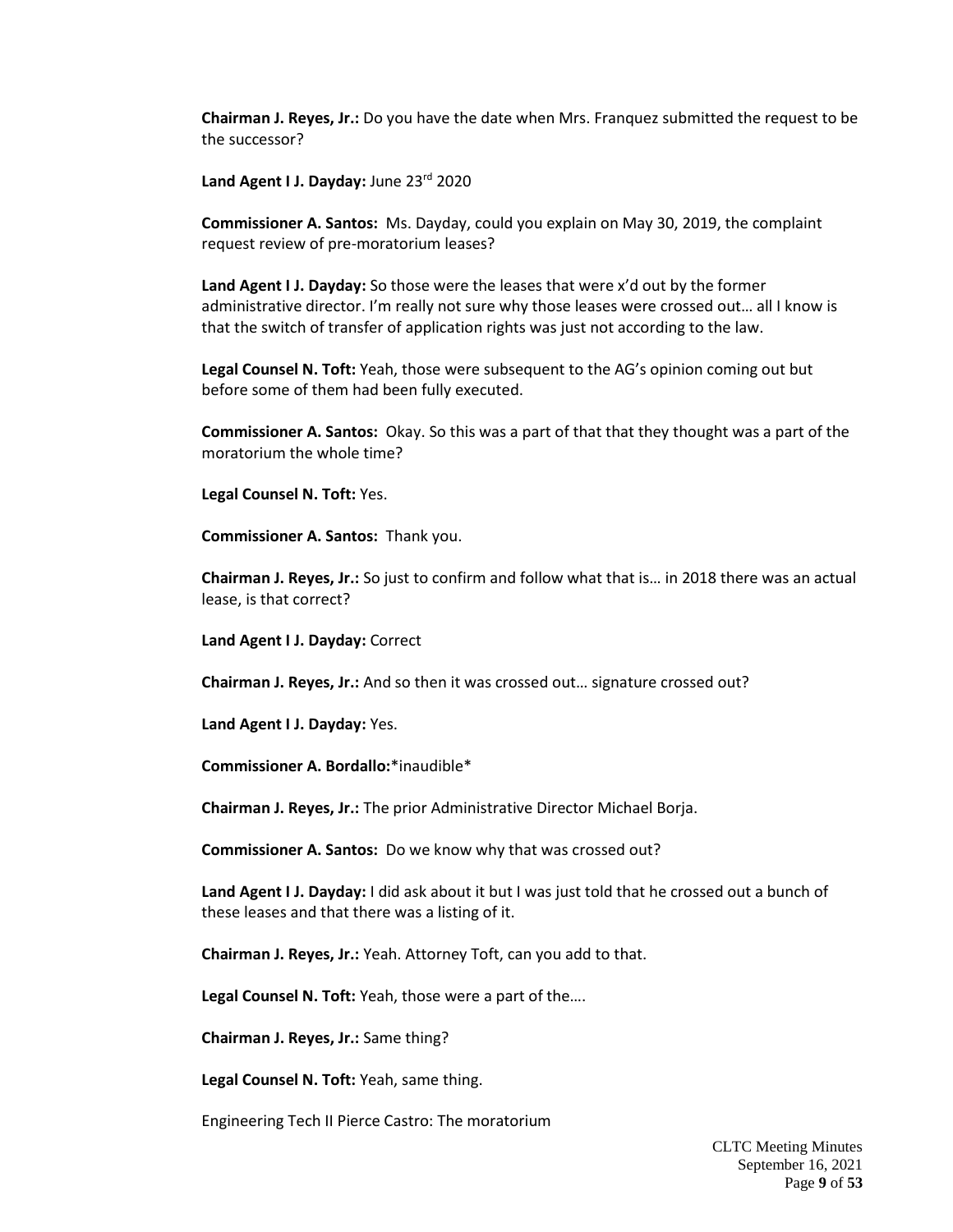**Chairman J. Reyes, Jr.:** Do you have the date when Mrs. Franquez submitted the request to be the successor?

**Land Agent I J. Dayday:** June 23rd 2020

**Commissioner A. Santos:** Ms. Dayday, could you explain on May 30, 2019, the complaint request review of pre-moratorium leases?

**Land Agent I J. Dayday:** So those were the leases that were x'd out by the former administrative director. I'm really not sure why those leases were crossed out… all I know is that the switch of transfer of application rights was just not according to the law.

**Legal Counsel N. Toft:** Yeah, those were subsequent to the AG's opinion coming out but before some of them had been fully executed.

**Commissioner A. Santos:** Okay. So this was a part of that that they thought was a part of the moratorium the whole time?

**Legal Counsel N. Toft:** Yes.

**Commissioner A. Santos:** Thank you.

**Chairman J. Reyes, Jr.:** So just to confirm and follow what that is… in 2018 there was an actual lease, is that correct?

**Land Agent I J. Dayday:** Correct

**Chairman J. Reyes, Jr.:** And so then it was crossed out… signature crossed out?

**Land Agent I J. Dayday:** Yes.

**Commissioner A. Bordallo:***inaudible*

**Chairman J. Reyes, Jr.:** The prior Administrative Director Michael Borja.

**Commissioner A. Santos:** Do we know why that was crossed out?

**Land Agent I J. Dayday:** I did ask about it but I was just told that he crossed out a bunch of these leases and that there was a listing of it.

**Chairman J. Reyes, Jr.:** Yeah. Attorney Toft, can you add to that.

**Legal Counsel N. Toft:** Yeah, those were a part of the….

**Chairman J. Reyes, Jr.:** Same thing?

**Legal Counsel N. Toft:** Yeah, same thing.

Engineering Tech II Pierce Castro: The moratorium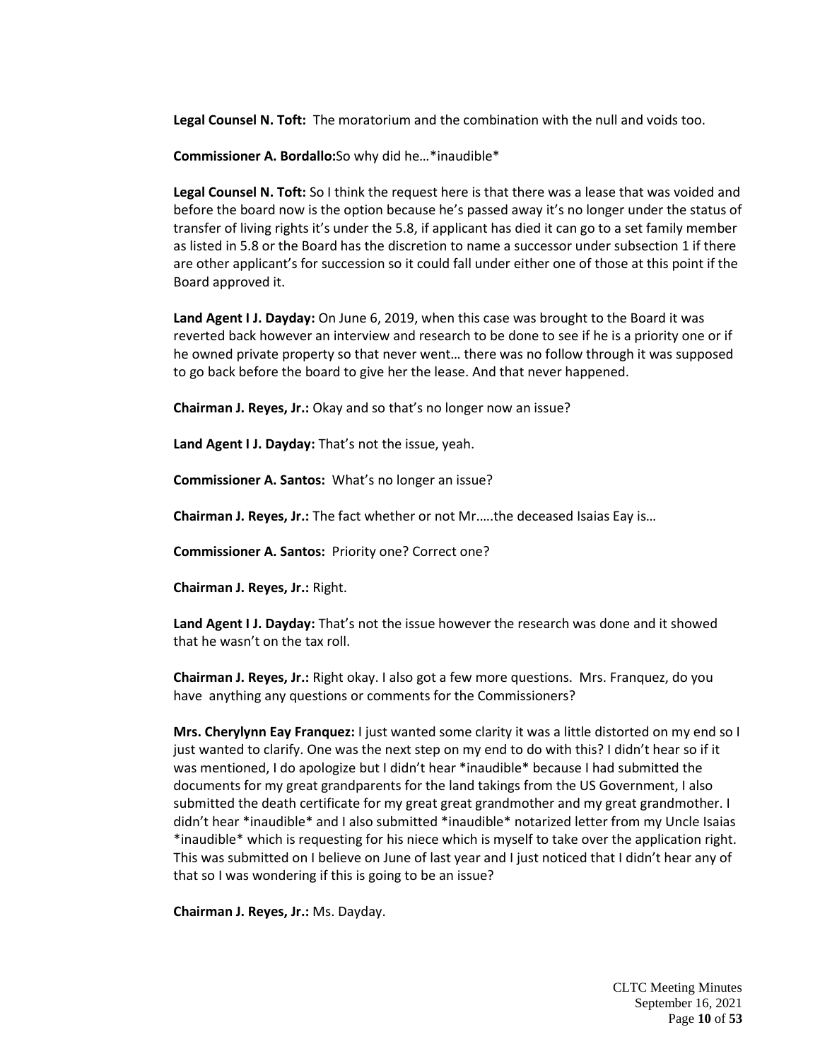**Legal Counsel N. Toft:** The moratorium and the combination with the null and voids too.

**Commissioner A. Bordallo:**So why did he…*inaudible*

**Legal Counsel N. Toft:** So I think the request here is that there was a lease that was voided and before the board now is the option because he's passed away it's no longer under the status of transfer of living rights it's under the 5.8, if applicant has died it can go to a set family member as listed in 5.8 or the Board has the discretion to name a successor under subsection 1 if there are other applicant's for succession so it could fall under either one of those at this point if the Board approved it.

**Land Agent I J. Dayday:** On June 6, 2019, when this case was brought to the Board it was reverted back however an interview and research to be done to see if he is a priority one or if he owned private property so that never went… there was no follow through it was supposed to go back before the board to give her the lease. And that never happened.

**Chairman J. Reyes, Jr.:** Okay and so that's no longer now an issue?

**Land Agent I J. Dayday:** That's not the issue, yeah.

**Commissioner A. Santos:** What's no longer an issue?

**Chairman J. Reyes, Jr.:** The fact whether or not Mr.….the deceased Isaias Eay is…

**Commissioner A. Santos:** Priority one? Correct one?

**Chairman J. Reyes, Jr.:** Right.

**Land Agent I J. Dayday:** That's not the issue however the research was done and it showed that he wasn't on the tax roll.

**Chairman J. Reyes, Jr.:** Right okay. I also got a few more questions. Mrs. Franquez, do you have anything any questions or comments for the Commissioners?

**Mrs. Cherylynn Eay Franquez:** I just wanted some clarity it was a little distorted on my end so I just wanted to clarify. One was the next step on my end to do with this? I didn't hear so if it was mentioned, I do apologize but I didn't hear *inaudible* because I had submitted the documents for my great grandparents for the land takings from the US Government, I also submitted the death certificate for my great great grandmother and my great grandmother. I didn't hear *inaudible* and I also submitted *inaudible* notarized letter from my Uncle Isaias *inaudible* which is requesting for his niece which is myself to take over the application right. This was submitted on I believe on June of last year and I just noticed that I didn't hear any of that so I was wondering if this is going to be an issue?

**Chairman J. Reyes, Jr.:** Ms. Dayday.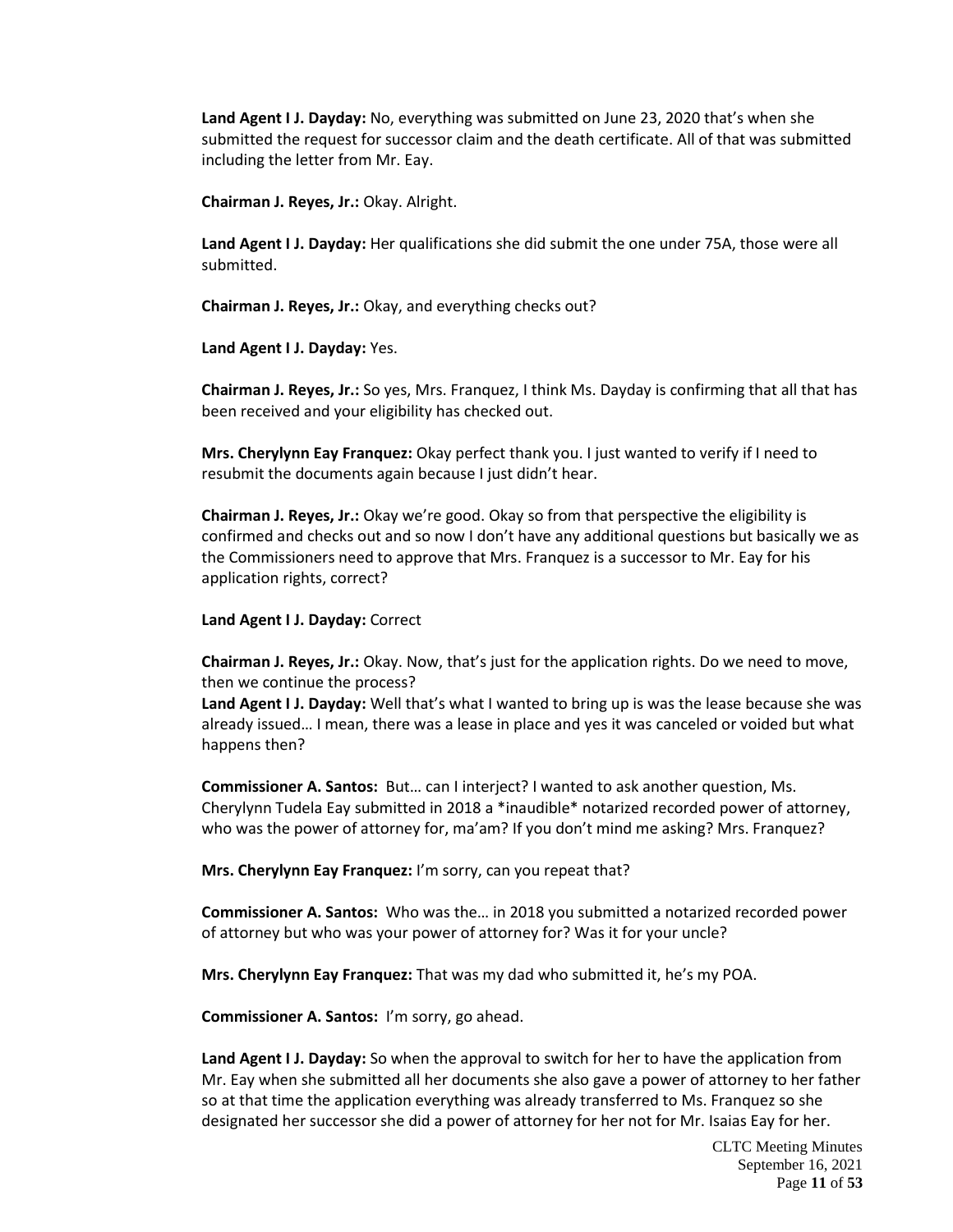**Land Agent I J. Dayday:** No, everything was submitted on June 23, 2020 that's when she submitted the request for successor claim and the death certificate. All of that was submitted including the letter from Mr. Eay.

**Chairman J. Reyes, Jr.:** Okay. Alright.

**Land Agent I J. Dayday:** Her qualifications she did submit the one under 75A, those were all submitted.

**Chairman J. Reyes, Jr.:** Okay, and everything checks out?

**Land Agent I J. Dayday:** Yes.

**Chairman J. Reyes, Jr.:** So yes, Mrs. Franquez, I think Ms. Dayday is confirming that all that has been received and your eligibility has checked out.

**Mrs. Cherylynn Eay Franquez:** Okay perfect thank you. I just wanted to verify if I need to resubmit the documents again because I just didn't hear.

**Chairman J. Reyes, Jr.:** Okay we're good. Okay so from that perspective the eligibility is confirmed and checks out and so now I don't have any additional questions but basically we as the Commissioners need to approve that Mrs. Franquez is a successor to Mr. Eay for his application rights, correct?

**Land Agent I J. Dayday:** Correct

**Chairman J. Reyes, Jr.:** Okay. Now, that's just for the application rights. Do we need to move, then we continue the process?

**Land Agent I J. Dayday:** Well that's what I wanted to bring up is was the lease because she was already issued… I mean, there was a lease in place and yes it was canceled or voided but what happens then?

**Commissioner A. Santos:** But… can I interject? I wanted to ask another question, Ms. Cherylynn Tudela Eay submitted in 2018 a *inaudible* notarized recorded power of attorney, who was the power of attorney for, ma'am? If you don't mind me asking? Mrs. Franquez?

**Mrs. Cherylynn Eay Franquez:** I'm sorry, can you repeat that?

**Commissioner A. Santos:** Who was the… in 2018 you submitted a notarized recorded power of attorney but who was your power of attorney for? Was it for your uncle?

**Mrs. Cherylynn Eay Franquez:** That was my dad who submitted it, he's my POA.

**Commissioner A. Santos:** I'm sorry, go ahead.

**Land Agent I J. Dayday:** So when the approval to switch for her to have the application from Mr. Eay when she submitted all her documents she also gave a power of attorney to her father so at that time the application everything was already transferred to Ms. Franquez so she designated her successor she did a power of attorney for her not for Mr. Isaias Eay for her.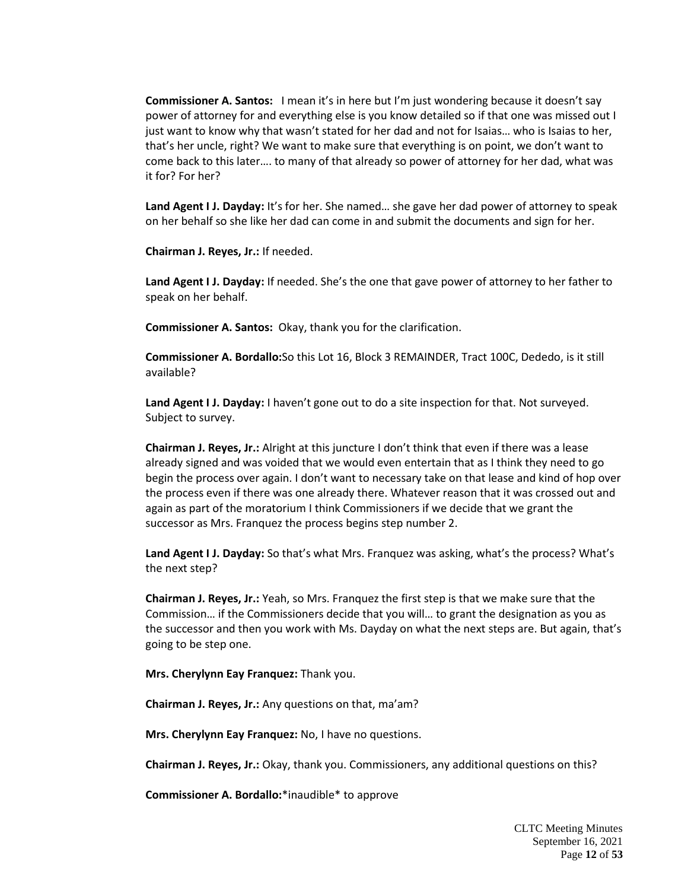**Commissioner A. Santos:** I mean it's in here but I'm just wondering because it doesn't say power of attorney for and everything else is you know detailed so if that one was missed out I just want to know why that wasn't stated for her dad and not for Isaias… who is Isaias to her, that's her uncle, right? We want to make sure that everything is on point, we don't want to come back to this later…. to many of that already so power of attorney for her dad, what was it for? For her?

**Land Agent I J. Dayday:** It's for her. She named… she gave her dad power of attorney to speak on her behalf so she like her dad can come in and submit the documents and sign for her.

**Chairman J. Reyes, Jr.:** If needed.

**Land Agent I J. Dayday:** If needed. She's the one that gave power of attorney to her father to speak on her behalf.

**Commissioner A. Santos:** Okay, thank you for the clarification.

**Commissioner A. Bordallo:**So this Lot 16, Block 3 REMAINDER, Tract 100C, Dededo, is it still available?

**Land Agent I J. Dayday:** I haven't gone out to do a site inspection for that. Not surveyed. Subject to survey.

**Chairman J. Reyes, Jr.:** Alright at this juncture I don't think that even if there was a lease already signed and was voided that we would even entertain that as I think they need to go begin the process over again. I don't want to necessary take on that lease and kind of hop over the process even if there was one already there. Whatever reason that it was crossed out and again as part of the moratorium I think Commissioners if we decide that we grant the successor as Mrs. Franquez the process begins step number 2.

**Land Agent I J. Dayday:** So that's what Mrs. Franquez was asking, what's the process? What's the next step?

**Chairman J. Reyes, Jr.:** Yeah, so Mrs. Franquez the first step is that we make sure that the Commission… if the Commissioners decide that you will… to grant the designation as you as the successor and then you work with Ms. Dayday on what the next steps are. But again, that's going to be step one.

**Mrs. Cherylynn Eay Franquez:** Thank you.

**Chairman J. Reyes, Jr.:** Any questions on that, ma'am?

**Mrs. Cherylynn Eay Franquez:** No, I have no questions.

**Chairman J. Reyes, Jr.:** Okay, thank you. Commissioners, any additional questions on this?

**Commissioner A. Bordallo:***inaudible* to approve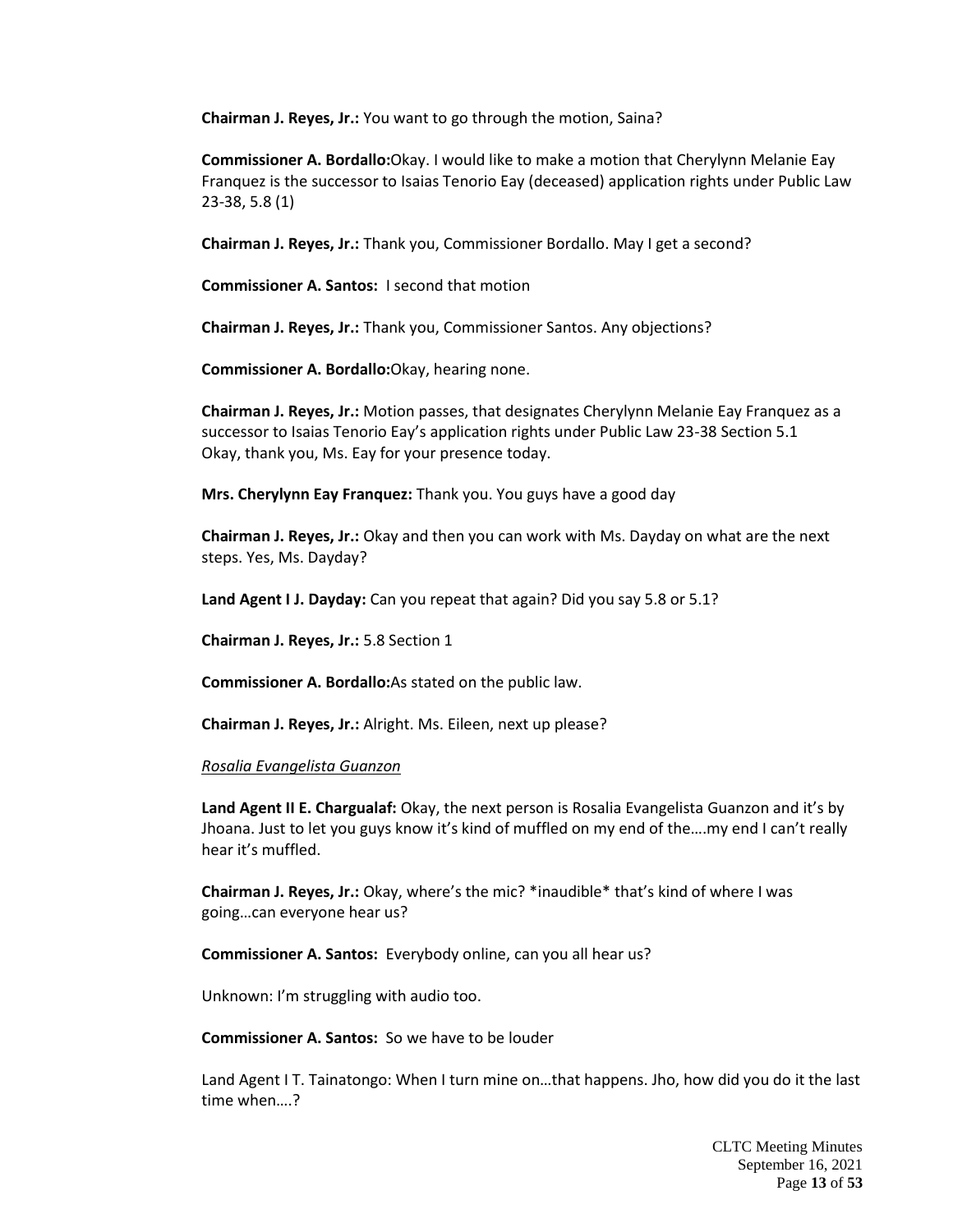**Chairman J. Reyes, Jr.:** You want to go through the motion, Saina?

**Commissioner A. Bordallo:**Okay. I would like to make a motion that Cherylynn Melanie Eay Franquez is the successor to Isaias Tenorio Eay (deceased) application rights under Public Law 23-38, 5.8 (1)

**Chairman J. Reyes, Jr.:** Thank you, Commissioner Bordallo. May I get a second?

**Commissioner A. Santos:** I second that motion

**Chairman J. Reyes, Jr.:** Thank you, Commissioner Santos. Any objections?

**Commissioner A. Bordallo:**Okay, hearing none.

**Chairman J. Reyes, Jr.:** Motion passes, that designates Cherylynn Melanie Eay Franquez as a successor to Isaias Tenorio Eay's application rights under Public Law 23-38 Section 5.1 Okay, thank you, Ms. Eay for your presence today.

**Mrs. Cherylynn Eay Franquez:** Thank you. You guys have a good day

**Chairman J. Reyes, Jr.:** Okay and then you can work with Ms. Dayday on what are the next steps. Yes, Ms. Dayday?

**Land Agent I J. Dayday:** Can you repeat that again? Did you say 5.8 or 5.1?

**Chairman J. Reyes, Jr.:** 5.8 Section 1

**Commissioner A. Bordallo:**As stated on the public law.

**Chairman J. Reyes, Jr.:** Alright. Ms. Eileen, next up please?

*Rosalia Evangelista Guanzon*

**Land Agent II E. Charguala f:** Okay, the next person is Rosalia Evangelista Guanzon and it's by Jhoana. Just to let you guys know it's kind of muffled on my end of the….my end I can't really hear it's muffled.

**Chairman J. Reyes, Jr.:** Okay, where's the mic? *inaudible* that's kind of where I was going…can everyone hear us?

**Commissioner A. Santos:** Everybody online, can you all hear us?

Unknown: I'm struggling with audio too.

**Commissioner A. Santos:** So we have to be louder

Land Agent I T. Tainatongo: When I turn mine on…that happens. Jho, how did you do it the last time when….?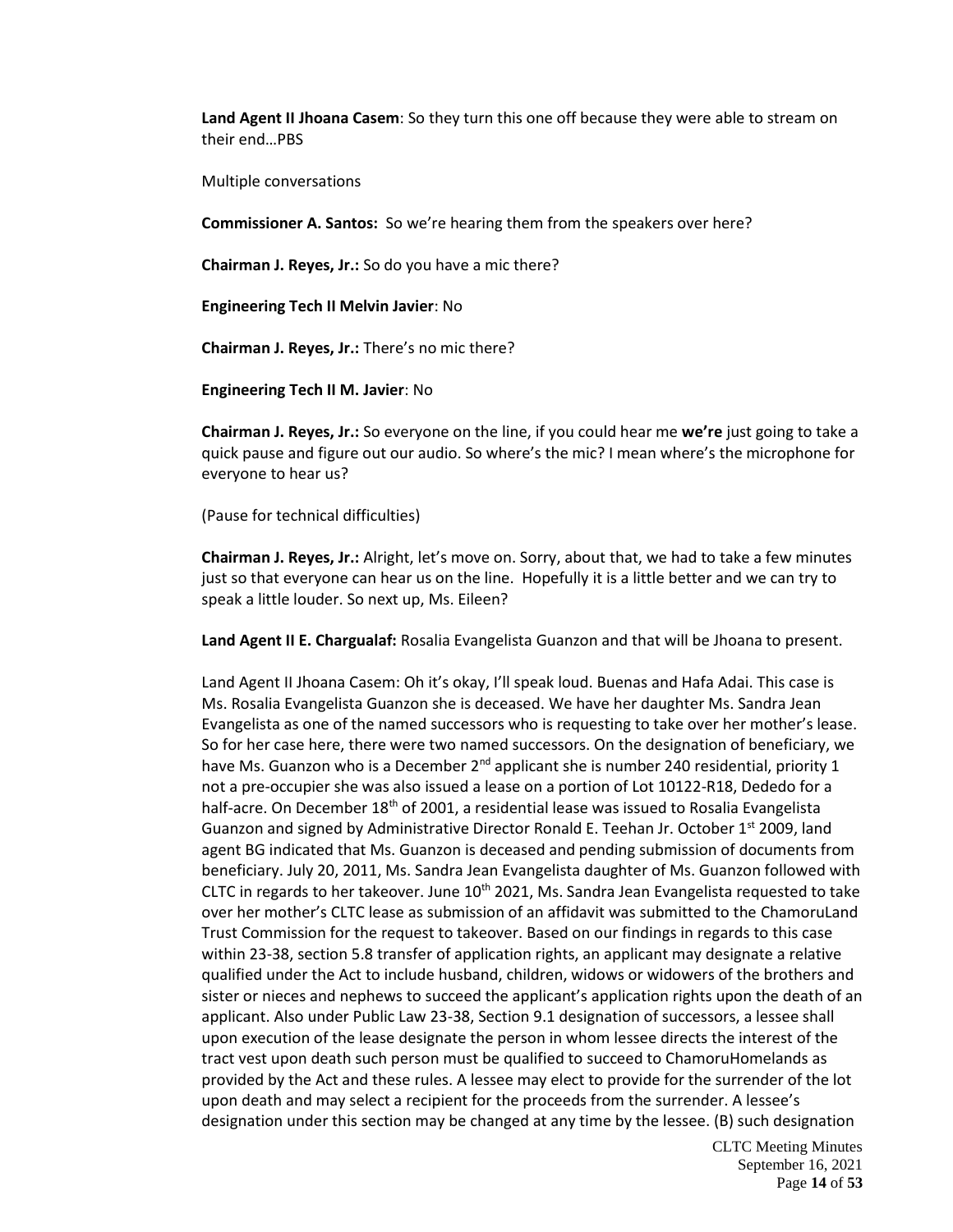**Land Agent II Jhoana Casem**: So they turn this one off because they were able to stream on their end…PBS

Multiple conversations

**Commissioner A. Santos:** So we're hearing them from the speakers over here?

**Chairman J. Reyes, Jr.:** So do you have a mic there?

**Engineering Tech II Melvin Javier**: No

**Chairman J. Reyes, Jr.:** There's no mic there?

**Engineering Tech II M. Javier**: No

**Chairman J. Reyes, Jr.:** So everyone on the line, if you could hear me **we're** just going to take a quick pause and figure out our audio. So where's the mic? I mean where's the microphone for everyone to hear us?

(Pause for technical difficulties)

**Chairman J. Reyes, Jr.:** Alright, let's move on. Sorry, about that, we had to take a few minutes just so that everyone can hear us on the line. Hopefully it is a little better and we can try to speak a little louder. So next up, Ms. Eileen?

**Land Agent II E. Chargualaf:** Rosalia Evangelista Guanzon and that will be Jhoana to present.

Land Agent II Jhoana Casem: Oh it's okay, I'll speak loud. Buenas and Hafa Adai. This case is Ms. Rosalia Evangelista Guanzon she is deceased. We have her daughter Ms. Sandra Jean Evangelista as one of the named successors who is requesting to take over her mother's lease. So for her case here, there were two named successors. On the designation of beneficiary, we have Ms. Guanzon who is a December 2nd applicant she is number 240 residential, priority 1 not a pre-occupier she was also issued a lease on a portion of Lot 10122-R18, Dededo for a half-acre. On December 18th of 2001, a residential lease was issued to Rosalia Evangelista Guanzon and signed by Administrative Director Ronald E. Teehan Jr. October 1st 2009, land agent BG indicated that Ms. Guanzon is deceased and pending submission of documents from beneficiary. July 20, 2011, Ms. Sandra Jean Evangelista daughter of Ms. Guanzon followed with CLTC in regards to her takeover. June 10th 2021, Ms. Sandra Jean Evangelista requested to take over her mother's CLTC lease as submission of an affidavit was submitted to the ChamoruLand Trust Commission for the request to takeover. Based on our findings in regards to this case within 23-38, section 5.8 transfer of application rights, an applicant may designate a relative qualified under the Act to include husband, children, widows or widowers of the brothers and sister or nieces and nephews to succeed the applicant's application rights upon the death of an applicant. Also under Public Law 23-38, Section 9.1 designation of successors, a lessee shall upon execution of the lease designate the person in whom lessee directs the interest of the tract vest upon death such person must be qualified to succeed to ChamoruHomelands as provided by the Act and these rules. A lessee may elect to provide for the surrender of the lot upon death and may select a recipient for the proceeds from the surrender. A lessee's designation under this section may be changed at any time by the lessee. (B) such designation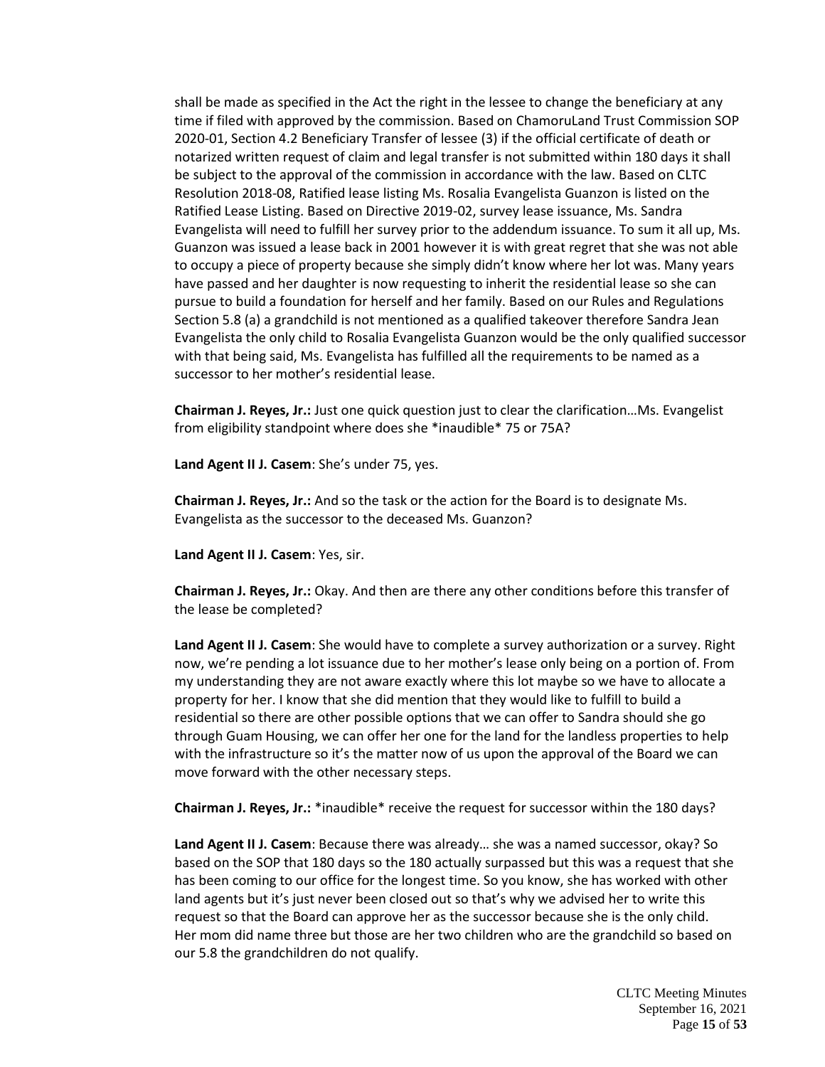shall be made as specified in the Act the right in the lessee to change the beneficiary at any time if filed with approved by the commission. Based on ChamoruLand Trust Commission SOP 2020-01, Section 4.2 Beneficiary Transfer of lessee (3) if the official certificate of death or notarized written request of claim and legal transfer is not submitted within 180 days it shall be subject to the approval of the commission in accordance with the law. Based on CLTC Resolution 2018-08, Ratified lease listing Ms. Rosalia Evangelista Guanzon is listed on the Ratified Lease Listing. Based on Directive 2019-02, survey lease issuance, Ms. Sandra Evangelista will need to fulfill her survey prior to the addendum issuance. To sum it all up, Ms. Guanzon was issued a lease back in 2001 however it is with great regret that she was not able to occupy a piece of property because she simply didn't know where her lot was. Many years have passed and her daughter is now requesting to inherit the residential lease so she can pursue to build a foundation for herself and her family. Based on our Rules and Regulations Section 5.8 (a) a grandchild is not mentioned as a qualified takeover therefore Sandra Jean Evangelista the only child to Rosalia Evangelista Guanzon would be the only qualified successor with that being said, Ms. Evangelista has fulfilled all the requirements to be named as a successor to her mother's residential lease.

**Chairman J. Reyes, Jr.:** Just one quick question just to clear the clarification…Ms. Evangelist from eligibility standpoint where does she *inaudible* 75 or 75A?

**Land Agent II J. Casem**: She's under 75, yes.

**Chairman J. Reyes, Jr.:** And so the task or the action for the Board is to designate Ms. Evangelista as the successor to the deceased Ms. Guanzon?

**Land Agent II J. Casem**: Yes, sir.

**Chairman J. Reyes, Jr.:** Okay. And then are there any other conditions before this transfer of the lease be completed?

**Land Agent II J. Casem**: She would have to complete a survey authorization or a survey. Right now, we're pending a lot issuance due to her mother's lease only being on a portion of. From my understanding they are not aware exactly where this lot maybe so we have to allocate a property for her. I know that she did mention that they would like to fulfill to build a residential so there are other possible options that we can offer to Sandra should she go through Guam Housing, we can offer her one for the land for the landless properties to help with the infrastructure so it's the matter now of us upon the approval of the Board we can move forward with the other necessary steps.

**Chairman J. Reyes, Jr.:** *inaudible* receive the request for successor within the 180 days?

**Land Agent II J. Casem**: Because there was already… she was a named successor, okay? So based on the SOP that 180 days so the 180 actually surpassed but this was a request that she has been coming to our office for the longest time. So you know, she has worked with other land agents but it's just never been closed out so that's why we advised her to write this request so that the Board can approve her as the successor because she is the only child. Her mom did name three but those are her two children who are the grandchild so based on our 5.8 the grandchildren do not qualify.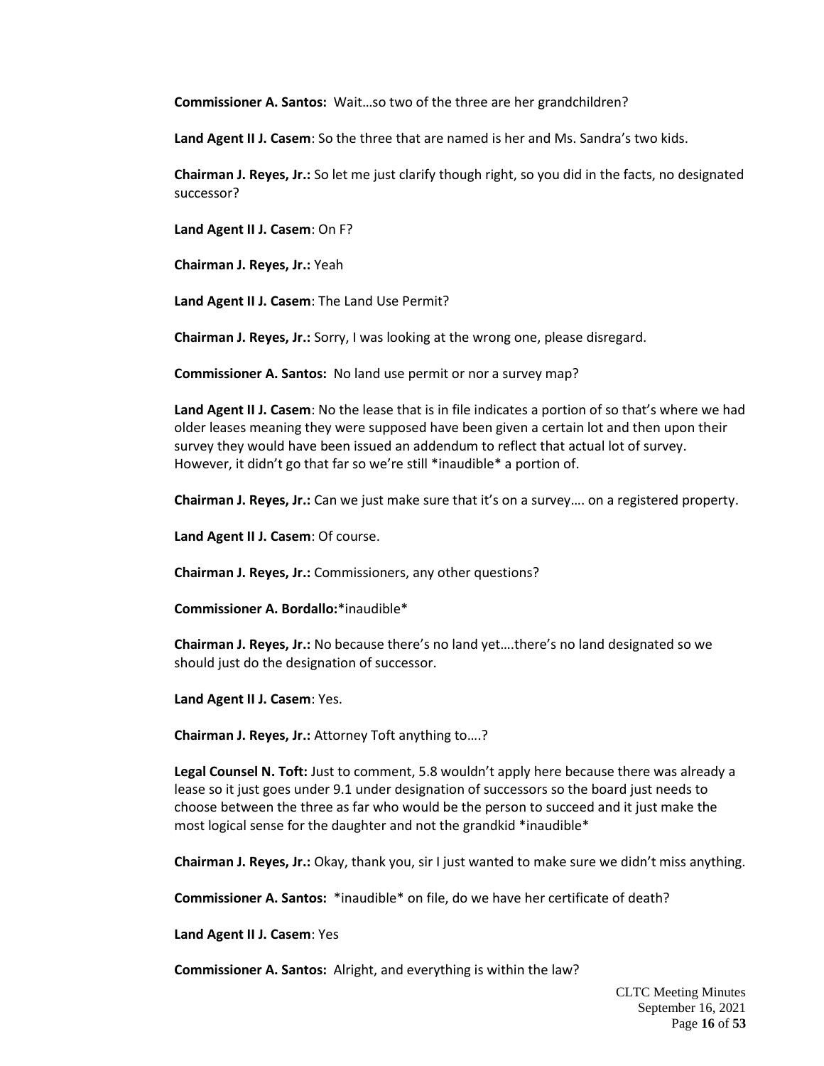**Commissioner A. Santos:** Wait…so two of the three are her grandchildren?

**Land Agent II J. Casem**: So the three that are named is her and Ms. Sandra's two kids.

**Chairman J. Reyes, Jr.:** So let me just clarify though right, so you did in the facts, no designated successor?

**Land Agent II J. Casem**: On F?

**Chairman J. Reyes, Jr.:** Yeah

**Land Agent II J. Casem**: The Land Use Permit?

**Chairman J. Reyes, Jr.:** Sorry, I was looking at the wrong one, please disregard.

**Commissioner A. Santos:** No land use permit or nor a survey map?

**Land Agent II J. Casem**: No the lease that is in file indicates a portion of so that's where we had older leases meaning they were supposed have been given a certain lot and then upon their survey they would have been issued an addendum to reflect that actual lot of survey. However, it didn't go that far so we're still *inaudible* a portion of.

**Chairman J. Reyes, Jr.:** Can we just make sure that it's on a survey…. on a registered property.

**Land Agent II J. Casem**: Of course.

**Chairman J. Reyes, Jr.:** Commissioners, any other questions?

**Commissioner A. Bordallo:***inaudible*

**Chairman J. Reyes, Jr.:** No because there's no land yet….there's no land designated so we should just do the designation of successor.

**Land Agent II J. Casem**: Yes.

**Chairman J. Reyes, Jr.:** Attorney Toft anything to….?

**Legal Counsel N. Toft:** Just to comment, 5.8 wouldn't apply here because there was already a lease so it just goes under 9.1 under designation of successors so the board just needs to choose between the three as far who would be the person to succeed and it just make the most logical sense for the daughter and not the grandkid *inaudible*

**Chairman J. Reyes, Jr.:** Okay, thank you, sir I just wanted to make sure we didn't miss anything.

**Commissioner A. Santos:** *inaudible* on file, do we have her certificate of death?

**Land Agent II J. Casem**: Yes

**Commissioner A. Santos:** Alright, and everything is within the law?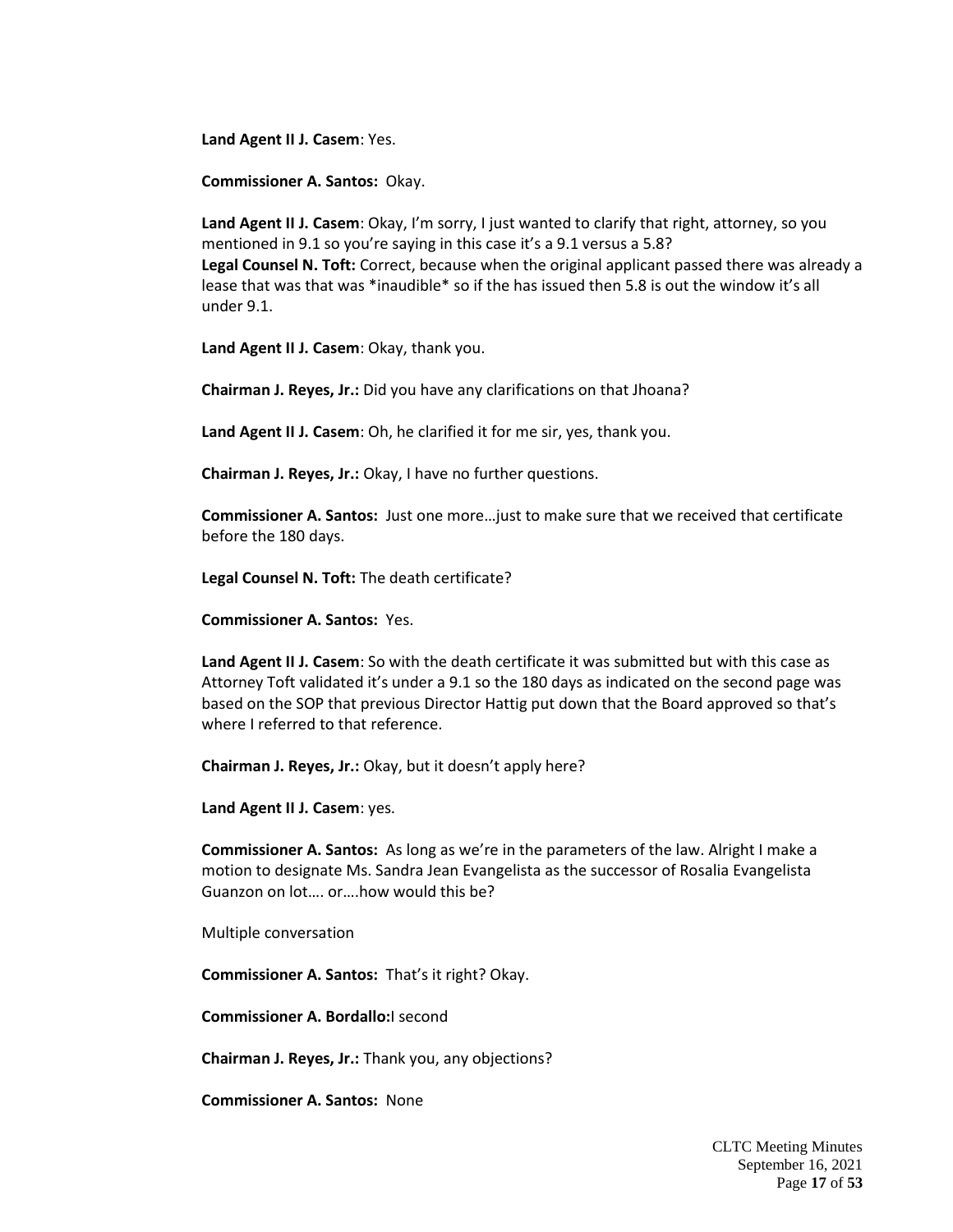**Land Agent II J. Casem**: Yes.

**Commissioner A. Santos:** Okay.

**Land Agent II J. Casem**: Okay, I'm sorry, I just wanted to clarify that right, attorney, so you mentioned in 9.1 so you're saying in this case it's a 9.1 versus a 5.8?
**Legal Counsel N. Toft:** Correct, because when the original applicant passed there was already a lease that was that was *inaudible* so if the has issued then 5.8 is out the window it's all under 9.1.

**Land Agent II J. Casem**: Okay, thank you.

**Chairman J. Reyes, Jr.:** Did you have any clarifications on that Jhoana?

**Land Agent II J. Casem**: Oh, he clarified it for me sir, yes, thank you.

**Chairman J. Reyes, Jr.:** Okay, I have no further questions.

**Commissioner A. Santos:** Just one more…just to make sure that we received that certificate before the 180 days.

**Legal Counsel N. Toft:** The death certificate?

**Commissioner A. Santos:** Yes.

**Land Agent II J. Casem**: So with the death certificate it was submitted but with this case as Attorney Toft validated it's under a 9.1 so the 180 days as indicated on the second page was based on the SOP that previous Director Hattig put down that the Board approved so that's where I referred to that reference.

**Chairman J. Reyes, Jr.:** Okay, but it doesn't apply here?

**Land Agent II J. Casem**: yes.

**Commissioner A. Santos:** As long as we're in the parameters of the law. Alright I make a motion to designate Ms. Sandra Jean Evangelista as the successor of Rosalia Evangelista Guanzon on lot…. or….how would this be?

Multiple conversation

**Commissioner A. Santos:** That's it right? Okay.

**Commissioner A. Bordallo:** I second

**Chairman J. Reyes, Jr.:** Thank you, any objections?

**Commissioner A. Santos:** None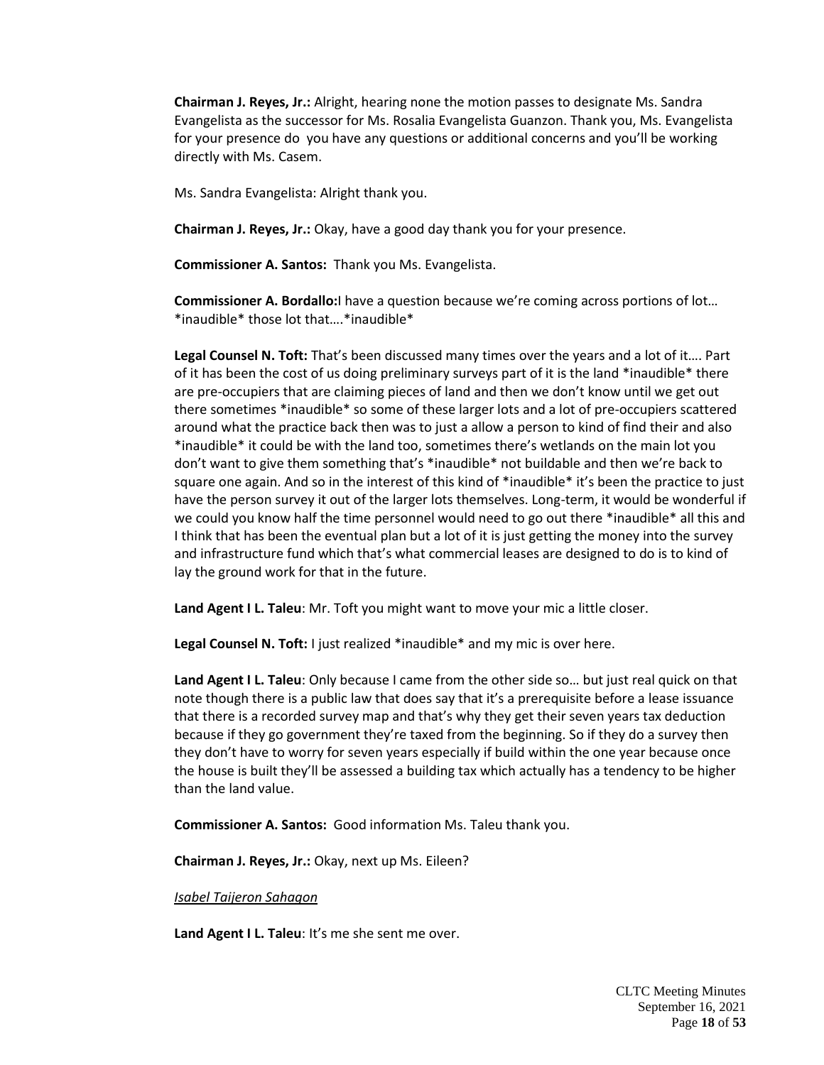**Chairman J. Reyes, Jr.:** Alright, hearing none the motion passes to designate Ms. Sandra Evangelista as the successor for Ms. Rosalia Evangelista Guanzon. Thank you, Ms. Evangelista for your presence do  you have any questions or additional concerns and you'll be working directly with Ms. Casem.

Ms. Sandra Evangelista: Alright thank you.

**Chairman J. Reyes, Jr.:** Okay, have a good day thank you for your presence.

**Commissioner A. Santos:** Thank you Ms. Evangelista.

**Commissioner A. Bordallo:** I have a question because we're coming across portions of lot… *inaudible* those lot that….*inaudible*

**Legal Counsel N. Toft:** That's been discussed many times over the years and a lot of it…. Part of it has been the cost of us doing preliminary surveys part of it is the land *inaudible* there are pre-occupiers that are claiming pieces of land and then we don't know until we get out there sometimes *inaudible* so some of these larger lots and a lot of pre-occupiers scattered around what the practice back then was to just a allow a person to kind of find their and also *inaudible* it could be with the land too, sometimes there's wetlands on the main lot you don't want to give them something that's *inaudible* not buildable and then we're back to square one again. And so in the interest of this kind of *inaudible* it's been the practice to just have the person survey it out of the larger lots themselves. Long-term, it would be wonderful if we could you know half the time personnel would need to go out there *inaudible* all this and I think that has been the eventual plan but a lot of it is just getting the money into the survey and infrastructure fund which that's what commercial leases are designed to do is to kind of lay the ground work for that in the future.

**Land Agent I L. Taleu**: Mr. Toft you might want to move your mic a little closer.

**Legal Counsel N. Toft:** I just realized *inaudible* and my mic is over here.

**Land Agent I L. Taleu**: Only because I came from the other side so… but just real quick on that note though there is a public law that does say that it's a prerequisite before a lease issuance that there is a recorded survey map and that's why they get their seven years tax deduction because if they go government they're taxed from the beginning. So if they do a survey then they don't have to worry for seven years especially if build within the one year because once the house is built they'll be assessed a building tax which actually has a tendency to be higher than the land value.

**Commissioner A. Santos:** Good information Ms. Taleu thank you.

**Chairman J. Reyes, Jr.:** Okay, next up Ms. Eileen?

*Isabel Taijeron Sahagon*

**Land Agent I L. Taleu**: It's me she sent me over.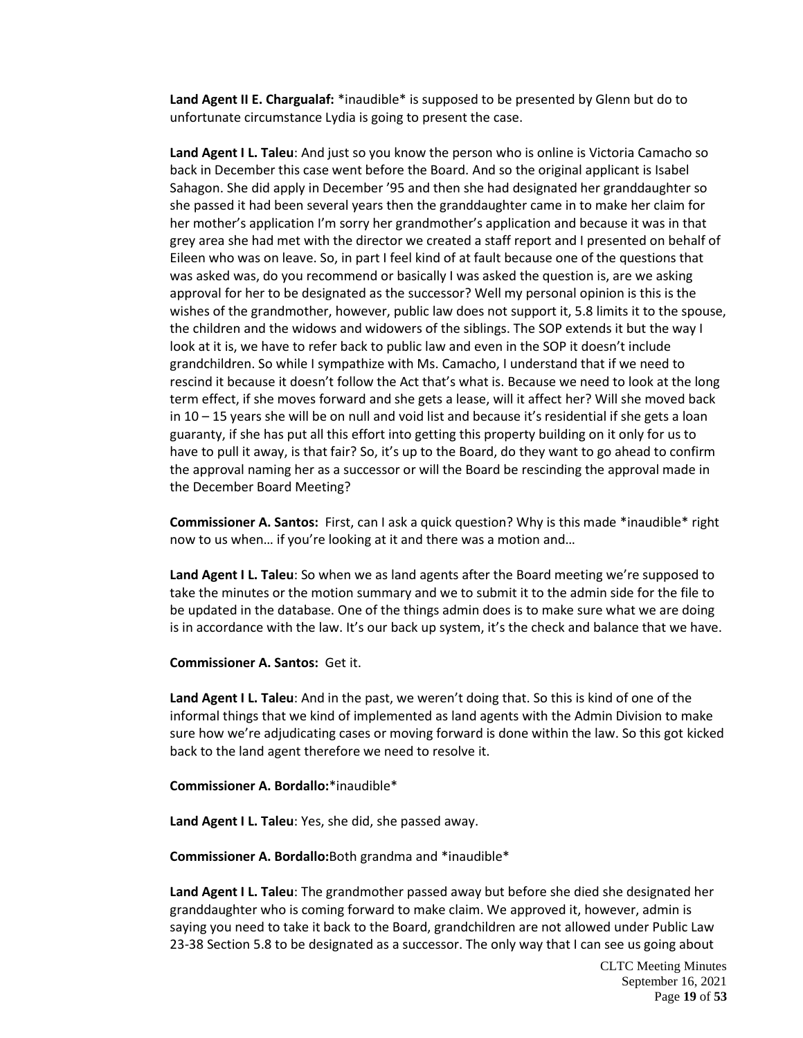**Land Agent II E. Chargualaf:** *inaudible* is supposed to be presented by Glenn but do to unfortunate circumstance Lydia is going to present the case.

**Land Agent I L. Taleu**: And just so you know the person who is online is Victoria Camacho so back in December this case went before the Board. And so the original applicant is Isabel Sahagon. She did apply in December '95 and then she had designated her granddaughter so she passed it had been several years then the granddaughter came in to make her claim for her mother's application I'm sorry her grandmother's application and because it was in that grey area she had met with the director we created a staff report and I presented on behalf of Eileen who was on leave. So, in part I feel kind of at fault because one of the questions that was asked was, do you recommend or basically I was asked the question is, are we asking approval for her to be designated as the successor? Well my personal opinion is this is the wishes of the grandmother, however, public law does not support it, 5.8 limits it to the spouse, the children and the widows and widowers of the siblings. The SOP extends it but the way I look at it is, we have to refer back to public law and even in the SOP it doesn't include grandchildren. So while I sympathize with Ms. Camacho, I understand that if we need to rescind it because it doesn't follow the Act that's what is. Because we need to look at the long term effect, if she moves forward and she gets a lease, will it affect her? Will she moved back in 10 – 15 years she will be on null and void list and because it's residential if she gets a loan guaranty, if she has put all this effort into getting this property building on it only for us to have to pull it away, is that fair? So, it's up to the Board, do they want to go ahead to confirm the approval naming her as a successor or will the Board be rescinding the approval made in the December Board Meeting?

**Commissioner A. Santos:** First, can I ask a quick question? Why is this made *inaudible* right now to us when… if you're looking at it and there was a motion and…

**Land Agent I L. Taleu**: So when we as land agents after the Board meeting we're supposed to take the minutes or the motion summary and we to submit it to the admin side for the file to be updated in the database. One of the things admin does is to make sure what we are doing is in accordance with the law. It's our back up system, it's the check and balance that we have.

**Commissioner A. Santos:** Get it.

**Land Agent I L. Taleu**: And in the past, we weren't doing that. So this is kind of one of the informal things that we kind of implemented as land agents with the Admin Division to make sure how we're adjudicating cases or moving forward is done within the law. So this got kicked back to the land agent therefore we need to resolve it.

**Commissioner A. Bordallo:***inaudible*

**Land Agent I L. Taleu**: Yes, she did, she passed away.

**Commissioner A. Bordallo:**Both grandma and *inaudible*

**Land Agent I L. Taleu**: The grandmother passed away but before she died she designated her granddaughter who is coming forward to make claim. We approved it, however, admin is saying you need to take it back to the Board, grandchildren are not allowed under Public Law 23-38 Section 5.8 to be designated as a successor. The only way that I can see us going about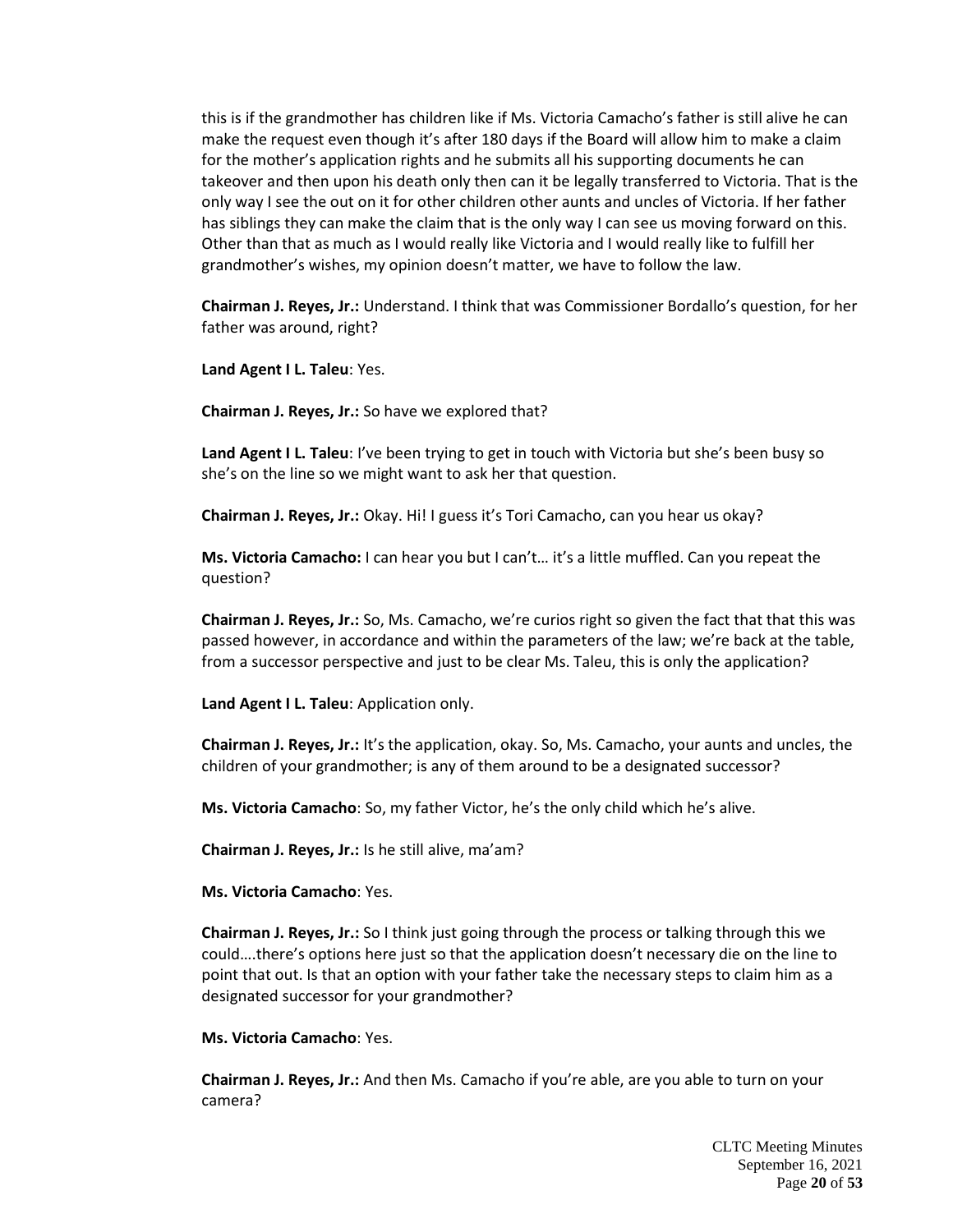this is if the grandmother has children like if Ms. Victoria Camacho's father is still alive he can make the request even though it's after 180 days if the Board will allow him to make a claim for the mother's application rights and he submits all his supporting documents he can takeover and then upon his death only then can it be legally transferred to Victoria. That is the only way I see the out on it for other children other aunts and uncles of Victoria. If her father has siblings they can make the claim that is the only way I can see us moving forward on this. Other than that as much as I would really like Victoria and I would really like to fulfill her grandmother's wishes, my opinion doesn't matter, we have to follow the law.

**Chairman J. Reyes, Jr.:** Understand. I think that was Commissioner Bordallo's question, for her father was around, right?

**Land Agent I L. Taleu**: Yes.

**Chairman J. Reyes, Jr.:** So have we explored that?

**Land Agent I L. Taleu**: I've been trying to get in touch with Victoria but she's been busy so she's on the line so we might want to ask her that question.

**Chairman J. Reyes, Jr.:** Okay. Hi! I guess it's Tori Camacho, can you hear us okay?

**Ms. Victoria Camacho:** I can hear you but I can't… it's a little muffled. Can you repeat the question?

**Chairman J. Reyes, Jr.:** So, Ms. Camacho, we're curios right so given the fact that that this was passed however, in accordance and within the parameters of the law; we're back at the table, from a successor perspective and just to be clear Ms. Taleu, this is only the application?

**Land Agent I L. Taleu**: Application only.

**Chairman J. Reyes, Jr.:** It's the application, okay. So, Ms. Camacho, your aunts and uncles, the children of your grandmother; is any of them around to be a designated successor?

**Ms. Victoria Camacho**: So, my father Victor, he's the only child which he's alive.

**Chairman J. Reyes, Jr.:** Is he still alive, ma'am?

**Ms. Victoria Camacho**: Yes.

**Chairman J. Reyes, Jr.:** So I think just going through the process or talking through this we could….there's options here just so that the application doesn't necessary die on the line to point that out. Is that an option with your father take the necessary steps to claim him as a designated successor for your grandmother?

**Ms. Victoria Camacho**: Yes.

**Chairman J. Reyes, Jr.:** And then Ms. Camacho if you're able, are you able to turn on your camera?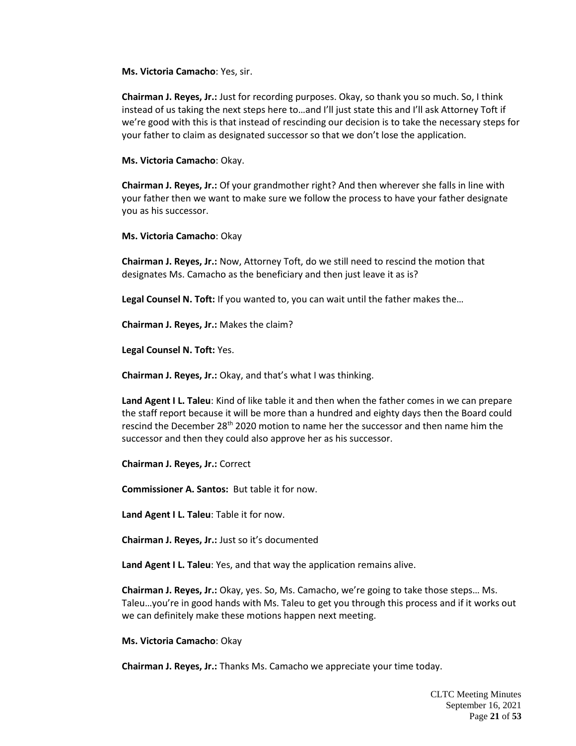**Ms. Victoria Camacho**: Yes, sir.

**Chairman J. Reyes, Jr.:** Just for recording purposes. Okay, so thank you so much. So, I think instead of us taking the next steps here to…and I'll just state this and I'll ask Attorney Toft if we're good with this is that instead of rescinding our decision is to take the necessary steps for your father to claim as designated successor so that we don't lose the application.

**Ms. Victoria Camacho**: Okay.

**Chairman J. Reyes, Jr.:** Of your grandmother right? And then wherever she falls in line with your father then we want to make sure we follow the process to have your father designate you as his successor.

**Ms. Victoria Camacho**: Okay

**Chairman J. Reyes, Jr.:** Now, Attorney Toft, do we still need to rescind the motion that designates Ms. Camacho as the beneficiary and then just leave it as is?

**Legal Counsel N. Toft:** If you wanted to, you can wait until the father makes the…

**Chairman J. Reyes, Jr.:** Makes the claim?

**Legal Counsel N. Toft:** Yes.

**Chairman J. Reyes, Jr.:** Okay, and that's what I was thinking.

**Land Agent I L. Taleu**: Kind of like table it and then when the father comes in we can prepare the staff report because it will be more than a hundred and eighty days then the Board could rescind the December 28th 2020 motion to name her the successor and then name him the successor and then they could also approve her as his successor.

**Chairman J. Reyes, Jr.:** Correct

**Commissioner A. Santos:** But table it for now.

**Land Agent I L. Taleu**: Table it for now.

**Chairman J. Reyes, Jr.:** Just so it's documented

**Land Agent I L. Taleu**: Yes, and that way the application remains alive.

**Chairman J. Reyes, Jr.:** Okay, yes. So, Ms. Camacho, we're going to take those steps… Ms. Taleu…you're in good hands with Ms. Taleu to get you through this process and if it works out we can definitely make these motions happen next meeting.

**Ms. Victoria Camacho**: Okay

**Chairman J. Reyes, Jr.:** Thanks Ms. Camacho we appreciate your time today.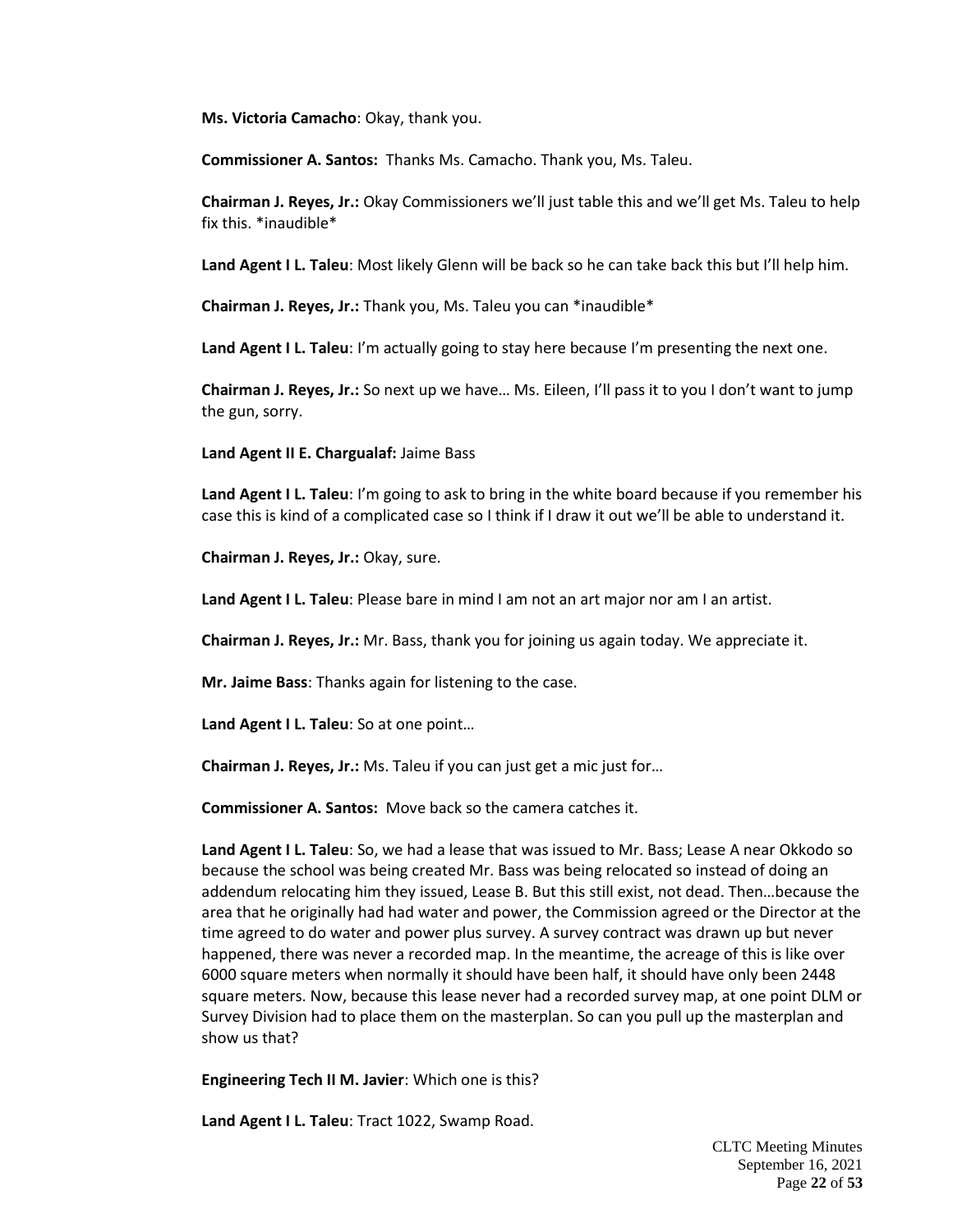**Ms. Victoria Camacho**: Okay, thank you.

**Commissioner A. Santos:** Thanks Ms. Camacho. Thank you, Ms. Taleu.

**Chairman J. Reyes, Jr.:** Okay Commissioners we'll just table this and we'll get Ms. Taleu to help fix this. *inaudible*

**Land Agent I L. Taleu**: Most likely Glenn will be back so he can take back this but I'll help him.

**Chairman J. Reyes, Jr.:** Thank you, Ms. Taleu you can *inaudible*

**Land Agent I L. Taleu**: I'm actually going to stay here because I'm presenting the next one.

**Chairman J. Reyes, Jr.:** So next up we have… Ms. Eileen, I'll pass it to you I don't want to jump the gun, sorry.

**Land Agent II E. Chargualaf:** Jaime Bass

**Land Agent I L. Taleu**: I'm going to ask to bring in the white board because if you remember his case this is kind of a complicated case so I think if I draw it out we'll be able to understand it.

**Chairman J. Reyes, Jr.:** Okay, sure.

**Land Agent I L. Taleu**: Please bare in mind I am not an art major nor am I an artist.

**Chairman J. Reyes, Jr.:** Mr. Bass, thank you for joining us again today. We appreciate it.

**Mr. Jaime Bass**: Thanks again for listening to the case.

**Land Agent I L. Taleu**: So at one point…

**Chairman J. Reyes, Jr.:** Ms. Taleu if you can just get a mic just for…

**Commissioner A. Santos:** Move back so the camera catches it.

**Land Agent I L. Taleu**: So, we had a lease that was issued to Mr. Bass; Lease A near Okkodo so because the school was being created Mr. Bass was being relocated so instead of doing an addendum relocating him they issued, Lease B. But this still exist, not dead. Then…because the area that he originally had had water and power, the Commission agreed or the Director at the time agreed to do water and power plus survey. A survey contract was drawn up but never happened, there was never a recorded map. In the meantime, the acreage of this is like over 6000 square meters when normally it should have been half, it should have only been 2448 square meters. Now, because this lease never had a recorded survey map, at one point DLM or Survey Division had to place them on the masterplan. So can you pull up the masterplan and show us that?

**Engineering Tech II M. Javier**: Which one is this?

**Land Agent I L. Taleu**: Tract 1022, Swamp Road.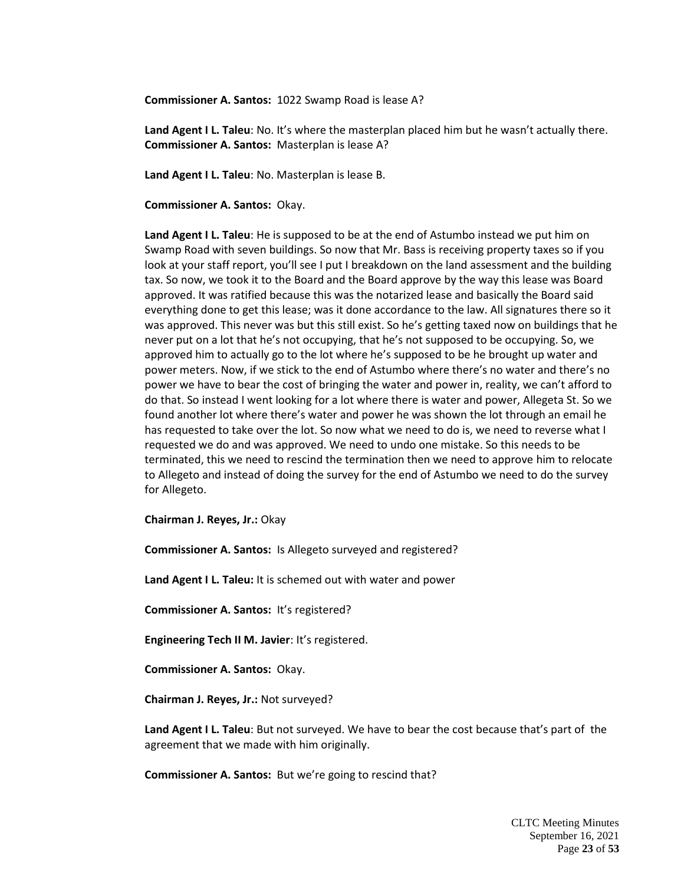**Commissioner A. Santos:** 1022 Swamp Road is lease A?

**Land Agent I L. Taleu**: No. It's where the masterplan placed him but he wasn't actually there.
**Commissioner A. Santos:** Masterplan is lease A?

**Land Agent I L. Taleu**: No. Masterplan is lease B.

**Commissioner A. Santos:** Okay.

**Land Agent I L. Taleu**: He is supposed to be at the end of Astumbo instead we put him on Swamp Road with seven buildings. So now that Mr. Bass is receiving property taxes so if you look at your staff report, you'll see I put I breakdown on the land assessment and the building tax. So now, we took it to the Board and the Board approve by the way this lease was Board approved. It was ratified because this was the notarized lease and basically the Board said everything done to get this lease; was it done accordance to the law. All signatures there so it was approved. This never was but this still exist. So he's getting taxed now on buildings that he never put on a lot that he's not occupying, that he's not supposed to be occupying. So, we approved him to actually go to the lot where he's supposed to be he brought up water and power meters. Now, if we stick to the end of Astumbo where there's no water and there's no power we have to bear the cost of bringing the water and power in, reality, we can't afford to do that. So instead I went looking for a lot where there is water and power, Allegeta St. So we found another lot where there's water and power he was shown the lot through an email he has requested to take over the lot. So now what we need to do is, we need to reverse what I requested we do and was approved. We need to undo one mistake. So this needs to be terminated, this we need to rescind the termination then we need to approve him to relocate to Allegeto and instead of doing the survey for the end of Astumbo we need to do the survey for Allegeto.

**Chairman J. Reyes, Jr.:** Okay

**Commissioner A. Santos:** Is Allegeto surveyed and registered?

**Land Agent I L. Taleu:** It is schemed out with water and power

**Commissioner A. Santos:** It's registered?

**Engineering Tech II M. Javier**: It's registered.

**Commissioner A. Santos:** Okay.

**Chairman J. Reyes, Jr.:** Not surveyed?

**Land Agent I L. Taleu**: But not surveyed. We have to bear the cost because that's part of the agreement that we made with him originally.

**Commissioner A. Santos:** But we're going to rescind that?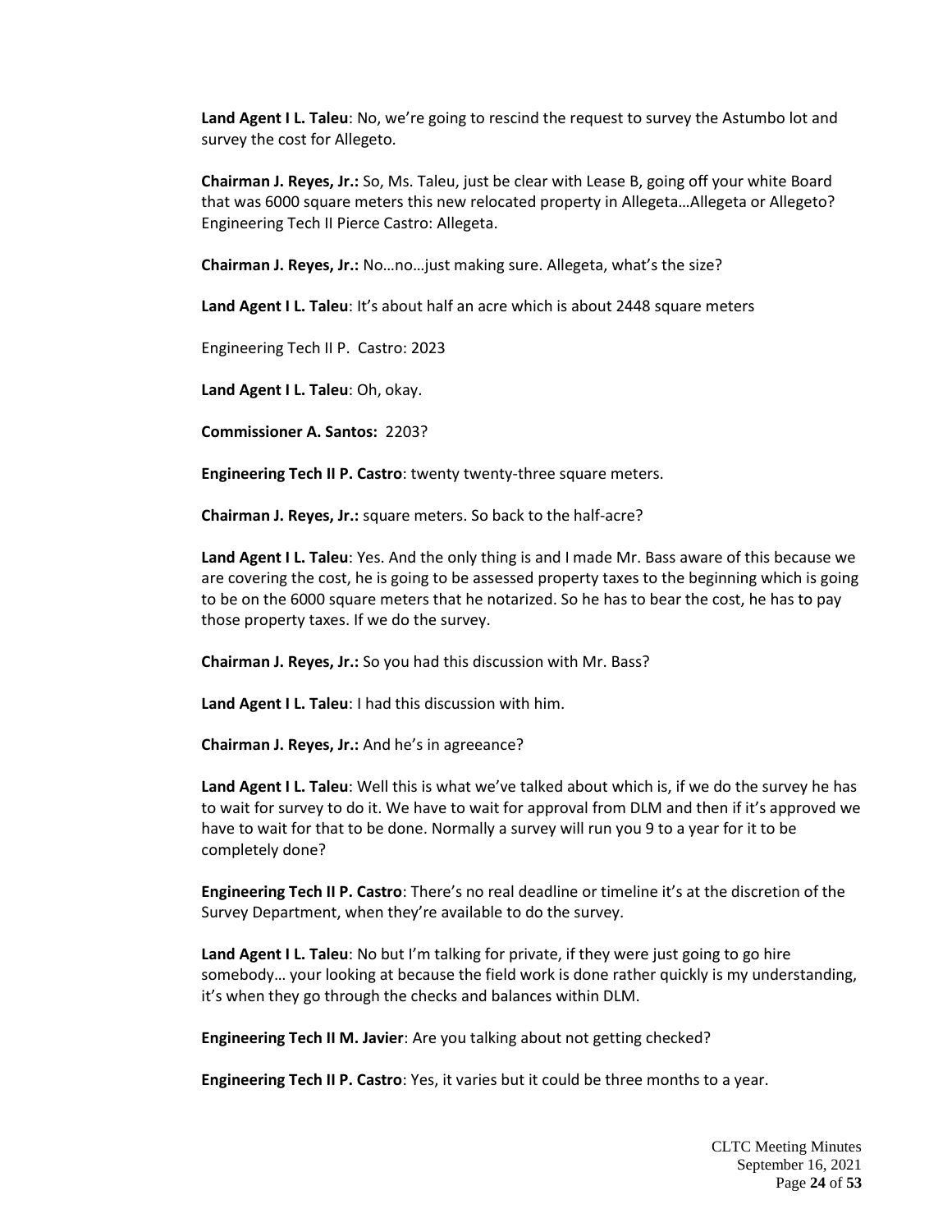**Land Agent I L. Taleu**: No, we're going to rescind the request to survey the Astumbo lot and survey the cost for Allegeto.

**Chairman J. Reyes, Jr.:** So, Ms. Taleu, just be clear with Lease B, going off your white Board that was 6000 square meters this new relocated property in Allegeta…Allegeta or Allegeto? Engineering Tech II Pierce Castro: Allegeta.

**Chairman J. Reyes, Jr.:** No…no…just making sure. Allegeta, what's the size?

**Land Agent I L. Taleu**: It's about half an acre which is about 2448 square meters

Engineering Tech II P. Castro: 2023

**Land Agent I L. Taleu**: Oh, okay.

**Commissioner A. Santos:** 2203?

**Engineering Tech II P. Castro**: twenty twenty-three square meters.

**Chairman J. Reyes, Jr.:** square meters. So back to the half-acre?

**Land Agent I L. Taleu**: Yes. And the only thing is and I made Mr. Bass aware of this because we are covering the cost, he is going to be assessed property taxes to the beginning which is going to be on the 6000 square meters that he notarized. So he has to bear the cost, he has to pay those property taxes. If we do the survey.

**Chairman J. Reyes, Jr.:** So you had this discussion with Mr. Bass?

**Land Agent I L. Taleu**: I had this discussion with him.

**Chairman J. Reyes, Jr.:** And he's in agreeance?

**Land Agent I L. Taleu**: Well this is what we've talked about which is, if we do the survey he has to wait for survey to do it. We have to wait for approval from DLM and then if it's approved we have to wait for that to be done. Normally a survey will run you 9 to a year for it to be completely done?

**Engineering Tech II P. Castro**: There's no real deadline or timeline it's at the discretion of the Survey Department, when they're available to do the survey.

**Land Agent I L. Taleu**: No but I'm talking for private, if they were just going to go hire somebody… your looking at because the field work is done rather quickly is my understanding, it's when they go through the checks and balances within DLM.

**Engineering Tech II M. Javier**: Are you talking about not getting checked?

**Engineering Tech II P. Castro**: Yes, it varies but it could be three months to a year.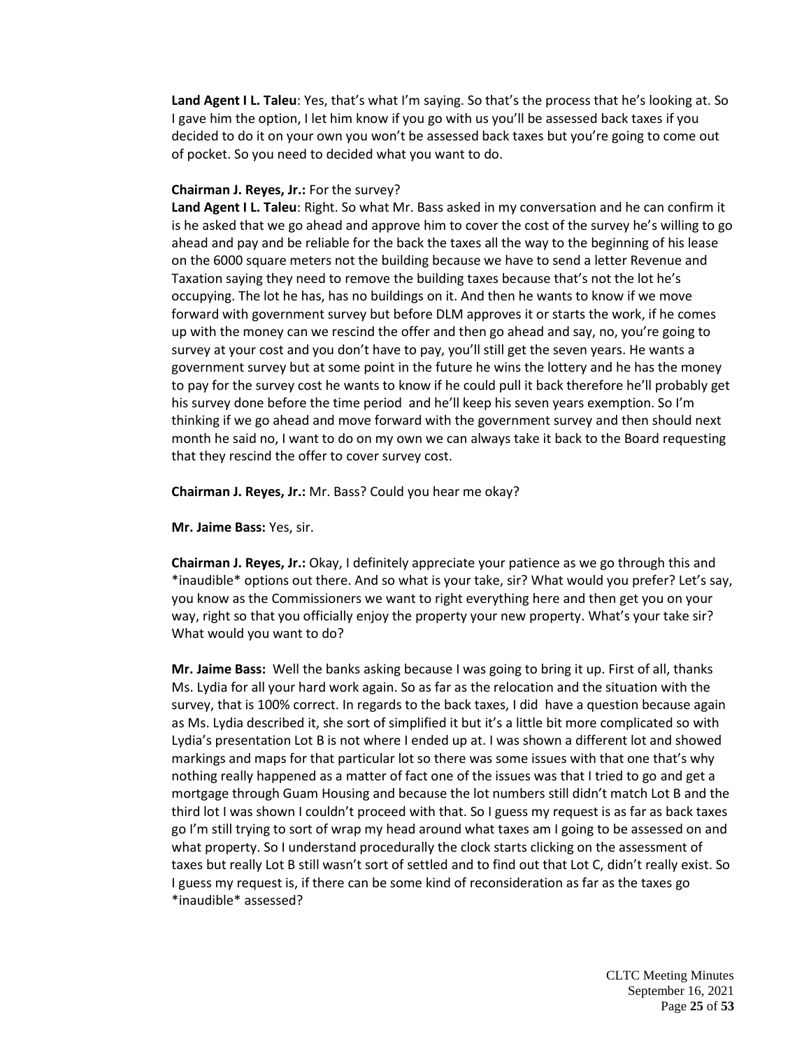**Land Agent I L. Taleu**: Yes, that's what I'm saying. So that's the process that he's looking at. So I gave him the option, I let him know if you go with us you'll be assessed back taxes if you decided to do it on your own you won't be assessed back taxes but you're going to come out of pocket. So you need to decided what you want to do.

**Chairman J. Reyes, Jr.:** For the survey?

**Land Agent I L. Taleu**: Right. So what Mr. Bass asked in my conversation and he can confirm it is he asked that we go ahead and approve him to cover the cost of the survey he's willing to go ahead and pay and be reliable for the back the taxes all the way to the beginning of his lease on the 6000 square meters not the building because we have to send a letter Revenue and Taxation saying they need to remove the building taxes because that's not the lot he's occupying. The lot he has, has no buildings on it. And then he wants to know if we move forward with government survey but before DLM approves it or starts the work, if he comes up with the money can we rescind the offer and then go ahead and say, no, you're going to survey at your cost and you don't have to pay, you'll still get the seven years. He wants a government survey but at some point in the future he wins the lottery and he has the money to pay for the survey cost he wants to know if he could pull it back therefore he'll probably get his survey done before the time period and he'll keep his seven years exemption. So I'm thinking if we go ahead and move forward with the government survey and then should next month he said no, I want to do on my own we can always take it back to the Board requesting that they rescind the offer to cover survey cost.

**Chairman J. Reyes, Jr.:** Mr. Bass? Could you hear me okay?

**Mr. Jaime Bass:** Yes, sir.

**Chairman J. Reyes, Jr.:** Okay, I definitely appreciate your patience as we go through this and *inaudible* options out there. And so what is your take, sir? What would you prefer? Let's say, you know as the Commissioners we want to right everything here and then get you on your way, right so that you officially enjoy the property your new property. What's your take sir? What would you want to do?

**Mr. Jaime Bass:** Well the banks asking because I was going to bring it up. First of all, thanks Ms. Lydia for all your hard work again. So as far as the relocation and the situation with the survey, that is 100% correct. In regards to the back taxes, I did have a question because again as Ms. Lydia described it, she sort of simplified it but it's a little bit more complicated so with Lydia's presentation Lot B is not where I ended up at. I was shown a different lot and showed markings and maps for that particular lot so there was some issues with that one that's why nothing really happened as a matter of fact one of the issues was that I tried to go and get a mortgage through Guam Housing and because the lot numbers still didn't match Lot B and the third lot I was shown I couldn't proceed with that. So I guess my request is as far as back taxes go I'm still trying to sort of wrap my head around what taxes am I going to be assessed on and what property. So I understand procedurally the clock starts clicking on the assessment of taxes but really Lot B still wasn't sort of settled and to find out that Lot C, didn't really exist. So I guess my request is, if there can be some kind of reconsideration as far as the taxes go *inaudible* assessed?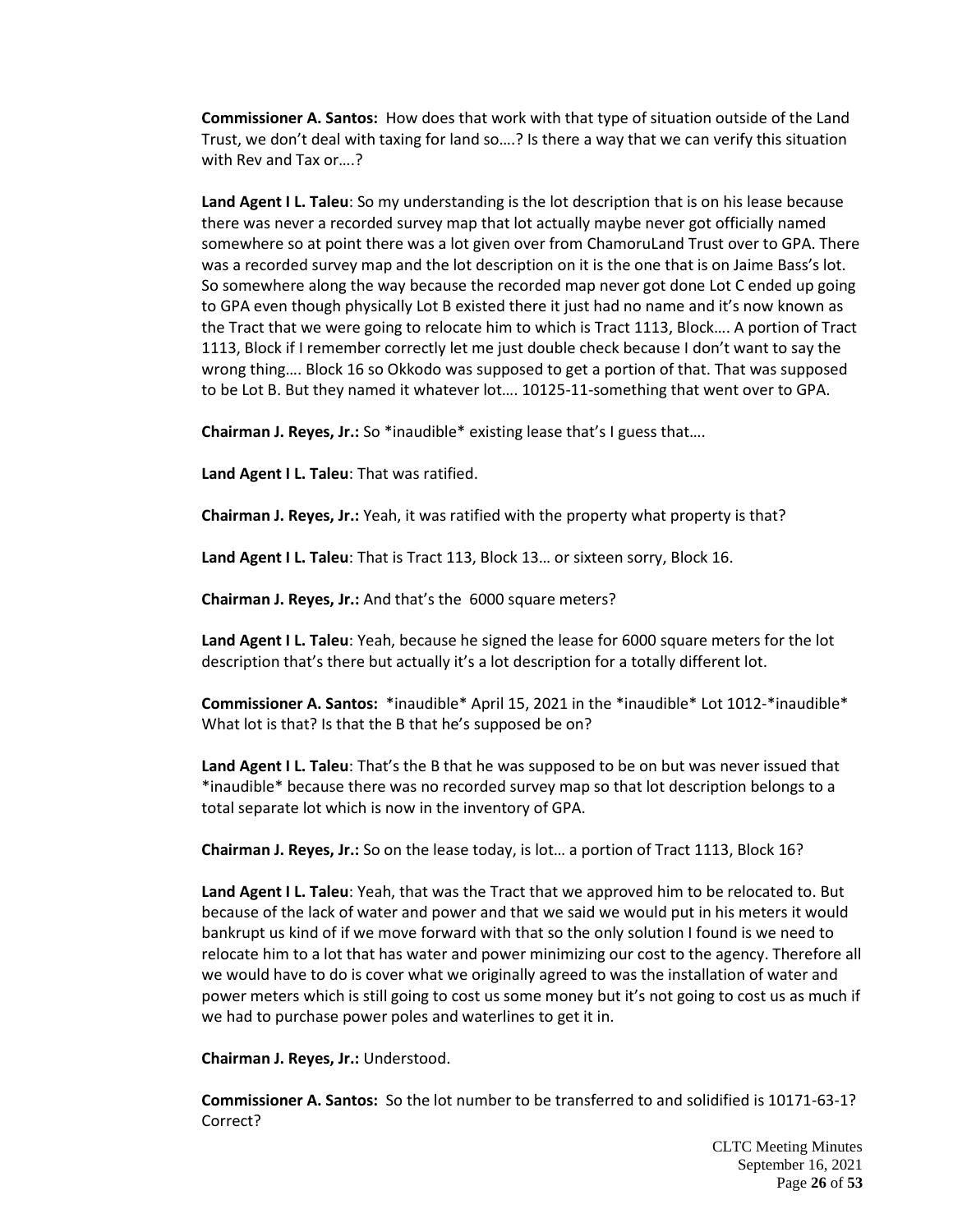**Commissioner A. Santos:** How does that work with that type of situation outside of the Land Trust, we don't deal with taxing for land so….? Is there a way that we can verify this situation with Rev and Tax or….?

**Land Agent I L. Taleu**: So my understanding is the lot description that is on his lease because there was never a recorded survey map that lot actually maybe never got officially named somewhere so at point there was a lot given over from ChamoruLand Trust over to GPA. There was a recorded survey map and the lot description on it is the one that is on Jaime Bass's lot. So somewhere along the way because the recorded map never got done Lot C ended up going to GPA even though physically Lot B existed there it just had no name and it's now known as the Tract that we were going to relocate him to which is Tract 1113, Block…. A portion of Tract 1113, Block if I remember correctly let me just double check because I don't want to say the wrong thing…. Block 16 so Okkodo was supposed to get a portion of that. That was supposed to be Lot B. But they named it whatever lot…. 10125-11-something that went over to GPA.

**Chairman J. Reyes, Jr.:** So *inaudible* existing lease that's I guess that….

**Land Agent I L. Taleu**: That was ratified.

**Chairman J. Reyes, Jr.:** Yeah, it was ratified with the property what property is that?

**Land Agent I L. Taleu**: That is Tract 113, Block 13… or sixteen sorry, Block 16.

**Chairman J. Reyes, Jr.:** And that's the 6000 square meters?

**Land Agent I L. Taleu**: Yeah, because he signed the lease for 6000 square meters for the lot description that's there but actually it's a lot description for a totally different lot.

**Commissioner A. Santos:** *inaudible* April 15, 2021 in the *inaudible* Lot 1012-*inaudible* What lot is that? Is that the B that he's supposed be on?

**Land Agent I L. Taleu**: That's the B that he was supposed to be on but was never issued that *inaudible* because there was no recorded survey map so that lot description belongs to a total separate lot which is now in the inventory of GPA.

**Chairman J. Reyes, Jr.:** So on the lease today, is lot… a portion of Tract 1113, Block 16?

**Land Agent I L. Taleu**: Yeah, that was the Tract that we approved him to be relocated to. But because of the lack of water and power and that we said we would put in his meters it would bankrupt us kind of if we move forward with that so the only solution I found is we need to relocate him to a lot that has water and power minimizing our cost to the agency. Therefore all we would have to do is cover what we originally agreed to was the installation of water and power meters which is still going to cost us some money but it's not going to cost us as much if we had to purchase power poles and waterlines to get it in.

**Chairman J. Reyes, Jr.:** Understood.

**Commissioner A. Santos:** So the lot number to be transferred to and solidified is 10171-63-1? Correct?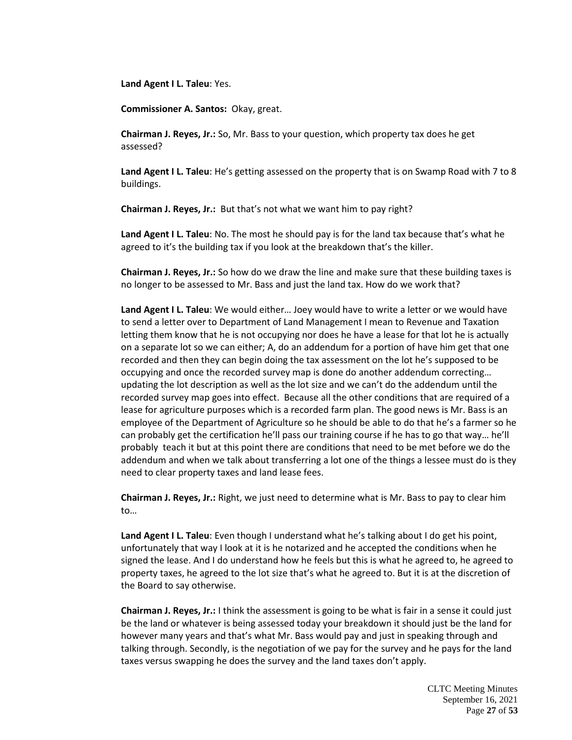**Land Agent I L. Taleu**: Yes.

**Commissioner A. Santos:** Okay, great.

**Chairman J. Reyes, Jr.:** So, Mr. Bass to your question, which property tax does he get assessed?

**Land Agent I L. Taleu**: He's getting assessed on the property that is on Swamp Road with 7 to 8 buildings.

**Chairman J. Reyes, Jr.:** But that's not what we want him to pay right?

**Land Agent I L. Taleu**: No. The most he should pay is for the land tax because that's what he agreed to it's the building tax if you look at the breakdown that's the killer.

**Chairman J. Reyes, Jr.:** So how do we draw the line and make sure that these building taxes is no longer to be assessed to Mr. Bass and just the land tax. How do we work that?

**Land Agent I L. Taleu**: We would either… Joey would have to write a letter or we would have to send a letter over to Department of Land Management I mean to Revenue and Taxation letting them know that he is not occupying nor does he have a lease for that lot he is actually on a separate lot so we can either; A, do an addendum for a portion of have him get that one recorded and then they can begin doing the tax assessment on the lot he's supposed to be occupying and once the recorded survey map is done do another addendum correcting… updating the lot description as well as the lot size and we can't do the addendum until the recorded survey map goes into effect. Because all the other conditions that are required of a lease for agriculture purposes which is a recorded farm plan. The good news is Mr. Bass is an employee of the Department of Agriculture so he should be able to do that he's a farmer so he can probably get the certification he'll pass our training course if he has to go that way… he'll probably teach it but at this point there are conditions that need to be met before we do the addendum and when we talk about transferring a lot one of the things a lessee must do is they need to clear property taxes and land lease fees.

**Chairman J. Reyes, Jr.:** Right, we just need to determine what is Mr. Bass to pay to clear him to…

**Land Agent I L. Taleu**: Even though I understand what he's talking about I do get his point, unfortunately that way I look at it is he notarized and he accepted the conditions when he signed the lease. And I do understand how he feels but this is what he agreed to, he agreed to property taxes, he agreed to the lot size that's what he agreed to. But it is at the discretion of the Board to say otherwise.

**Chairman J. Reyes, Jr.:** I think the assessment is going to be what is fair in a sense it could just be the land or whatever is being assessed today your breakdown it should just be the land for however many years and that's what Mr. Bass would pay and just in speaking through and talking through. Secondly, is the negotiation of we pay for the survey and he pays for the land taxes versus swapping he does the survey and the land taxes don't apply.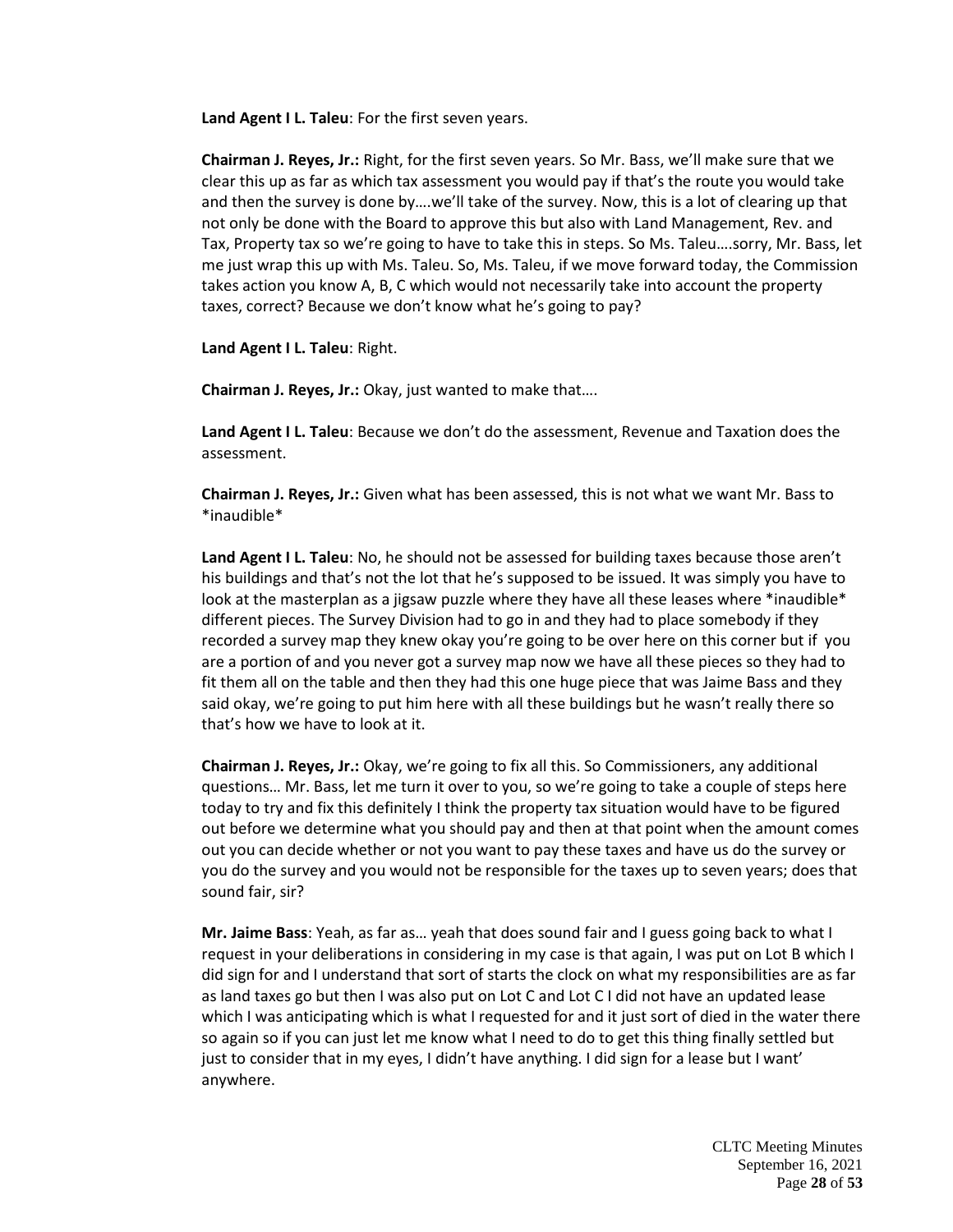**Land Agent I L. Taleu**: For the first seven years.

**Chairman J. Reyes, Jr.:** Right, for the first seven years. So Mr. Bass, we'll make sure that we clear this up as far as which tax assessment you would pay if that's the route you would take and then the survey is done by….we'll take of the survey. Now, this is a lot of clearing up that not only be done with the Board to approve this but also with Land Management, Rev. and Tax, Property tax so we're going to have to take this in steps. So Ms. Taleu….sorry, Mr. Bass, let me just wrap this up with Ms. Taleu. So, Ms. Taleu, if we move forward today, the Commission takes action you know A, B, C which would not necessarily take into account the property taxes, correct? Because we don't know what he's going to pay?

**Land Agent I L. Taleu**: Right.

**Chairman J. Reyes, Jr.:** Okay, just wanted to make that….

**Land Agent I L. Taleu**: Because we don't do the assessment, Revenue and Taxation does the assessment.

**Chairman J. Reyes, Jr.:** Given what has been assessed, this is not what we want Mr. Bass to *inaudible*

**Land Agent I L. Taleu**: No, he should not be assessed for building taxes because those aren't his buildings and that's not the lot that he's supposed to be issued. It was simply you have to look at the masterplan as a jigsaw puzzle where they have all these leases where *inaudible* different pieces. The Survey Division had to go in and they had to place somebody if they recorded a survey map they knew okay you're going to be over here on this corner but if you are a portion of and you never got a survey map now we have all these pieces so they had to fit them all on the table and then they had this one huge piece that was Jaime Bass and they said okay, we're going to put him here with all these buildings but he wasn't really there so that's how we have to look at it.

**Chairman J. Reyes, Jr.:** Okay, we're going to fix all this. So Commissioners, any additional questions… Mr. Bass, let me turn it over to you, so we're going to take a couple of steps here today to try and fix this definitely I think the property tax situation would have to be figured out before we determine what you should pay and then at that point when the amount comes out you can decide whether or not you want to pay these taxes and have us do the survey or you do the survey and you would not be responsible for the taxes up to seven years; does that sound fair, sir?

**Mr. Jaime Bass**: Yeah, as far as… yeah that does sound fair and I guess going back to what I request in your deliberations in considering in my case is that again, I was put on Lot B which I did sign for and I understand that sort of starts the clock on what my responsibilities are as far as land taxes go but then I was also put on Lot C and Lot C I did not have an updated lease which I was anticipating which is what I requested for and it just sort of died in the water there so again so if you can just let me know what I need to do to get this thing finally settled but just to consider that in my eyes, I didn't have anything. I did sign for a lease but I want' anywhere.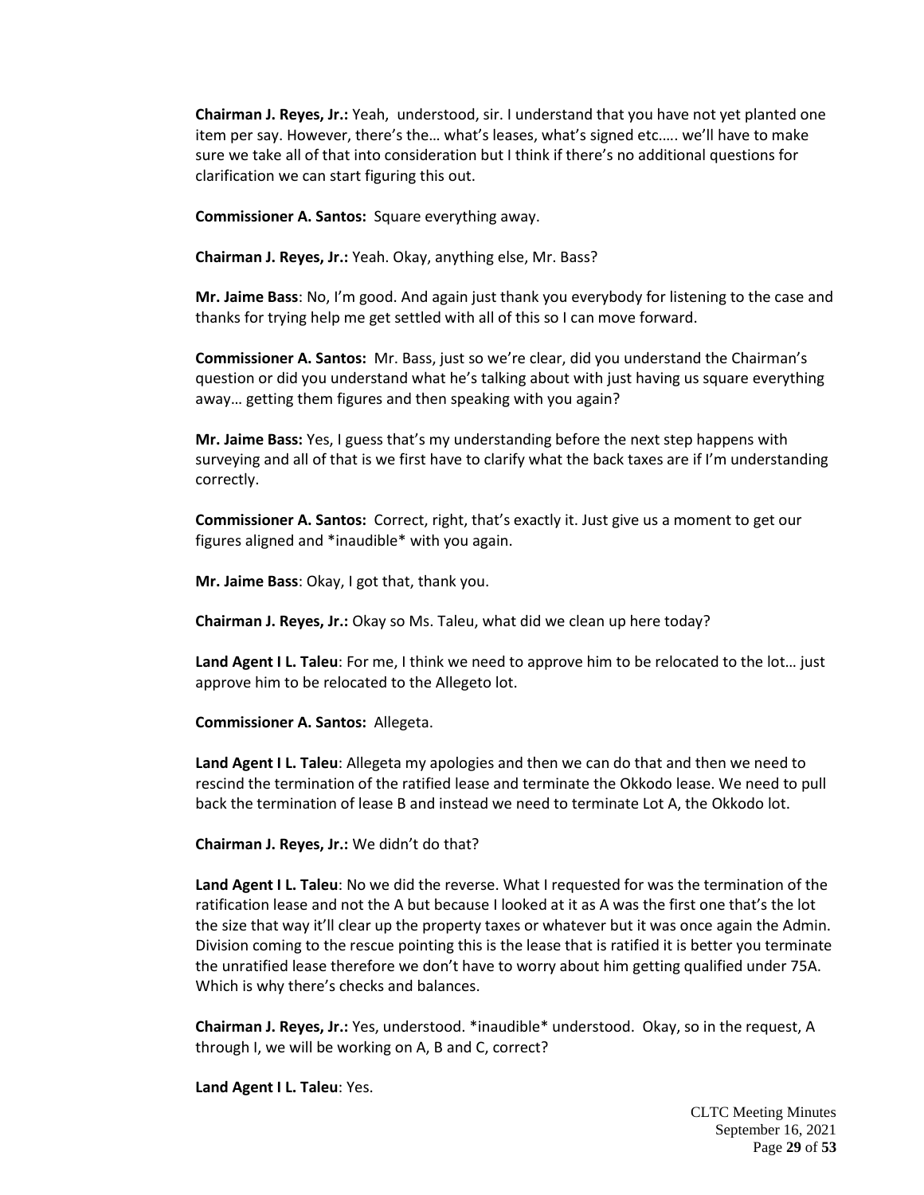**Chairman J. Reyes, Jr.:** Yeah,  understood, sir. I understand that you have not yet planted one item per say. However, there's the… what's leases, what's signed etc….. we'll have to make sure we take all of that into consideration but I think if there's no additional questions for clarification we can start figuring this out.

**Commissioner A. Santos:** Square everything away.

**Chairman J. Reyes, Jr.:** Yeah. Okay, anything else, Mr. Bass?

**Mr. Jaime Bass**: No, I'm good. And again just thank you everybody for listening to the case and thanks for trying help me get settled with all of this so I can move forward.

**Commissioner A. Santos:** Mr. Bass, just so we're clear, did you understand the Chairman's question or did you understand what he's talking about with just having us square everything away… getting them figures and then speaking with you again?

**Mr. Jaime Bass:** Yes, I guess that's my understanding before the next step happens with surveying and all of that is we first have to clarify what the back taxes are if I'm understanding correctly.

**Commissioner A. Santos:** Correct, right, that's exactly it. Just give us a moment to get our figures aligned and *inaudible* with you again.

**Mr. Jaime Bass**: Okay, I got that, thank you.

**Chairman J. Reyes, Jr.:** Okay so Ms. Taleu, what did we clean up here today?

**Land Agent I L. Taleu**: For me, I think we need to approve him to be relocated to the lot… just approve him to be relocated to the Allegeto lot.

**Commissioner A. Santos:** Allegeta.

**Land Agent I L. Taleu**: Allegeta my apologies and then we can do that and then we need to rescind the termination of the ratified lease and terminate the Okkodo lease. We need to pull back the termination of lease B and instead we need to terminate Lot A, the Okkodo lot.

**Chairman J. Reyes, Jr.:** We didn't do that?

**Land Agent I L. Taleu**: No we did the reverse. What I requested for was the termination of the ratification lease and not the A but because I looked at it as A was the first one that's the lot the size that way it'll clear up the property taxes or whatever but it was once again the Admin. Division coming to the rescue pointing this is the lease that is ratified it is better you terminate the unratified lease therefore we don't have to worry about him getting qualified under 75A. Which is why there's checks and balances.

**Chairman J. Reyes, Jr.:** Yes, understood. *inaudible* understood.  Okay, so in the request, A through I, we will be working on A, B and C, correct?

**Land Agent I L. Taleu**: Yes.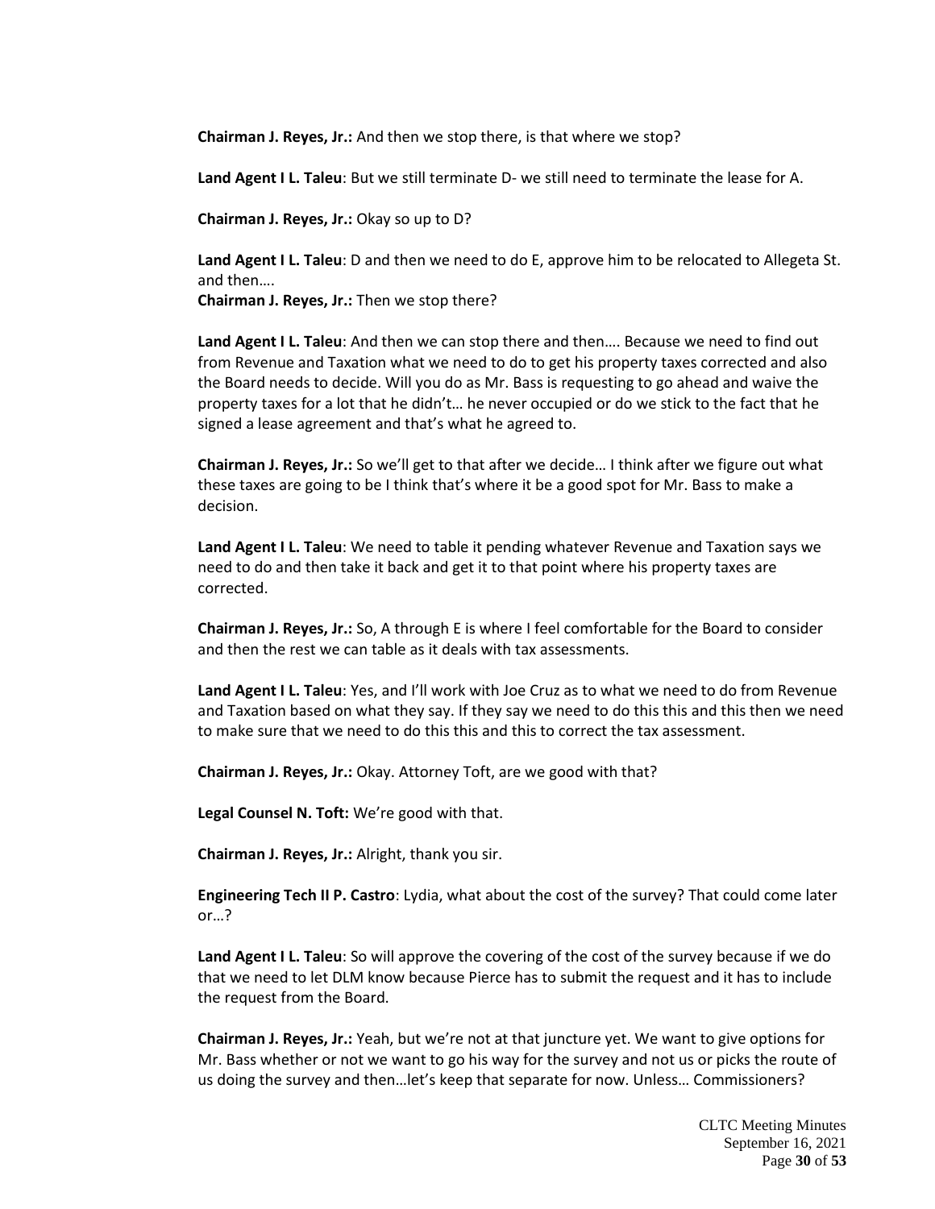**Chairman J. Reyes, Jr.:** And then we stop there, is that where we stop?

**Land Agent I L. Taleu**: But we still terminate D- we still need to terminate the lease for A.

**Chairman J. Reyes, Jr.:** Okay so up to D?

**Land Agent I L. Taleu**: D and then we need to do E, approve him to be relocated to Allegeta St. and then….

**Chairman J. Reyes, Jr.:** Then we stop there?

**Land Agent I L. Taleu**: And then we can stop there and then…. Because we need to find out from Revenue and Taxation what we need to do to get his property taxes corrected and also the Board needs to decide. Will you do as Mr. Bass is requesting to go ahead and waive the property taxes for a lot that he didn't… he never occupied or do we stick to the fact that he signed a lease agreement and that's what he agreed to.

**Chairman J. Reyes, Jr.:** So we'll get to that after we decide… I think after we figure out what these taxes are going to be I think that's where it be a good spot for Mr. Bass to make a decision.

**Land Agent I L. Taleu**: We need to table it pending whatever Revenue and Taxation says we need to do and then take it back and get it to that point where his property taxes are corrected.

**Chairman J. Reyes, Jr.:** So, A through E is where I feel comfortable for the Board to consider and then the rest we can table as it deals with tax assessments.

**Land Agent I L. Taleu**: Yes, and I'll work with Joe Cruz as to what we need to do from Revenue and Taxation based on what they say. If they say we need to do this this and this then we need to make sure that we need to do this this and this to correct the tax assessment.

**Chairman J. Reyes, Jr.:** Okay. Attorney Toft, are we good with that?

**Legal Counsel N. Toft:** We're good with that.

**Chairman J. Reyes, Jr.:** Alright, thank you sir.

**Engineering Tech II P. Castro**: Lydia, what about the cost of the survey? That could come later or…?

**Land Agent I L. Taleu**: So will approve the covering of the cost of the survey because if we do that we need to let DLM know because Pierce has to submit the request and it has to include the request from the Board.

**Chairman J. Reyes, Jr.:** Yeah, but we're not at that juncture yet. We want to give options for Mr. Bass whether or not we want to go his way for the survey and not us or picks the route of us doing the survey and then…let's keep that separate for now. Unless… Commissioners?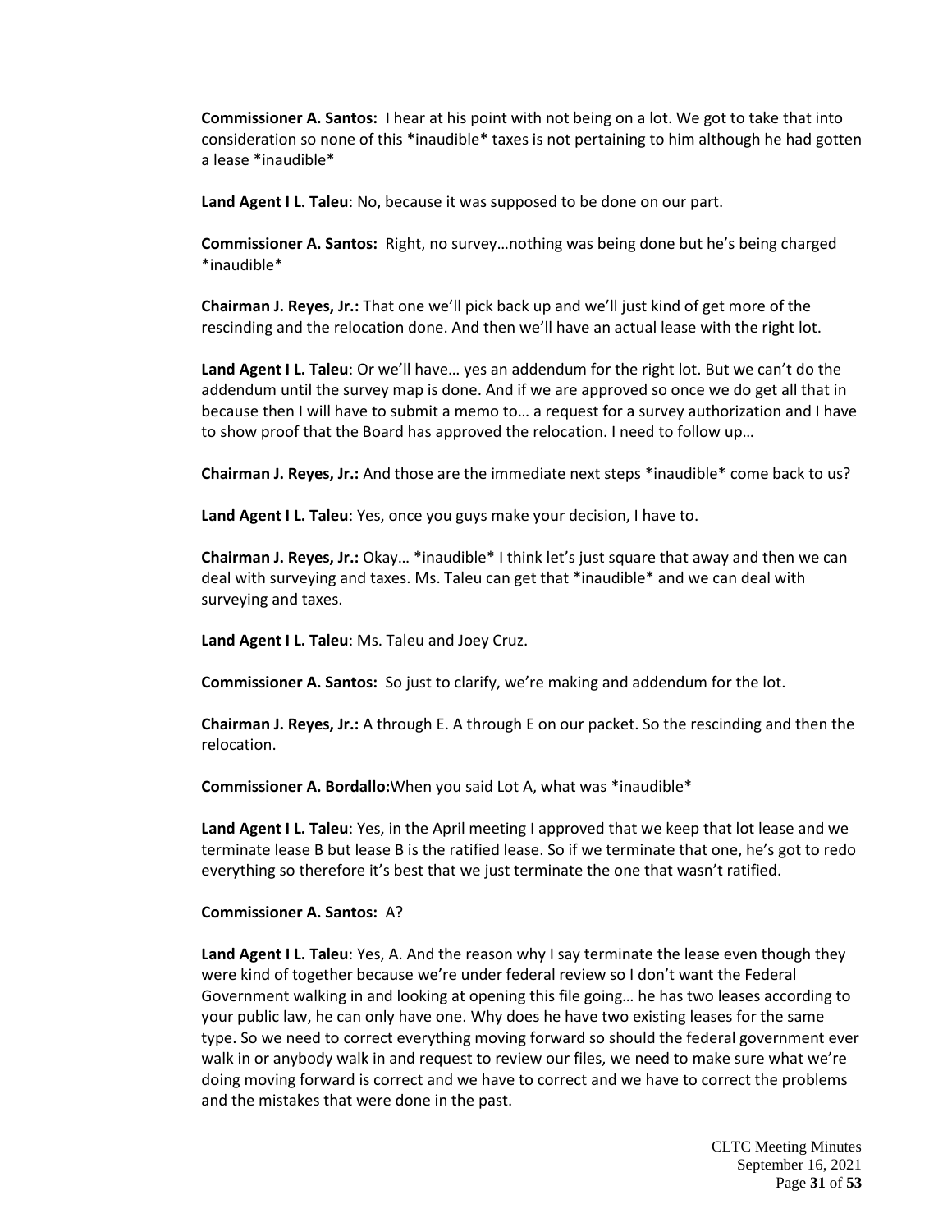**Commissioner A. Santos:** I hear at his point with not being on a lot. We got to take that into consideration so none of this *inaudible* taxes is not pertaining to him although he had gotten a lease *inaudible*

**Land Agent I L. Taleu**: No, because it was supposed to be done on our part.

**Commissioner A. Santos:** Right, no survey…nothing was being done but he's being charged *inaudible*

**Chairman J. Reyes, Jr.:** That one we'll pick back up and we'll just kind of get more of the rescinding and the relocation done. And then we'll have an actual lease with the right lot.

**Land Agent I L. Taleu**: Or we'll have… yes an addendum for the right lot. But we can't do the addendum until the survey map is done. And if we are approved so once we do get all that in because then I will have to submit a memo to… a request for a survey authorization and I have to show proof that the Board has approved the relocation. I need to follow up…

**Chairman J. Reyes, Jr.:** And those are the immediate next steps *inaudible* come back to us?

**Land Agent I L. Taleu**: Yes, once you guys make your decision, I have to.

**Chairman J. Reyes, Jr.:** Okay… *inaudible* I think let's just square that away and then we can deal with surveying and taxes. Ms. Taleu can get that *inaudible* and we can deal with surveying and taxes.

**Land Agent I L. Taleu**: Ms. Taleu and Joey Cruz.

**Commissioner A. Santos:** So just to clarify, we're making and addendum for the lot.

**Chairman J. Reyes, Jr.:** A through E. A through E on our packet. So the rescinding and then the relocation.

**Commissioner A. Bordallo:**When you said Lot A, what was *inaudible*

**Land Agent I L. Taleu**: Yes, in the April meeting I approved that we keep that lot lease and we terminate lease B but lease B is the ratified lease. So if we terminate that one, he's got to redo everything so therefore it's best that we just terminate the one that wasn't ratified.

**Commissioner A. Santos:** A?

**Land Agent I L. Taleu**: Yes, A. And the reason why I say terminate the lease even though they were kind of together because we're under federal review so I don't want the Federal Government walking in and looking at opening this file going… he has two leases according to your public law, he can only have one. Why does he have two existing leases for the same type. So we need to correct everything moving forward so should the federal government ever walk in or anybody walk in and request to review our files, we need to make sure what we're doing moving forward is correct and we have to correct and we have to correct the problems and the mistakes that were done in the past.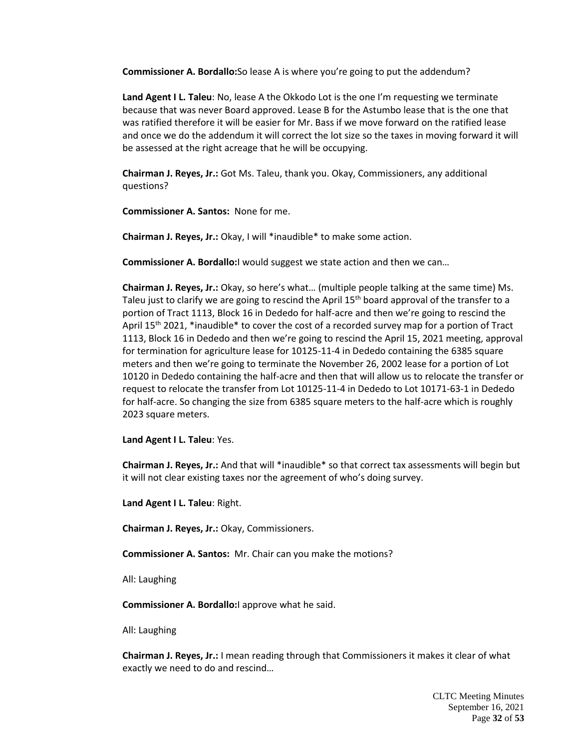**Commissioner A. Bordallo:**So lease A is where you're going to put the addendum?

**Land Agent I L. Taleu**: No, lease A the Okkodo Lot is the one I'm requesting we terminate because that was never Board approved. Lease B for the Astumbo lease that is the one that was ratified therefore it will be easier for Mr. Bass if we move forward on the ratified lease and once we do the addendum it will correct the lot size so the taxes in moving forward it will be assessed at the right acreage that he will be occupying.

**Chairman J. Reyes, Jr.:** Got Ms. Taleu, thank you. Okay, Commissioners, any additional questions?

**Commissioner A. Santos:** None for me.

**Chairman J. Reyes, Jr.:** Okay, I will *inaudible* to make some action.

**Commissioner A. Bordallo:**I would suggest we state action and then we can…

**Chairman J. Reyes, Jr.:** Okay, so here's what… (multiple people talking at the same time) Ms. Taleu just to clarify we are going to rescind the April 15th board approval of the transfer to a portion of Tract 1113, Block 16 in Dededo for half-acre and then we're going to rescind the April 15th 2021, *inaudible* to cover the cost of a recorded survey map for a portion of Tract 1113, Block 16 in Dededo and then we're going to rescind the April 15, 2021 meeting, approval for termination for agriculture lease for 10125-11-4 in Dededo containing the 6385 square meters and then we're going to terminate the November 26, 2002 lease for a portion of Lot 10120 in Dededo containing the half-acre and then that will allow us to relocate the transfer or request to relocate the transfer from Lot 10125-11-4 in Dededo to Lot 10171-63-1 in Dededo for half-acre. So changing the size from 6385 square meters to the half-acre which is roughly 2023 square meters.

**Land Agent I L. Taleu**: Yes.

**Chairman J. Reyes, Jr.:** And that will *inaudible* so that correct tax assessments will begin but it will not clear existing taxes nor the agreement of who's doing survey.

**Land Agent I L. Taleu**: Right.

**Chairman J. Reyes, Jr.:** Okay, Commissioners.

**Commissioner A. Santos:** Mr. Chair can you make the motions?

All: Laughing

**Commissioner A. Bordallo:**I approve what he said.

All: Laughing

**Chairman J. Reyes, Jr.:** I mean reading through that Commissioners it makes it clear of what exactly we need to do and rescind…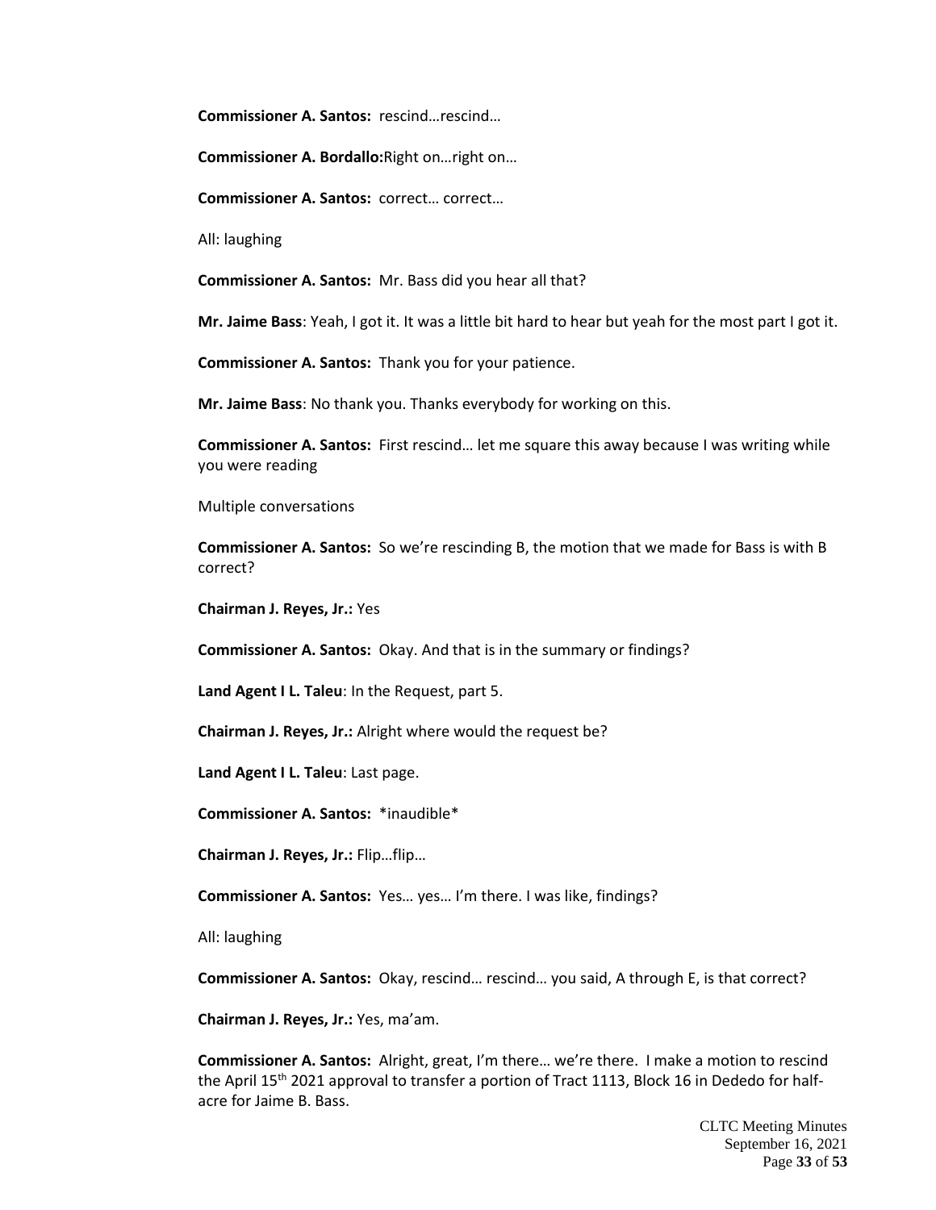**Commissioner A. Santos:** rescind…rescind…

**Commissioner A. Bordallo:**Right on…right on…

**Commissioner A. Santos:** correct… correct…

All: laughing

**Commissioner A. Santos:** Mr. Bass did you hear all that?

**Mr. Jaime Bass**: Yeah, I got it. It was a little bit hard to hear but yeah for the most part I got it.

**Commissioner A. Santos:** Thank you for your patience.

**Mr. Jaime Bass**: No thank you. Thanks everybody for working on this.

**Commissioner A. Santos:** First rescind… let me square this away because I was writing while you were reading

Multiple conversations

**Commissioner A. Santos:** So we're rescinding B, the motion that we made for Bass is with B correct?

**Chairman J. Reyes, Jr.:** Yes

**Commissioner A. Santos:** Okay. And that is in the summary or findings?

**Land Agent I L. Taleu**: In the Request, part 5.

**Chairman J. Reyes, Jr.:** Alright where would the request be?

**Land Agent I L. Taleu**: Last page.

**Commissioner A. Santos:** *inaudible*

**Chairman J. Reyes, Jr.:** Flip…flip…

**Commissioner A. Santos:** Yes… yes… I'm there. I was like, findings?

All: laughing

**Commissioner A. Santos:** Okay, rescind… rescind… you said, A through E, is that correct?

**Chairman J. Reyes, Jr.:** Yes, ma'am.

**Commissioner A. Santos:** Alright, great, I'm there… we're there. I make a motion to rescind the April 15th 2021 approval to transfer a portion of Tract 1113, Block 16 in Dededo for half-acre for Jaime B. Bass.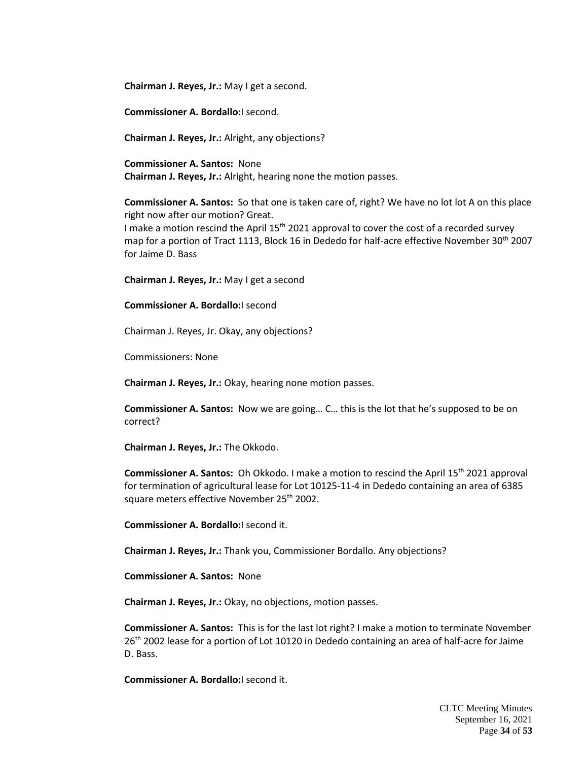**Chairman J. Reyes, Jr.:** May I get a second.

**Commissioner A. Bordallo:**I second.

**Chairman J. Reyes, Jr.:** Alright, any objections?

**Commissioner A. Santos:** None
**Chairman J. Reyes, Jr.:** Alright, hearing none the motion passes.

**Commissioner A. Santos:** So that one is taken care of, right? We have no lot lot A on this place right now after our motion? Great.
I make a motion rescind the April 15th 2021 approval to cover the cost of a recorded survey map for a portion of Tract 1113, Block 16 in Dededo for half-acre effective November 30th 2007 for Jaime D. Bass

**Chairman J. Reyes, Jr.:** May I get a second

**Commissioner A. Bordallo:**I second

Chairman J. Reyes, Jr. Okay, any objections?

Commissioners: None

**Chairman J. Reyes, Jr.:** Okay, hearing none motion passes.

**Commissioner A. Santos:** Now we are going… C… this is the lot that he's supposed to be on correct?

**Chairman J. Reyes, Jr.:** The Okkodo.

**Commissioner A. Santos:** Oh Okkodo. I make a motion to rescind the April 15th 2021 approval for termination of agricultural lease for Lot 10125-11-4 in Dededo containing an area of 6385 square meters effective November 25th 2002.

**Commissioner A. Bordallo:**I second it.

**Chairman J. Reyes, Jr.:** Thank you, Commissioner Bordallo. Any objections?

**Commissioner A. Santos:** None

**Chairman J. Reyes, Jr.:** Okay, no objections, motion passes.

**Commissioner A. Santos:** This is for the last lot right? I make a motion to terminate November 26th 2002 lease for a portion of Lot 10120 in Dededo containing an area of half-acre for Jaime D. Bass.

**Commissioner A. Bordallo:**I second it.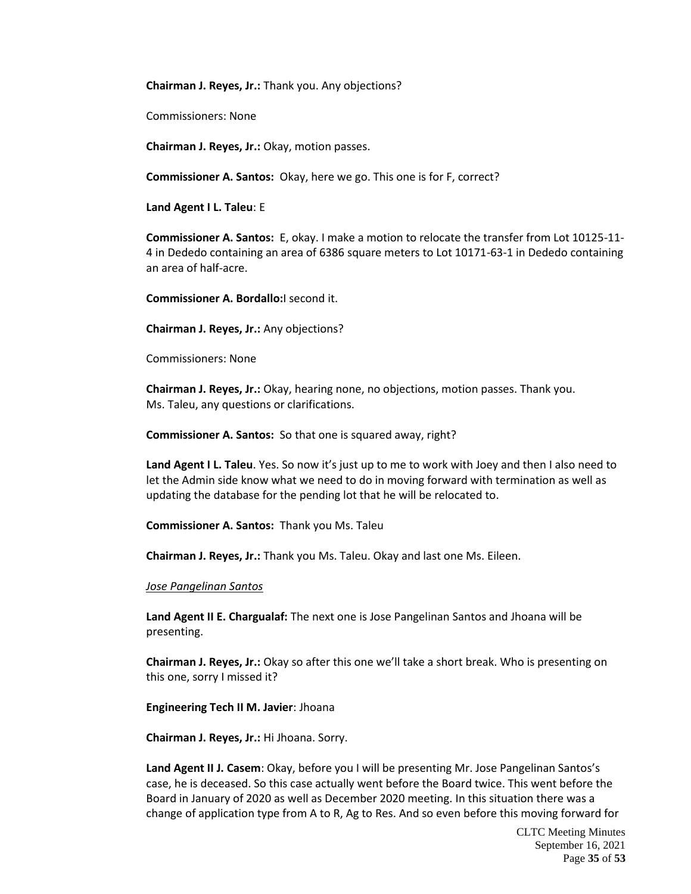**Chairman J. Reyes, Jr.:** Thank you. Any objections?

Commissioners: None

**Chairman J. Reyes, Jr.:** Okay, motion passes.

**Commissioner A. Santos:** Okay, here we go. This one is for F, correct?

**Land Agent I L. Taleu**: E

**Commissioner A. Santos:** E, okay. I make a motion to relocate the transfer from Lot 10125-11-4 in Dededo containing an area of 6386 square meters to Lot 10171-63-1 in Dededo containing an area of half-acre.

**Commissioner A. Bordallo:** I second it.

**Chairman J. Reyes, Jr.:** Any objections?

Commissioners: None

**Chairman J. Reyes, Jr.:** Okay, hearing none, no objections, motion passes. Thank you. Ms. Taleu, any questions or clarifications.

**Commissioner A. Santos:** So that one is squared away, right?

**Land Agent I L. Taleu**. Yes. So now it's just up to me to work with Joey and then I also need to let the Admin side know what we need to do in moving forward with termination as well as updating the database for the pending lot that he will be relocated to.

**Commissioner A. Santos:** Thank you Ms. Taleu

**Chairman J. Reyes, Jr.:** Thank you Ms. Taleu. Okay and last one Ms. Eileen.

*Jose Pangelinan Santos*

**Land Agent II E. Chargualaf:** The next one is Jose Pangelinan Santos and Jhoana will be presenting.

**Chairman J. Reyes, Jr.:** Okay so after this one we'll take a short break. Who is presenting on this one, sorry I missed it?

**Engineering Tech II M. Javier**: Jhoana

**Chairman J. Reyes, Jr.:** Hi Jhoana. Sorry.

**Land Agent II J. Casem**: Okay, before you I will be presenting Mr. Jose Pangelinan Santos's case, he is deceased. So this case actually went before the Board twice. This went before the Board in January of 2020 as well as December 2020 meeting. In this situation there was a change of application type from A to R, Ag to Res. And so even before this moving forward for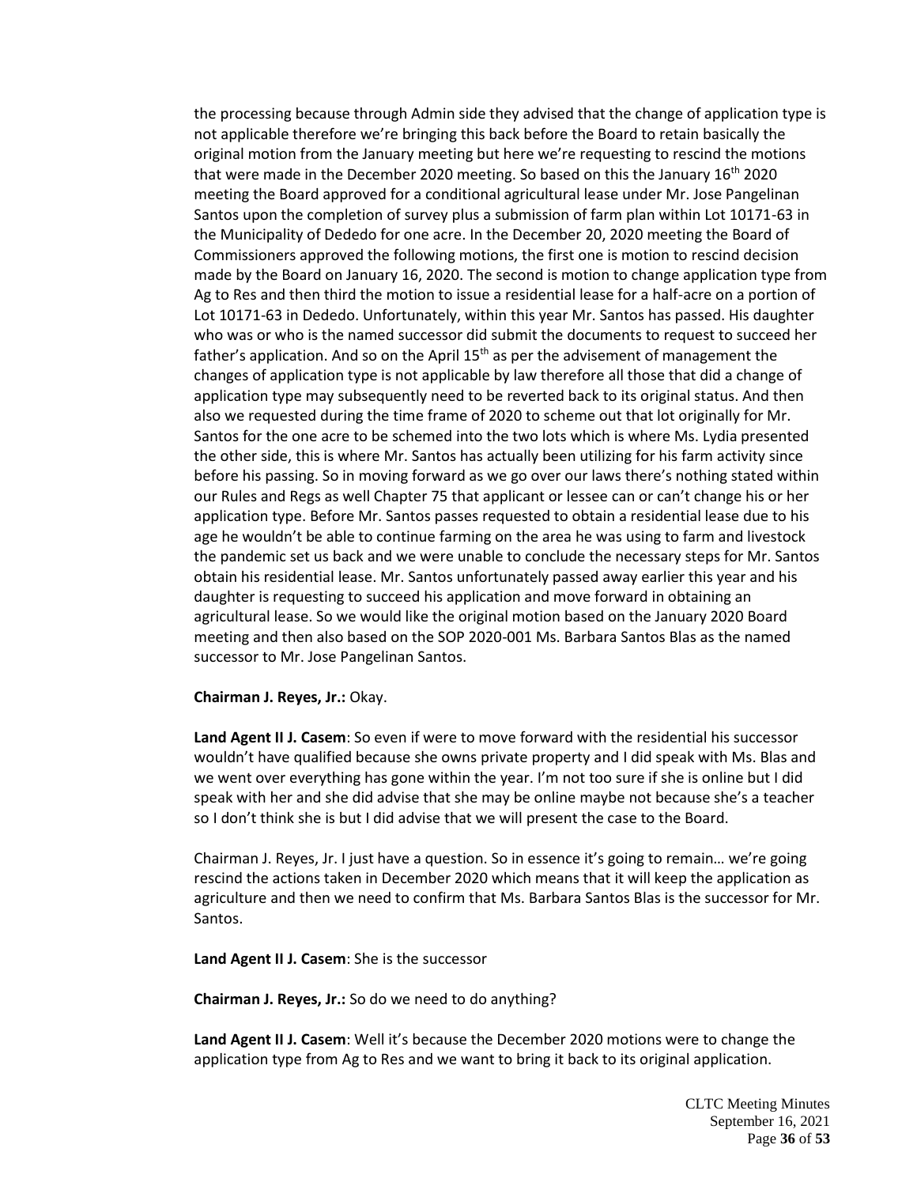the processing because through Admin side they advised that the change of application type is not applicable therefore we're bringing this back before the Board to retain basically the original motion from the January meeting but here we're requesting to rescind the motions that were made in the December 2020 meeting. So based on this the January 16th 2020 meeting the Board approved for a conditional agricultural lease under Mr. Jose Pangelinan Santos upon the completion of survey plus a submission of farm plan within Lot 10171-63 in the Municipality of Dededo for one acre. In the December 20, 2020 meeting the Board of Commissioners approved the following motions, the first one is motion to rescind decision made by the Board on January 16, 2020. The second is motion to change application type from Ag to Res and then third the motion to issue a residential lease for a half-acre on a portion of Lot 10171-63 in Dededo. Unfortunately, within this year Mr. Santos has passed. His daughter who was or who is the named successor did submit the documents to request to succeed her father's application. And so on the April 15th as per the advisement of management the changes of application type is not applicable by law therefore all those that did a change of application type may subsequently need to be reverted back to its original status. And then also we requested during the time frame of 2020 to scheme out that lot originally for Mr. Santos for the one acre to be schemed into the two lots which is where Ms. Lydia presented the other side, this is where Mr. Santos has actually been utilizing for his farm activity since before his passing. So in moving forward as we go over our laws there's nothing stated within our Rules and Regs as well Chapter 75 that applicant or lessee can or can't change his or her application type. Before Mr. Santos passes requested to obtain a residential lease due to his age he wouldn't be able to continue farming on the area he was using to farm and livestock the pandemic set us back and we were unable to conclude the necessary steps for Mr. Santos obtain his residential lease. Mr. Santos unfortunately passed away earlier this year and his daughter is requesting to succeed his application and move forward in obtaining an agricultural lease. So we would like the original motion based on the January 2020 Board meeting and then also based on the SOP 2020-001 Ms. Barbara Santos Blas as the named successor to Mr. Jose Pangelinan Santos.

**Chairman J. Reyes, Jr.:** Okay.

**Land Agent II J. Casem**: So even if were to move forward with the residential his successor wouldn't have qualified because she owns private property and I did speak with Ms. Blas and we went over everything has gone within the year. I'm not too sure if she is online but I did speak with her and she did advise that she may be online maybe not because she's a teacher so I don't think she is but I did advise that we will present the case to the Board.

Chairman J. Reyes, Jr. I just have a question. So in essence it's going to remain… we're going rescind the actions taken in December 2020 which means that it will keep the application as agriculture and then we need to confirm that Ms. Barbara Santos Blas is the successor for Mr. Santos.

**Land Agent II J. Casem**: She is the successor

**Chairman J. Reyes, Jr.:** So do we need to do anything?

**Land Agent II J. Casem**: Well it's because the December 2020 motions were to change the application type from Ag to Res and we want to bring it back to its original application.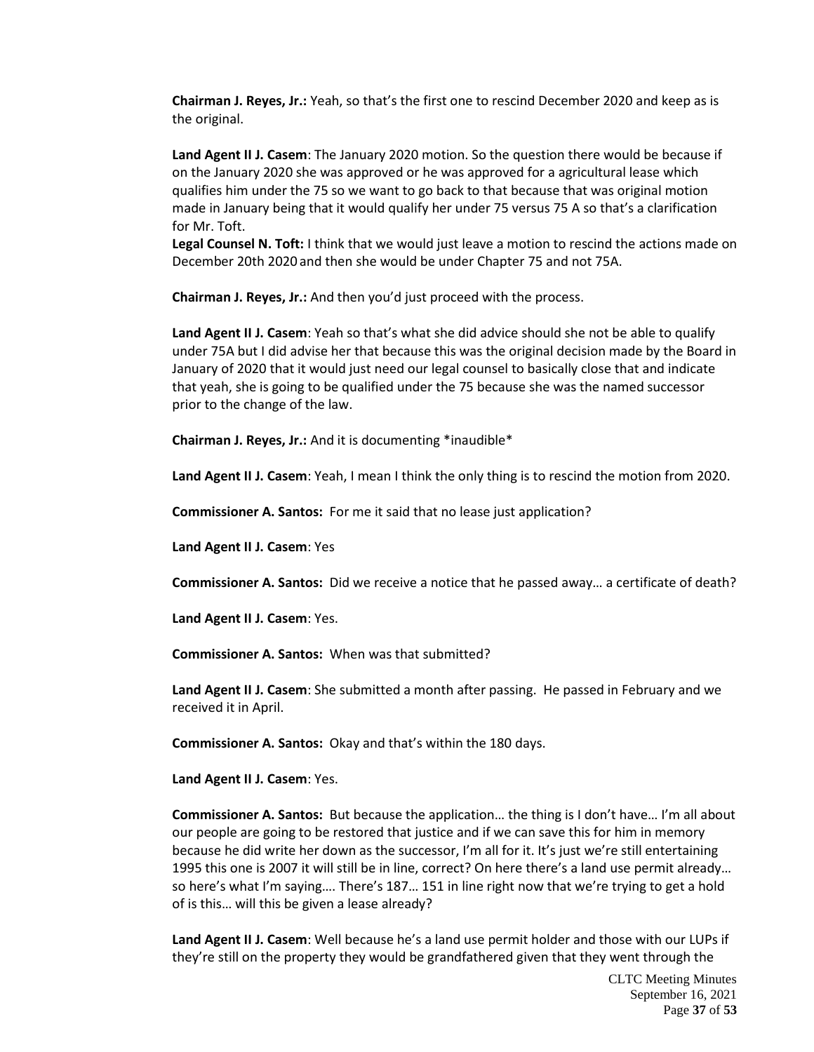**Chairman J. Reyes, Jr.:** Yeah, so that's the first one to rescind December 2020 and keep as is the original.

**Land Agent II J. Casem**: The January 2020 motion. So the question there would be because if on the January 2020 she was approved or he was approved for a agricultural lease which qualifies him under the 75 so we want to go back to that because that was original motion made in January being that it would qualify her under 75 versus 75 A so that's a clarification for Mr. Toft.

**Legal Counsel N. Toft:** I think that we would just leave a motion to rescind the actions made on December 20th 2020 and then she would be under Chapter 75 and not 75A.

**Chairman J. Reyes, Jr.:** And then you'd just proceed with the process.

**Land Agent II J. Casem**: Yeah so that's what she did advice should she not be able to qualify under 75A but I did advise her that because this was the original decision made by the Board in January of 2020 that it would just need our legal counsel to basically close that and indicate that yeah, she is going to be qualified under the 75 because she was the named successor prior to the change of the law.

**Chairman J. Reyes, Jr.:** And it is documenting *inaudible*

**Land Agent II J. Casem**: Yeah, I mean I think the only thing is to rescind the motion from 2020.

**Commissioner A. Santos:** For me it said that no lease just application?

**Land Agent II J. Casem**: Yes

**Commissioner A. Santos:** Did we receive a notice that he passed away… a certificate of death?

**Land Agent II J. Casem**: Yes.

**Commissioner A. Santos:** When was that submitted?

**Land Agent II J. Casem**: She submitted a month after passing. He passed in February and we received it in April.

**Commissioner A. Santos:** Okay and that's within the 180 days.

**Land Agent II J. Casem**: Yes.

**Commissioner A. Santos:** But because the application… the thing is I don't have… I'm all about our people are going to be restored that justice and if we can save this for him in memory because he did write her down as the successor, I'm all for it. It's just we're still entertaining 1995 this one is 2007 it will still be in line, correct? On here there's a land use permit already… so here's what I'm saying…. There's 187… 151 in line right now that we're trying to get a hold of is this… will this be given a lease already?

**Land Agent II J. Casem**: Well because he's a land use permit holder and those with our LUPs if they're still on the property they would be grandfathered given that they went through the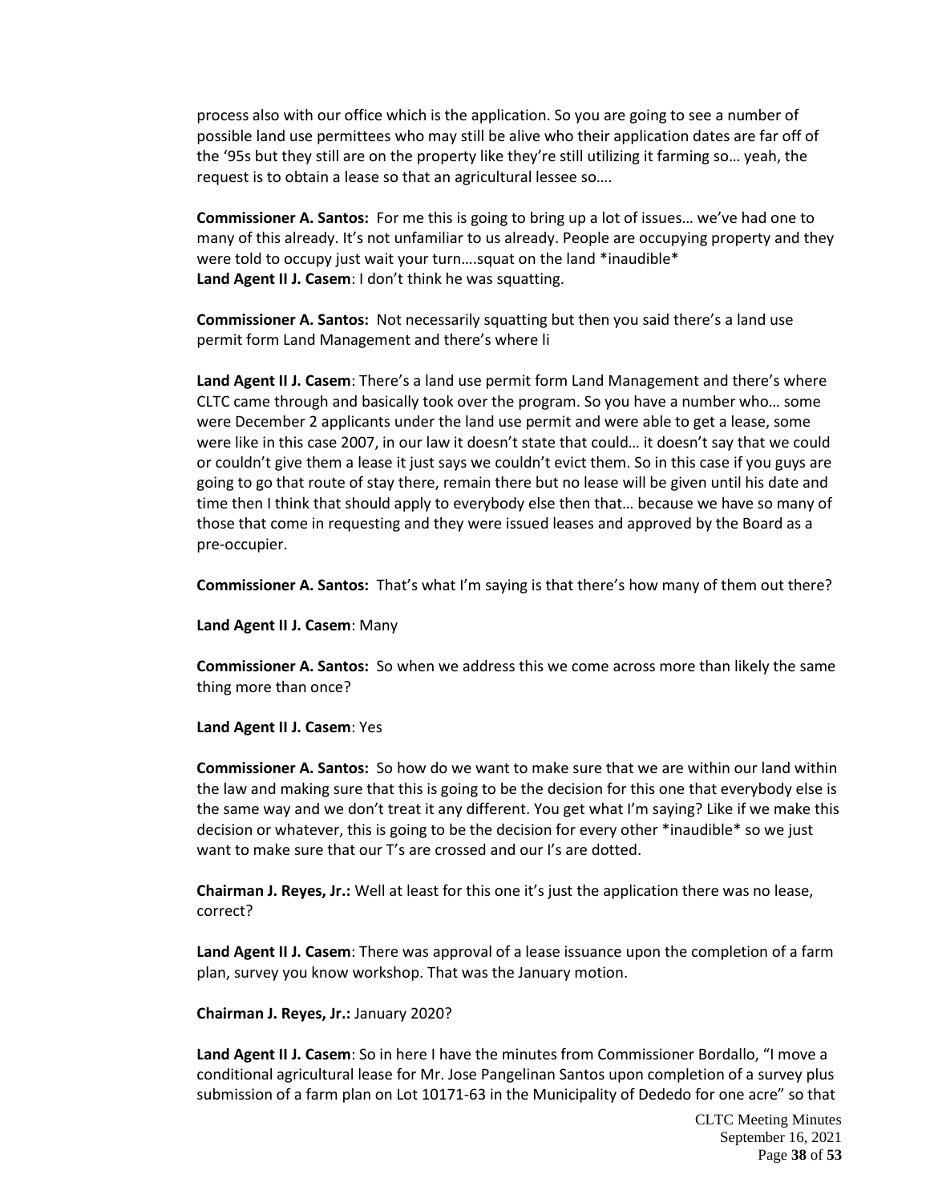process also with our office which is the application. So you are going to see a number of possible land use permittees who may still be alive who their application dates are far off of the '95s but they still are on the property like they're still utilizing it farming so… yeah, the request is to obtain a lease so that an agricultural lessee so….

**Commissioner A. Santos:** For me this is going to bring up a lot of issues… we've had one to many of this already. It's not unfamiliar to us already. People are occupying property and they were told to occupy just wait your turn….squat on the land *inaudible*
**Land Agent II J. Casem**: I don't think he was squatting.

**Commissioner A. Santos:** Not necessarily squatting but then you said there's a land use permit form Land Management and there's where li

**Land Agent II J. Casem**: There's a land use permit form Land Management and there's where CLTC came through and basically took over the program. So you have a number who… some were December 2 applicants under the land use permit and were able to get a lease, some were like in this case 2007, in our law it doesn't state that could… it doesn't say that we could or couldn't give them a lease it just says we couldn't evict them. So in this case if you guys are going to go that route of stay there, remain there but no lease will be given until his date and time then I think that should apply to everybody else then that… because we have so many of those that come in requesting and they were issued leases and approved by the Board as a pre-occupier.

**Commissioner A. Santos:** That's what I'm saying is that there's how many of them out there?

**Land Agent II J. Casem**: Many

**Commissioner A. Santos:** So when we address this we come across more than likely the same thing more than once?

**Land Agent II J. Casem**: Yes

**Commissioner A. Santos:** So how do we want to make sure that we are within our land within the law and making sure that this is going to be the decision for this one that everybody else is the same way and we don't treat it any different. You get what I'm saying? Like if we make this decision or whatever, this is going to be the decision for every other *inaudible* so we just want to make sure that our T's are crossed and our I's are dotted.

**Chairman J. Reyes, Jr.:** Well at least for this one it's just the application there was no lease, correct?

**Land Agent II J. Casem**: There was approval of a lease issuance upon the completion of a farm plan, survey you know workshop. That was the January motion.

**Chairman J. Reyes, Jr.:** January 2020?

**Land Agent II J. Casem**: So in here I have the minutes from Commissioner Bordallo, "I move a conditional agricultural lease for Mr. Jose Pangelinan Santos upon completion of a survey plus submission of a farm plan on Lot 10171-63 in the Municipality of Dededo for one acre" so that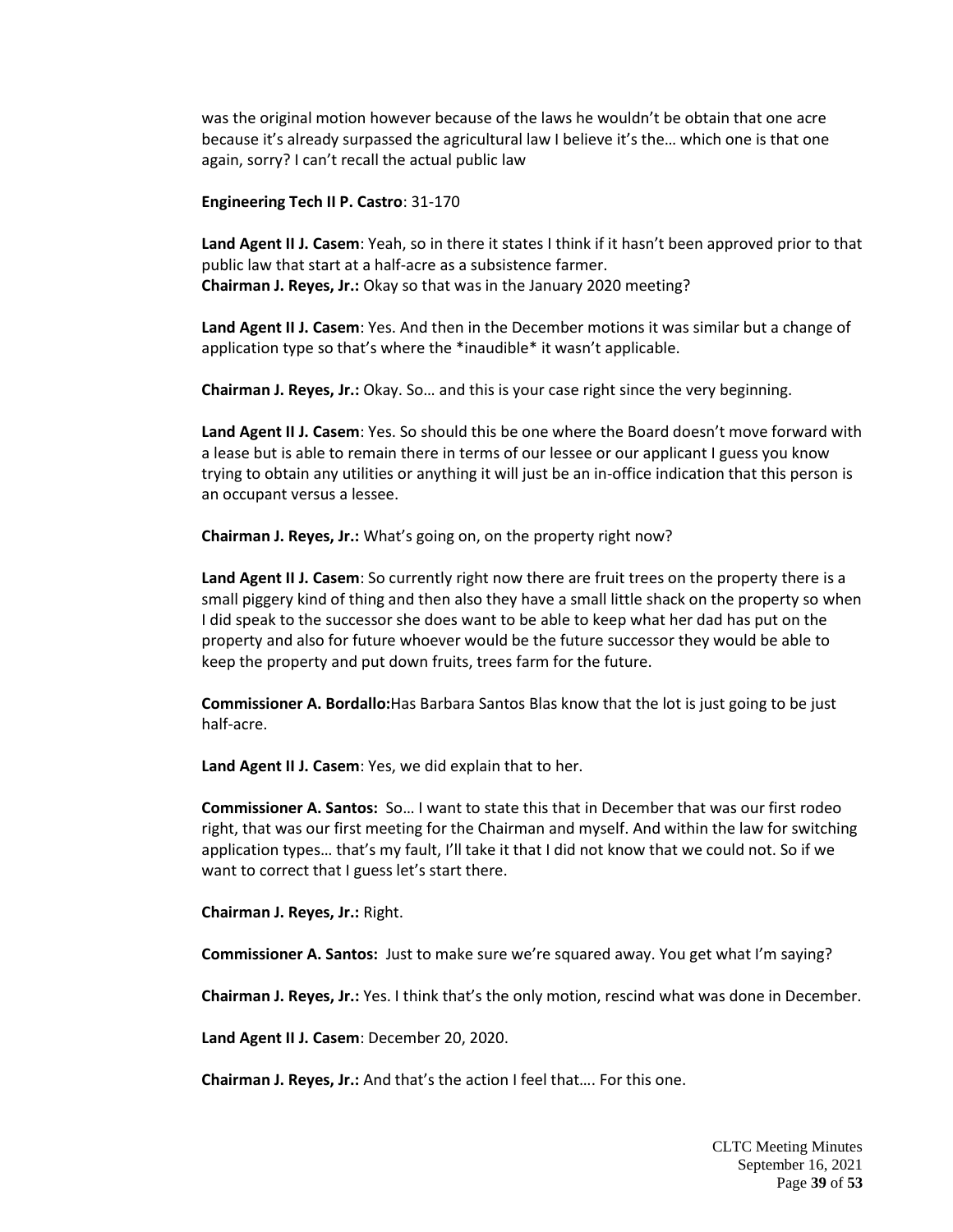was the original motion however because of the laws he wouldn't be obtain that one acre because it's already surpassed the agricultural law I believe it's the… which one is that one again, sorry? I can't recall the actual public law

**Engineering Tech II P. Castro**: 31-170

**Land Agent II J. Casem**: Yeah, so in there it states I think if it hasn't been approved prior to that public law that start at a half-acre as a subsistence farmer.
**Chairman J. Reyes, Jr.:** Okay so that was in the January 2020 meeting?

**Land Agent II J. Casem**: Yes. And then in the December motions it was similar but a change of application type so that's where the *inaudible* it wasn't applicable.

**Chairman J. Reyes, Jr.:** Okay. So… and this is your case right since the very beginning.

**Land Agent II J. Casem**: Yes. So should this be one where the Board doesn't move forward with a lease but is able to remain there in terms of our lessee or our applicant I guess you know trying to obtain any utilities or anything it will just be an in-office indication that this person is an occupant versus a lessee.

**Chairman J. Reyes, Jr.:** What's going on, on the property right now?

**Land Agent II J. Casem**: So currently right now there are fruit trees on the property there is a small piggery kind of thing and then also they have a small little shack on the property so when I did speak to the successor she does want to be able to keep what her dad has put on the property and also for future whoever would be the future successor they would be able to keep the property and put down fruits, trees farm for the future.

**Commissioner A. Bordallo:**Has Barbara Santos Blas know that the lot is just going to be just half-acre.

**Land Agent II J. Casem**: Yes, we did explain that to her.

**Commissioner A. Santos:** So… I want to state this that in December that was our first rodeo right, that was our first meeting for the Chairman and myself. And within the law for switching application types… that's my fault, I'll take it that I did not know that we could not. So if we want to correct that I guess let's start there.

**Chairman J. Reyes, Jr.:** Right.

**Commissioner A. Santos:** Just to make sure we're squared away. You get what I'm saying?

**Chairman J. Reyes, Jr.:** Yes. I think that's the only motion, rescind what was done in December.

**Land Agent II J. Casem**: December 20, 2020.

**Chairman J. Reyes, Jr.:** And that's the action I feel that…. For this one.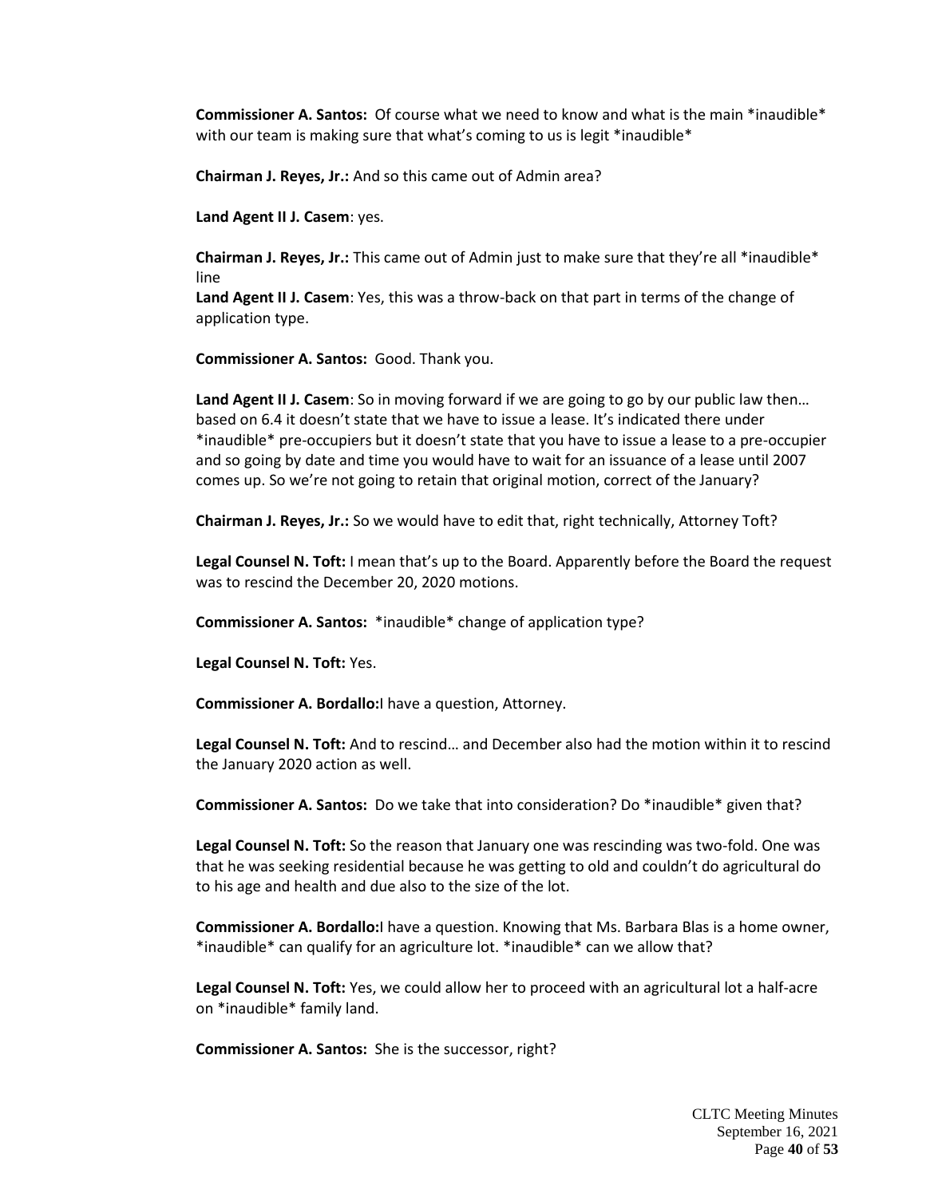**Commissioner A. Santos:** Of course what we need to know and what is the main *inaudible* with our team is making sure that what's coming to us is legit *inaudible*

**Chairman J. Reyes, Jr.:** And so this came out of Admin area?

**Land Agent II J. Casem**: yes.

**Chairman J. Reyes, Jr.:** This came out of Admin just to make sure that they're all *inaudible* line

**Land Agent II J. Casem**: Yes, this was a throw-back on that part in terms of the change of application type.

**Commissioner A. Santos:** Good. Thank you.

**Land Agent II J. Casem**: So in moving forward if we are going to go by our public law then… based on 6.4 it doesn't state that we have to issue a lease. It's indicated there under *inaudible* pre-occupiers but it doesn't state that you have to issue a lease to a pre-occupier and so going by date and time you would have to wait for an issuance of a lease until 2007 comes up. So we're not going to retain that original motion, correct of the January?

**Chairman J. Reyes, Jr.:** So we would have to edit that, right technically, Attorney Toft?

**Legal Counsel N. Toft:** I mean that's up to the Board. Apparently before the Board the request was to rescind the December 20, 2020 motions.

**Commissioner A. Santos:** *inaudible* change of application type?

**Legal Counsel N. Toft:** Yes.

**Commissioner A. Bordallo:**I have a question, Attorney.

**Legal Counsel N. Toft:** And to rescind… and December also had the motion within it to rescind the January 2020 action as well.

**Commissioner A. Santos:** Do we take that into consideration? Do *inaudible* given that?

**Legal Counsel N. Toft:** So the reason that January one was rescinding was two-fold. One was that he was seeking residential because he was getting to old and couldn't do agricultural do to his age and health and due also to the size of the lot.

**Commissioner A. Bordallo:**I have a question. Knowing that Ms. Barbara Blas is a home owner, *inaudible* can qualify for an agriculture lot. *inaudible* can we allow that?

**Legal Counsel N. Toft:** Yes, we could allow her to proceed with an agricultural lot a half-acre on *inaudible* family land.

**Commissioner A. Santos:** She is the successor, right?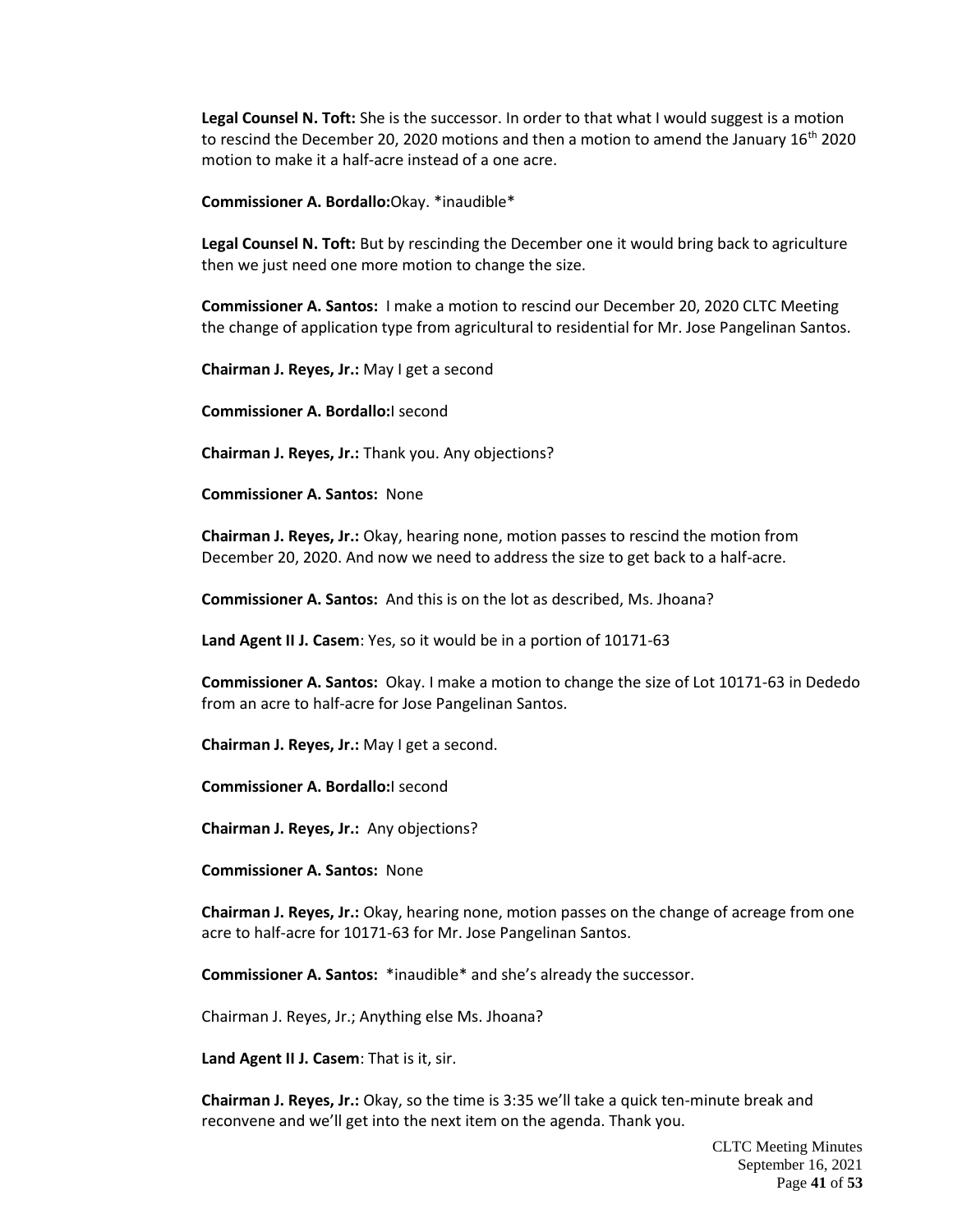**Legal Counsel N. Toft:** She is the successor. In order to that what I would suggest is a motion to rescind the December 20, 2020 motions and then a motion to amend the January 16th 2020 motion to make it a half-acre instead of a one acre.

**Commissioner A. Bordallo:**Okay. *inaudible*

**Legal Counsel N. Toft:** But by rescinding the December one it would bring back to agriculture then we just need one more motion to change the size.

**Commissioner A. Santos:** I make a motion to rescind our December 20, 2020 CLTC Meeting the change of application type from agricultural to residential for Mr. Jose Pangelinan Santos.

**Chairman J. Reyes, Jr.:** May I get a second

**Commissioner A. Bordallo:**I second

**Chairman J. Reyes, Jr.:** Thank you. Any objections?

**Commissioner A. Santos:** None

**Chairman J. Reyes, Jr.:** Okay, hearing none, motion passes to rescind the motion from December 20, 2020. And now we need to address the size to get back to a half-acre.

**Commissioner A. Santos:** And this is on the lot as described, Ms. Jhoana?

**Land Agent II J. Casem**: Yes, so it would be in a portion of 10171-63

**Commissioner A. Santos:** Okay. I make a motion to change the size of Lot 10171-63 in Dededo from an acre to half-acre for Jose Pangelinan Santos.

**Chairman J. Reyes, Jr.:** May I get a second.

**Commissioner A. Bordallo:**I second

**Chairman J. Reyes, Jr.:** Any objections?

**Commissioner A. Santos:** None

**Chairman J. Reyes, Jr.:** Okay, hearing none, motion passes on the change of acreage from one acre to half-acre for 10171-63 for Mr. Jose Pangelinan Santos.

**Commissioner A. Santos:** *inaudible* and she's already the successor.

Chairman J. Reyes, Jr.; Anything else Ms. Jhoana?

**Land Agent II J. Casem**: That is it, sir.

**Chairman J. Reyes, Jr.:** Okay, so the time is 3:35 we'll take a quick ten-minute break and reconvene and we'll get into the next item on the agenda. Thank you.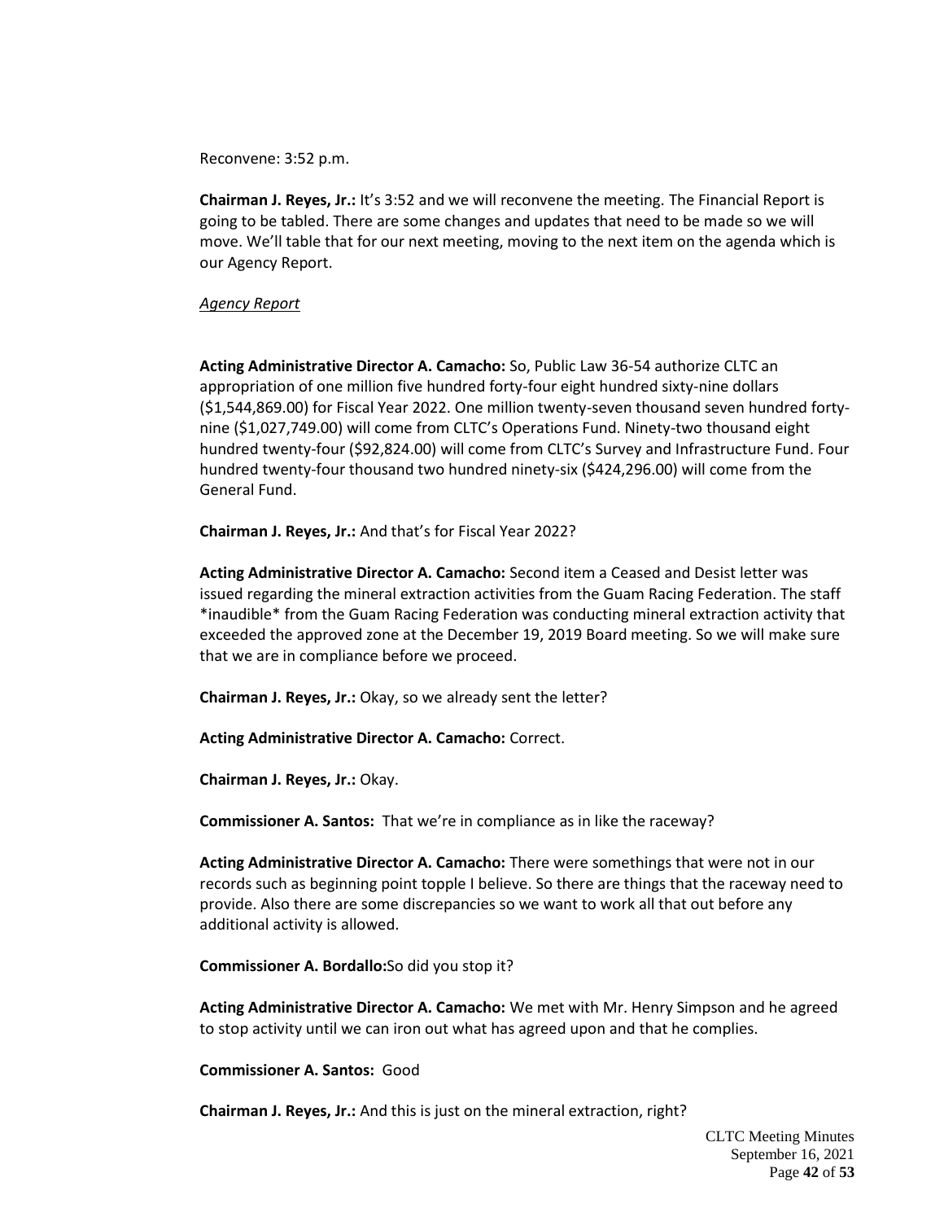Reconvene: 3:52 p.m.

**Chairman J. Reyes, Jr.:** It's 3:52 and we will reconvene the meeting. The Financial Report is going to be tabled. There are some changes and updates that need to be made so we will move. We'll table that for our next meeting, moving to the next item on the agenda which is our Agency Report.

*Agency Report*

**Acting Administrative Director A. Camacho:** So, Public Law 36-54 authorize CLTC an appropriation of one million five hundred forty-four eight hundred sixty-nine dollars ($1,544,869.00) for Fiscal Year 2022. One million twenty-seven thousand seven hundred forty-nine ($1,027,749.00) will come from CLTC's Operations Fund. Ninety-two thousand eight hundred twenty-four ($92,824.00) will come from CLTC's Survey and Infrastructure Fund. Four hundred twenty-four thousand two hundred ninety-six ($424,296.00) will come from the General Fund.

**Chairman J. Reyes, Jr.:** And that's for Fiscal Year 2022?

**Acting Administrative Director A. Camacho:** Second item a Ceased and Desist letter was issued regarding the mineral extraction activities from the Guam Racing Federation. The staff *inaudible* from the Guam Racing Federation was conducting mineral extraction activity that exceeded the approved zone at the December 19, 2019 Board meeting. So we will make sure that we are in compliance before we proceed.

**Chairman J. Reyes, Jr.:** Okay, so we already sent the letter?

**Acting Administrative Director A. Camacho:** Correct.

**Chairman J. Reyes, Jr.:** Okay.

**Commissioner A. Santos:** That we're in compliance as in like the raceway?

**Acting Administrative Director A. Camacho:** There were somethings that were not in our records such as beginning point topple I believe. So there are things that the raceway need to provide. Also there are some discrepancies so we want to work all that out before any additional activity is allowed.

**Commissioner A. Bordallo:**So did you stop it?

**Acting Administrative Director A. Camacho:** We met with Mr. Henry Simpson and he agreed to stop activity until we can iron out what has agreed upon and that he complies.

**Commissioner A. Santos:** Good

**Chairman J. Reyes, Jr.:** And this is just on the mineral extraction, right?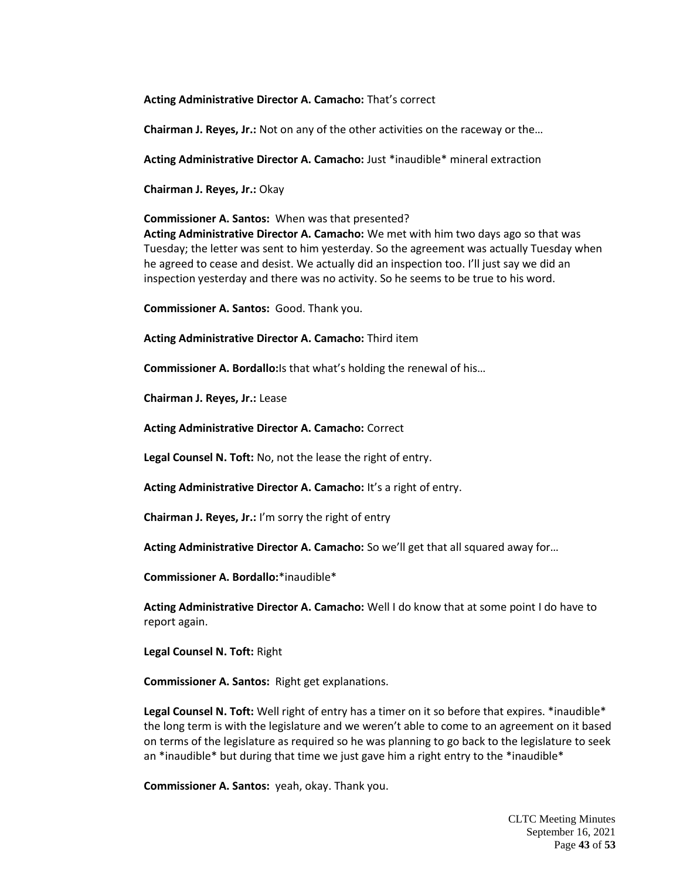**Acting Administrative Director A. Camacho:** That's correct

**Chairman J. Reyes, Jr.:** Not on any of the other activities on the raceway or the…

**Acting Administrative Director A. Camacho:** Just *inaudible* mineral extraction

**Chairman J. Reyes, Jr.:** Okay

**Commissioner A. Santos:** When was that presented?
**Acting Administrative Director A. Camacho:** We met with him two days ago so that was Tuesday; the letter was sent to him yesterday. So the agreement was actually Tuesday when he agreed to cease and desist. We actually did an inspection too. I'll just say we did an inspection yesterday and there was no activity. So he seems to be true to his word.

**Commissioner A. Santos:** Good. Thank you.

**Acting Administrative Director A. Camacho:** Third item

**Commissioner A. Bordallo:** Is that what's holding the renewal of his…

**Chairman J. Reyes, Jr.:** Lease

**Acting Administrative Director A. Camacho:** Correct

**Legal Counsel N. Toft:** No, not the lease the right of entry.

**Acting Administrative Director A. Camacho:** It's a right of entry.

**Chairman J. Reyes, Jr.:** I'm sorry the right of entry

**Acting Administrative Director A. Camacho:** So we'll get that all squared away for…

**Commissioner A. Bordallo:** *inaudible*

**Acting Administrative Director A. Camacho:** Well I do know that at some point I do have to report again.

**Legal Counsel N. Toft:** Right

**Commissioner A. Santos:** Right get explanations.

**Legal Counsel N. Toft:** Well right of entry has a timer on it so before that expires. *inaudible* the long term is with the legislature and we weren't able to come to an agreement on it based on terms of the legislature as required so he was planning to go back to the legislature to seek an *inaudible* but during that time we just gave him a right entry to the *inaudible*

**Commissioner A. Santos:** yeah, okay. Thank you.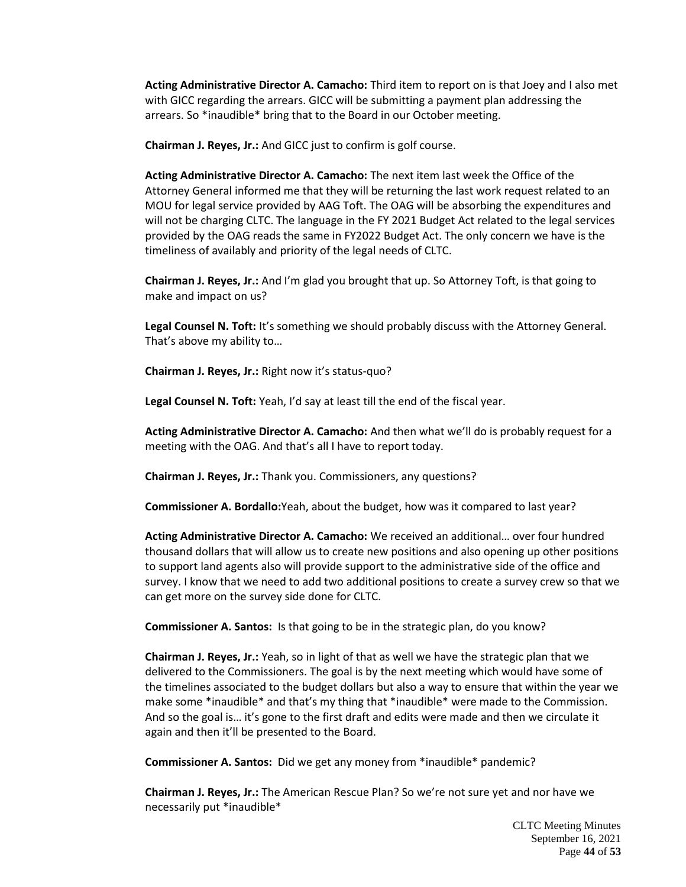**Acting Administrative Director A. Camacho:** Third item to report on is that Joey and I also met with GICC regarding the arrears. GICC will be submitting a payment plan addressing the arrears. So *inaudible* bring that to the Board in our October meeting.

**Chairman J. Reyes, Jr.:** And GICC just to confirm is golf course.

**Acting Administrative Director A. Camacho:** The next item last week the Office of the Attorney General informed me that they will be returning the last work request related to an MOU for legal service provided by AAG Toft. The OAG will be absorbing the expenditures and will not be charging CLTC. The language in the FY 2021 Budget Act related to the legal services provided by the OAG reads the same in FY2022 Budget Act. The only concern we have is the timeliness of availably and priority of the legal needs of CLTC.

**Chairman J. Reyes, Jr.:** And I'm glad you brought that up. So Attorney Toft, is that going to make and impact on us?

**Legal Counsel N. Toft:** It's something we should probably discuss with the Attorney General. That's above my ability to…

**Chairman J. Reyes, Jr.:** Right now it's status-quo?

**Legal Counsel N. Toft:** Yeah, I'd say at least till the end of the fiscal year.

**Acting Administrative Director A. Camacho:** And then what we'll do is probably request for a meeting with the OAG. And that's all I have to report today.

**Chairman J. Reyes, Jr.:** Thank you. Commissioners, any questions?

**Commissioner A. Bordallo:**Yeah, about the budget, how was it compared to last year?

**Acting Administrative Director A. Camacho:** We received an additional… over four hundred thousand dollars that will allow us to create new positions and also opening up other positions to support land agents also will provide support to the administrative side of the office and survey. I know that we need to add two additional positions to create a survey crew so that we can get more on the survey side done for CLTC.

**Commissioner A. Santos:** Is that going to be in the strategic plan, do you know?

**Chairman J. Reyes, Jr.:** Yeah, so in light of that as well we have the strategic plan that we delivered to the Commissioners. The goal is by the next meeting which would have some of the timelines associated to the budget dollars but also a way to ensure that within the year we make some *inaudible* and that's my thing that *inaudible* were made to the Commission. And so the goal is… it's gone to the first draft and edits were made and then we circulate it again and then it'll be presented to the Board.

**Commissioner A. Santos:** Did we get any money from *inaudible* pandemic?

**Chairman J. Reyes, Jr.:** The American Rescue Plan? So we're not sure yet and nor have we necessarily put *inaudible*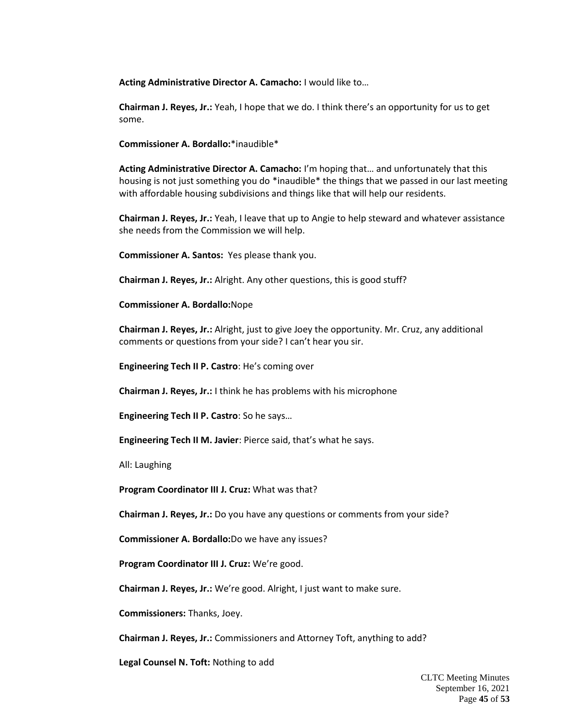**Acting Administrative Director A. Camacho:** I would like to…

**Chairman J. Reyes, Jr.:** Yeah, I hope that we do. I think there's an opportunity for us to get some.

**Commissioner A. Bordallo:***inaudible*

**Acting Administrative Director A. Camacho:** I'm hoping that… and unfortunately that this housing is not just something you do *inaudible* the things that we passed in our last meeting with affordable housing subdivisions and things like that will help our residents.

**Chairman J. Reyes, Jr.:** Yeah, I leave that up to Angie to help steward and whatever assistance she needs from the Commission we will help.

**Commissioner A. Santos:** Yes please thank you.

**Chairman J. Reyes, Jr.:** Alright. Any other questions, this is good stuff?

**Commissioner A. Bordallo:**Nope

**Chairman J. Reyes, Jr.:** Alright, just to give Joey the opportunity. Mr. Cruz, any additional comments or questions from your side? I can't hear you sir.

**Engineering Tech II P. Castro**: He's coming over

**Chairman J. Reyes, Jr.:** I think he has problems with his microphone

**Engineering Tech II P. Castro**: So he says…

**Engineering Tech II M. Javier**: Pierce said, that's what he says.

All: Laughing

**Program Coordinator III J. Cruz:** What was that?

**Chairman J. Reyes, Jr.:** Do you have any questions or comments from your side?

**Commissioner A. Bordallo:**Do we have any issues?

**Program Coordinator III J. Cruz:** We're good.

**Chairman J. Reyes, Jr.:** We're good. Alright, I just want to make sure.

**Commissioners:** Thanks, Joey.

**Chairman J. Reyes, Jr.:** Commissioners and Attorney Toft, anything to add?

**Legal Counsel N. Toft:** Nothing to add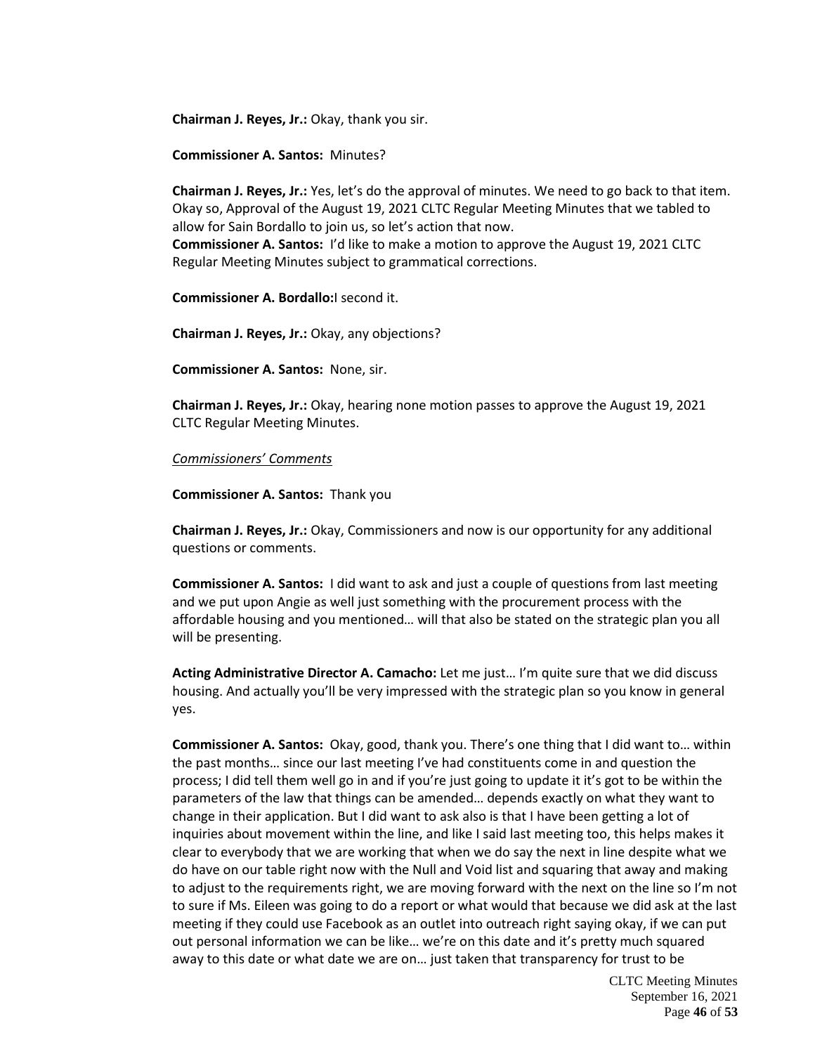**Chairman J. Reyes, Jr.:** Okay, thank you sir.

**Commissioner A. Santos:** Minutes?

**Chairman J. Reyes, Jr.:** Yes, let's do the approval of minutes. We need to go back to that item. Okay so, Approval of the August 19, 2021 CLTC Regular Meeting Minutes that we tabled to allow for Sain Bordallo to join us, so let's action that now.
**Commissioner A. Santos:** I'd like to make a motion to approve the August 19, 2021 CLTC Regular Meeting Minutes subject to grammatical corrections.

**Commissioner A. Bordallo:**I second it.

**Chairman J. Reyes, Jr.:** Okay, any objections?

**Commissioner A. Santos:** None, sir.

**Chairman J. Reyes, Jr.:** Okay, hearing none motion passes to approve the August 19, 2021 CLTC Regular Meeting Minutes.

*Commissioners' Comments*

**Commissioner A. Santos:** Thank you

**Chairman J. Reyes, Jr.:** Okay, Commissioners and now is our opportunity for any additional questions or comments.

**Commissioner A. Santos:** I did want to ask and just a couple of questions from last meeting and we put upon Angie as well just something with the procurement process with the affordable housing and you mentioned… will that also be stated on the strategic plan you all will be presenting.

**Acting Administrative Director A. Camacho:** Let me just… I'm quite sure that we did discuss housing. And actually you'll be very impressed with the strategic plan so you know in general yes.

**Commissioner A. Santos:** Okay, good, thank you. There's one thing that I did want to… within the past months… since our last meeting I've had constituents come in and question the process; I did tell them well go in and if you're just going to update it it's got to be within the parameters of the law that things can be amended… depends exactly on what they want to change in their application. But I did want to ask also is that I have been getting a lot of inquiries about movement within the line, and like I said last meeting too, this helps makes it clear to everybody that we are working that when we do say the next in line despite what we do have on our table right now with the Null and Void list and squaring that away and making to adjust to the requirements right, we are moving forward with the next on the line so I'm not to sure if Ms. Eileen was going to do a report or what would that because we did ask at the last meeting if they could use Facebook as an outlet into outreach right saying okay, if we can put out personal information we can be like… we're on this date and it's pretty much squared away to this date or what date we are on… just taken that transparency for trust to be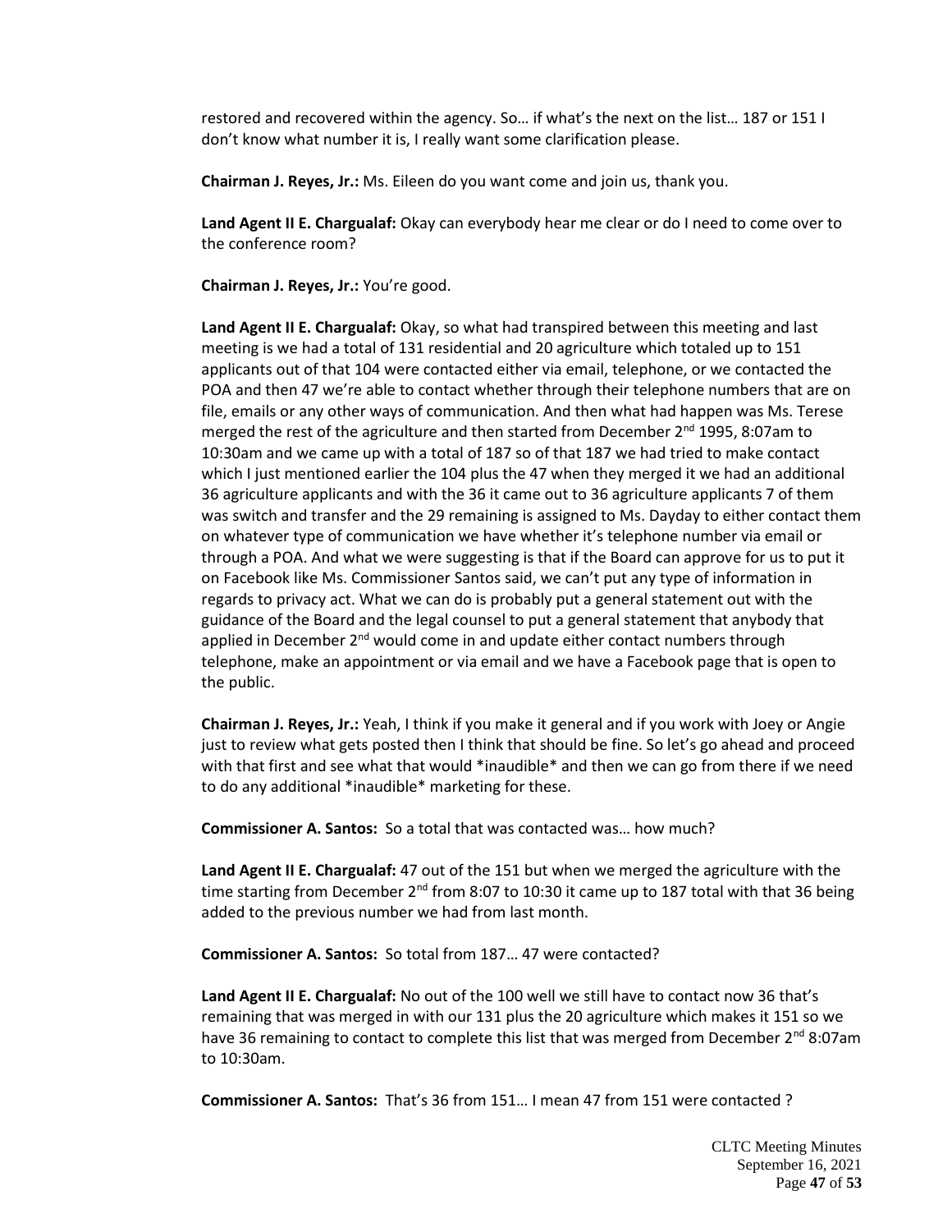restored and recovered within the agency. So… if what's the next on the list… 187 or 151 I don't know what number it is, I really want some clarification please.

**Chairman J. Reyes, Jr.:** Ms. Eileen do you want come and join us, thank you.

**Land Agent II E. Chargualaf:** Okay can everybody hear me clear or do I need to come over to the conference room?

**Chairman J. Reyes, Jr.:** You're good.

**Land Agent II E. Chargualaf:** Okay, so what had transpired between this meeting and last meeting is we had a total of 131 residential and 20 agriculture which totaled up to 151 applicants out of that 104 were contacted either via email, telephone, or we contacted the POA and then 47 we're able to contact whether through their telephone numbers that are on file, emails or any other ways of communication. And then what had happen was Ms. Terese merged the rest of the agriculture and then started from December 2nd 1995, 8:07am to 10:30am and we came up with a total of 187 so of that 187 we had tried to make contact which I just mentioned earlier the 104 plus the 47 when they merged it we had an additional 36 agriculture applicants and with the 36 it came out to 36 agriculture applicants 7 of them was switch and transfer and the 29 remaining is assigned to Ms. Dayday to either contact them on whatever type of communication we have whether it's telephone number via email or through a POA. And what we were suggesting is that if the Board can approve for us to put it on Facebook like Ms. Commissioner Santos said, we can't put any type of information in regards to privacy act. What we can do is probably put a general statement out with the guidance of the Board and the legal counsel to put a general statement that anybody that applied in December 2nd would come in and update either contact numbers through telephone, make an appointment or via email and we have a Facebook page that is open to the public.

**Chairman J. Reyes, Jr.:** Yeah, I think if you make it general and if you work with Joey or Angie just to review what gets posted then I think that should be fine. So let's go ahead and proceed with that first and see what that would *inaudible* and then we can go from there if we need to do any additional *inaudible* marketing for these.

**Commissioner A. Santos:** So a total that was contacted was… how much?

**Land Agent II E. Chargualaf:** 47 out of the 151 but when we merged the agriculture with the time starting from December 2nd from 8:07 to 10:30 it came up to 187 total with that 36 being added to the previous number we had from last month.

**Commissioner A. Santos:** So total from 187… 47 were contacted?

**Land Agent II E. Chargualaf:** No out of the 100 well we still have to contact now 36 that's remaining that was merged in with our 131 plus the 20 agriculture which makes it 151 so we have 36 remaining to contact to complete this list that was merged from December 2nd 8:07am to 10:30am.

**Commissioner A. Santos:** That's 36 from 151… I mean 47 from 151 were contacted ?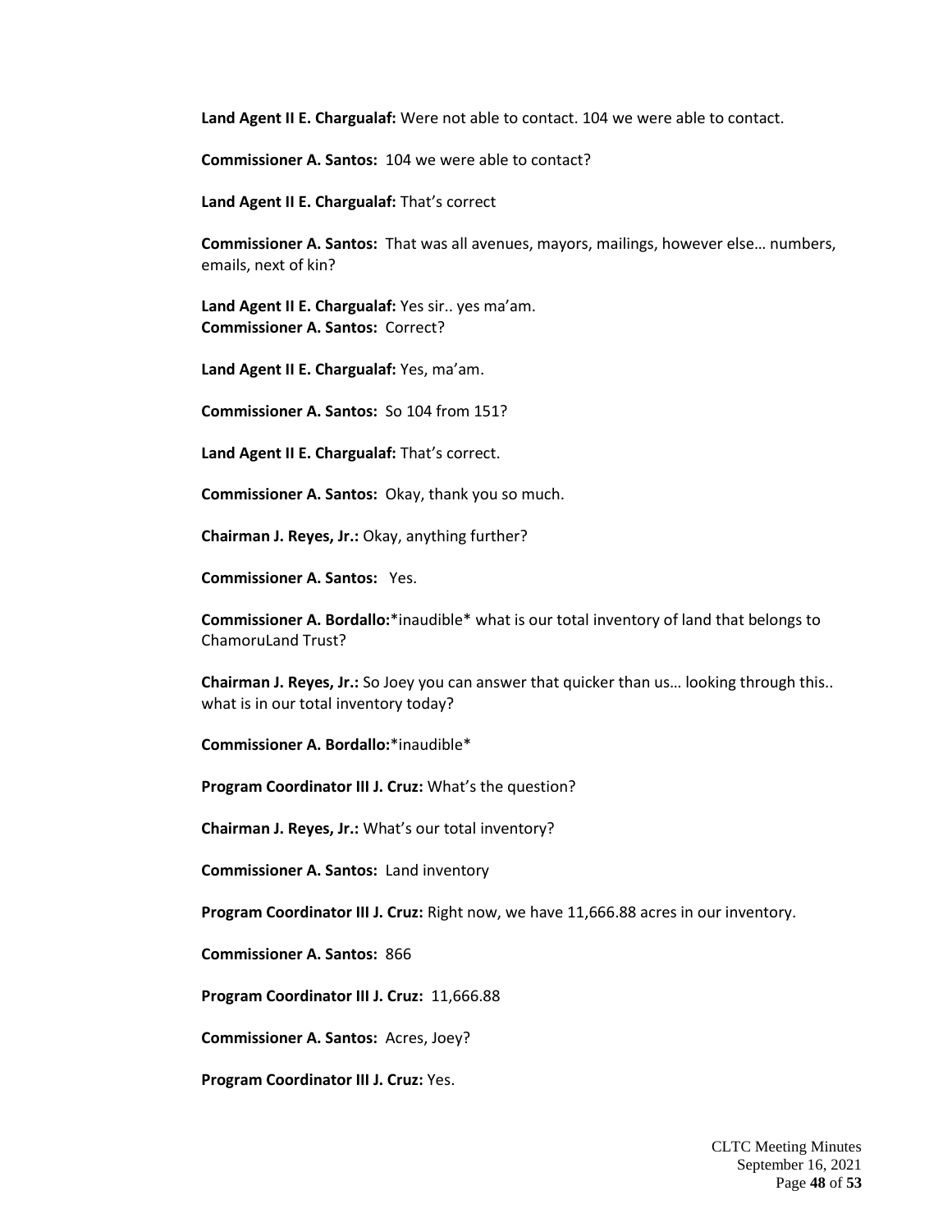**Land Agent II E. Chargualaf:** Were not able to contact. 104 we were able to contact.

**Commissioner A. Santos:** 104 we were able to contact?

**Land Agent II E. Chargualaf:** That's correct

**Commissioner A. Santos:** That was all avenues, mayors, mailings, however else… numbers, emails, next of kin?

**Land Agent II E. Chargualaf:** Yes sir.. yes ma'am.
**Commissioner A. Santos:** Correct?

**Land Agent II E. Chargualaf:** Yes, ma'am.

**Commissioner A. Santos:** So 104 from 151?

**Land Agent II E. Chargualaf:** That's correct.

**Commissioner A. Santos:** Okay, thank you so much.

**Chairman J. Reyes, Jr.:** Okay, anything further?

**Commissioner A. Santos:** Yes.

**Commissioner A. Bordallo:***inaudible* what is our total inventory of land that belongs to ChamoruLand Trust?

**Chairman J. Reyes, Jr.:** So Joey you can answer that quicker than us… looking through this.. what is in our total inventory today?

**Commissioner A. Bordallo:***inaudible*

**Program Coordinator III J. Cruz:** What's the question?

**Chairman J. Reyes, Jr.:** What's our total inventory?

**Commissioner A. Santos:** Land inventory

**Program Coordinator III J. Cruz:** Right now, we have 11,666.88 acres in our inventory.

**Commissioner A. Santos:** 866

**Program Coordinator III J. Cruz:** 11,666.88

**Commissioner A. Santos:** Acres, Joey?

**Program Coordinator III J. Cruz:** Yes.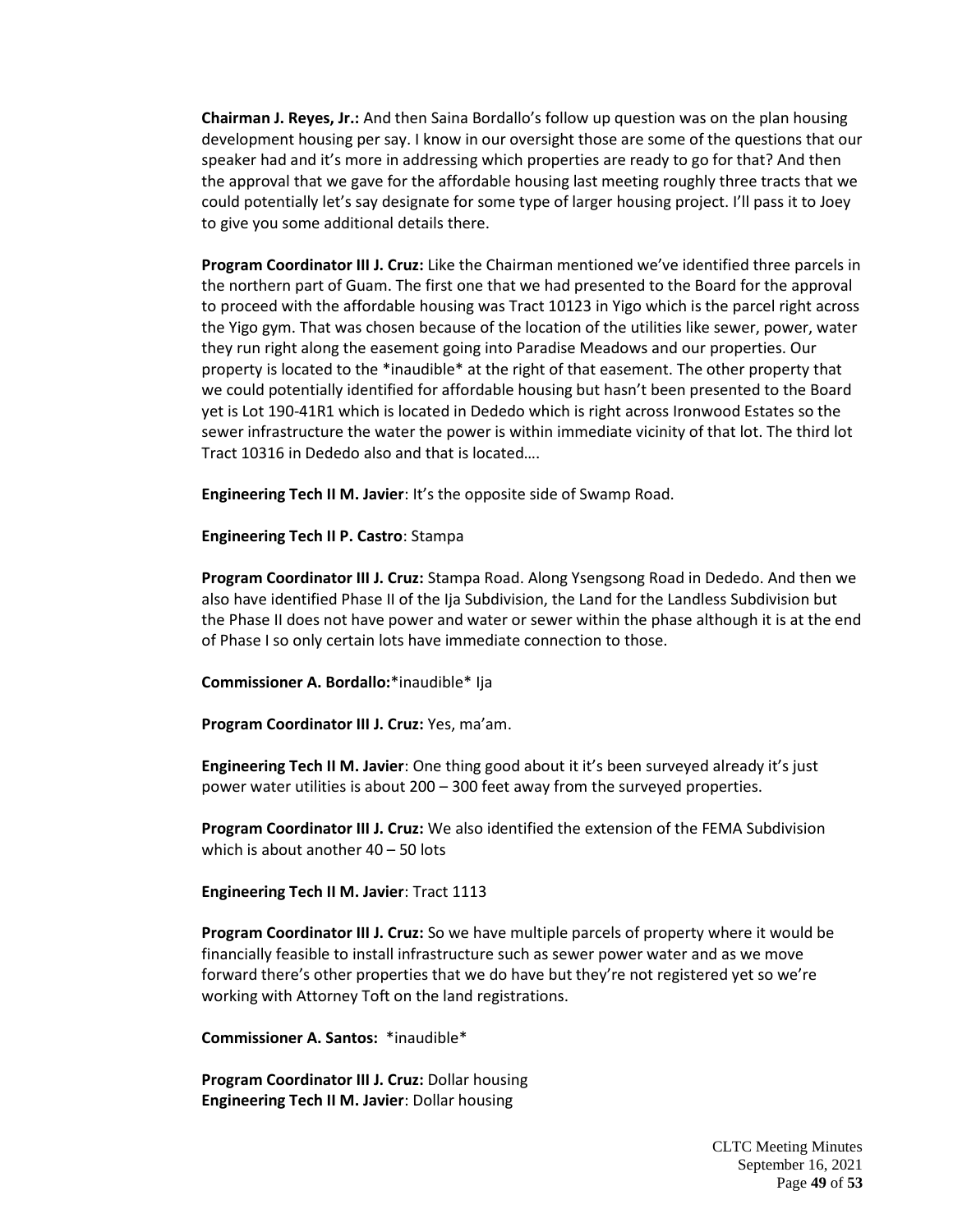**Chairman J. Reyes, Jr.:** And then Saina Bordallo's follow up question was on the plan housing development housing per say. I know in our oversight those are some of the questions that our speaker had and it's more in addressing which properties are ready to go for that? And then the approval that we gave for the affordable housing last meeting roughly three tracts that we could potentially let's say designate for some type of larger housing project. I'll pass it to Joey to give you some additional details there.

**Program Coordinator III J. Cruz:** Like the Chairman mentioned we've identified three parcels in the northern part of Guam. The first one that we had presented to the Board for the approval to proceed with the affordable housing was Tract 10123 in Yigo which is the parcel right across the Yigo gym. That was chosen because of the location of the utilities like sewer, power, water they run right along the easement going into Paradise Meadows and our properties. Our property is located to the *inaudible* at the right of that easement. The other property that we could potentially identified for affordable housing but hasn't been presented to the Board yet is Lot 190-41R1 which is located in Dededo which is right across Ironwood Estates so the sewer infrastructure the water the power is within immediate vicinity of that lot. The third lot Tract 10316 in Dededo also and that is located….

**Engineering Tech II M. Javier**: It's the opposite side of Swamp Road.

**Engineering Tech II P. Castro**: Stampa

**Program Coordinator III J. Cruz:** Stampa Road. Along Ysengsong Road in Dededo. And then we also have identified Phase II of the Ija Subdivision, the Land for the Landless Subdivision but the Phase II does not have power and water or sewer within the phase although it is at the end of Phase I so only certain lots have immediate connection to those.

**Commissioner A. Bordallo:***inaudible* Ija

**Program Coordinator III J. Cruz:** Yes, ma'am.

**Engineering Tech II M. Javier**: One thing good about it it's been surveyed already it's just power water utilities is about 200 – 300 feet away from the surveyed properties.

**Program Coordinator III J. Cruz:** We also identified the extension of the FEMA Subdivision which is about another 40 – 50 lots

**Engineering Tech II M. Javier**: Tract 1113

**Program Coordinator III J. Cruz:** So we have multiple parcels of property where it would be financially feasible to install infrastructure such as sewer power water and as we move forward there's other properties that we do have but they're not registered yet so we're working with Attorney Toft on the land registrations.

**Commissioner A. Santos:** *inaudible*

**Program Coordinator III J. Cruz:** Dollar housing
**Engineering Tech II M. Javier**: Dollar housing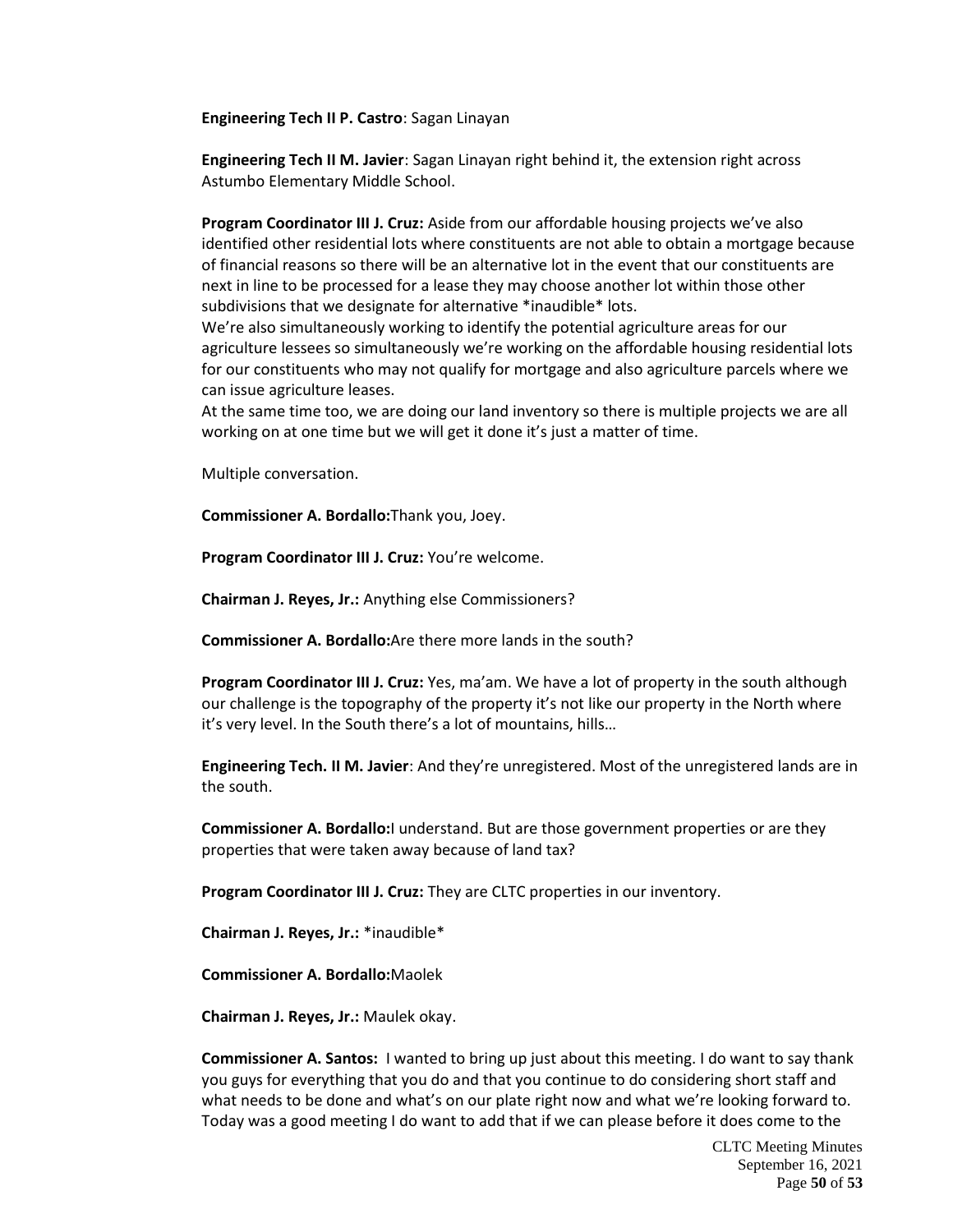**Engineering Tech II P. Castro**: Sagan Linayan

**Engineering Tech II M. Javier**: Sagan Linayan right behind it, the extension right across Astumbo Elementary Middle School.

**Program Coordinator III J. Cruz:** Aside from our affordable housing projects we've also identified other residential lots where constituents are not able to obtain a mortgage because of financial reasons so there will be an alternative lot in the event that our constituents are next in line to be processed for a lease they may choose another lot within those other subdivisions that we designate for alternative *inaudible* lots.
We're also simultaneously working to identify the potential agriculture areas for our agriculture lessees so simultaneously we're working on the affordable housing residential lots for our constituents who may not qualify for mortgage and also agriculture parcels where we can issue agriculture leases.
At the same time too, we are doing our land inventory so there is multiple projects we are all working on at one time but we will get it done it's just a matter of time.

Multiple conversation.

**Commissioner A. Bordallo:**Thank you, Joey.

**Program Coordinator III J. Cruz:** You're welcome.

**Chairman J. Reyes, Jr.:** Anything else Commissioners?

**Commissioner A. Bordallo:**Are there more lands in the south?

**Program Coordinator III J. Cruz:** Yes, ma'am. We have a lot of property in the south although our challenge is the topography of the property it's not like our property in the North where it's very level. In the South there's a lot of mountains, hills…

**Engineering Tech. II M. Javier**: And they're unregistered. Most of the unregistered lands are in the south.

**Commissioner A. Bordallo:**I understand. But are those government properties or are they properties that were taken away because of land tax?

**Program Coordinator III J. Cruz:** They are CLTC properties in our inventory.

**Chairman J. Reyes, Jr.:** *inaudible*

**Commissioner A. Bordallo:**Maolek

**Chairman J. Reyes, Jr.:** Maulek okay.

**Commissioner A. Santos:** I wanted to bring up just about this meeting. I do want to say thank you guys for everything that you do and that you continue to do considering short staff and what needs to be done and what's on our plate right now and what we're looking forward to. Today was a good meeting I do want to add that if we can please before it does come to the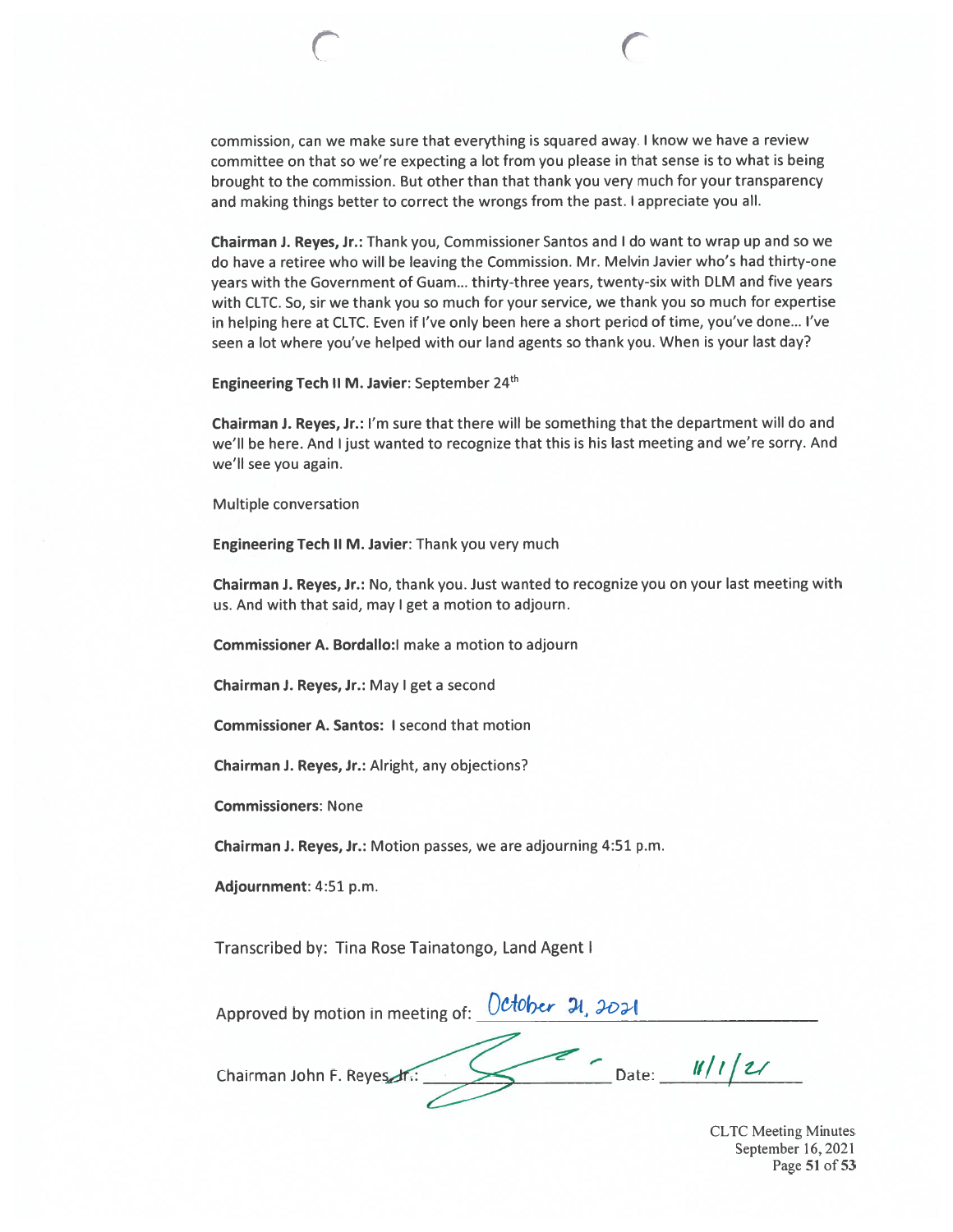commission, can we make sure that everything is squared away. I know we have a review committee on that so we're expecting a lot from you please in that sense is to what is being brought to the commission. But other than that thank you very much for your transparency and making things better to correct the wrongs from the past. I appreciate you all.

**Chairman J. Reyes, Jr.:** Thank you, Commissioner Santos and I do want to wrap up and so we do have a retiree who will be leaving the Commission. Mr. Melvin Javier who's had thirty-one years with the Government of Guam... thirty-three years, twenty-six with DLM and five years with CLTC. So, sir we thank you so much for your service, we thank you so much for expertise in helping here at CLTC. Even if I've only been here a short period of time, you've done... I've seen a lot where you've helped with our land agents so thank you. When is your last day?

**Engineering Tech II M. Javier**: September 24th

**Chairman J. Reyes, Jr.:** I'm sure that there will be something that the department will do and we'll be here. And I just wanted to recognize that this is his last meeting and we're sorry. And we'll see you again.

Multiple conversation

**Engineering Tech II M. Javier**: Thank you very much

**Chairman J. Reyes, Jr.:** No, thank you. Just wanted to recognize you on your last meeting with us. And with that said, may I get a motion to adjourn.

**Commissioner A. Bordallo:**I make a motion to adjourn

**Chairman J. Reyes, Jr.:** May I get a second

**Commissioner A. Santos:** I second that motion

**Chairman J. Reyes, Jr.:** Alright, any objections?

**Commissioners**: None

**Chairman J. Reyes, Jr.:** Motion passes, we are adjourning 4:51 p.m.

**Adjournment**: 4:51 p.m.

Transcribed by: Tina Rose Tainatongo, Land Agent I

Approved by motion in meeting of: October 21, 2021

Chairman John F. Reyes, Jr.: [signature] Date: 11/1/21

CLTC Meeting Minutes
September 16, 2021